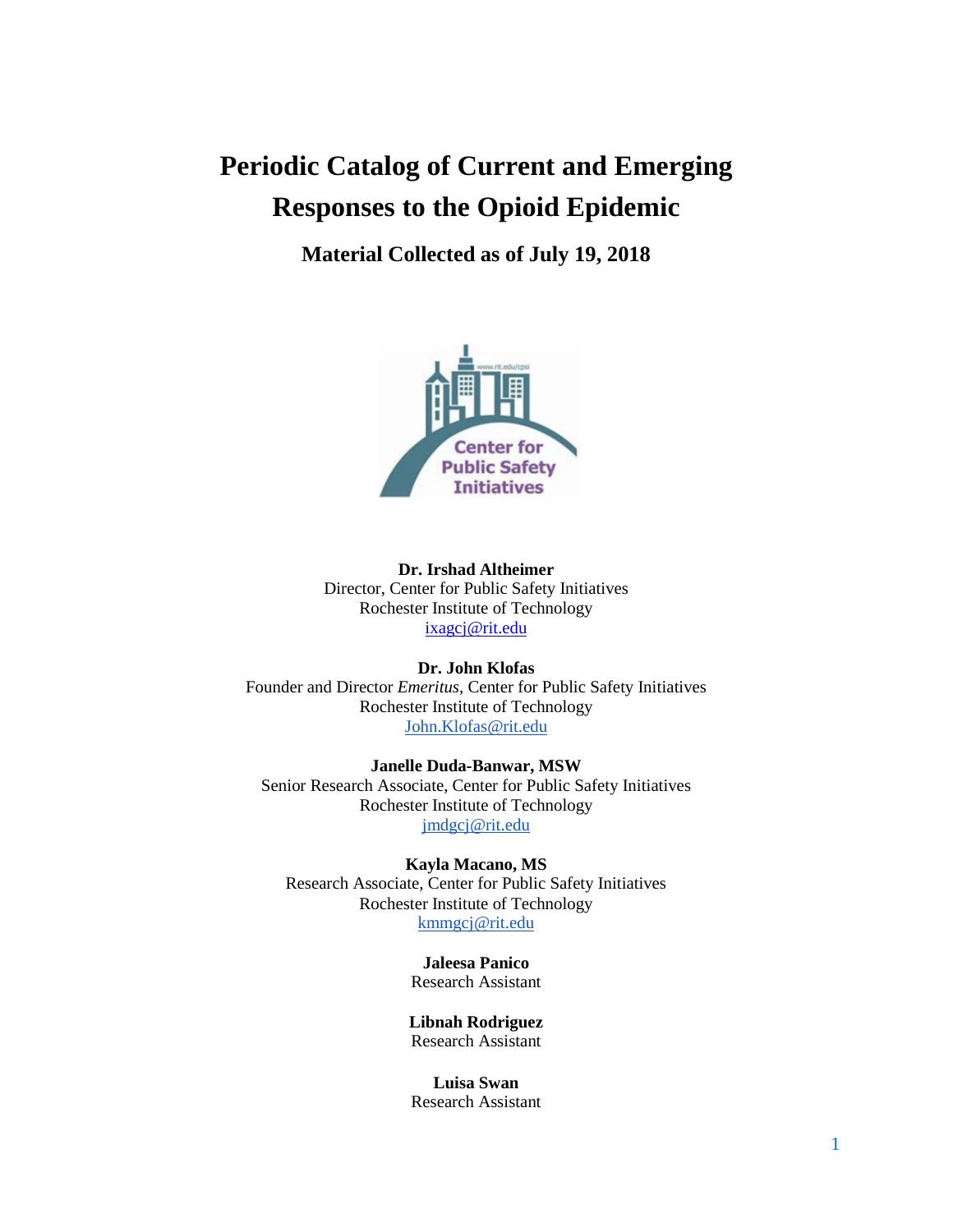# Periodic Catalog of Current and Emerging Responses to the Opioid Epidemic

**Material Collected as of July 19, 2018**

**Dr. Irshad Altheimer**
Director, Center for Public Safety Initiatives
Rochester Institute of Technology
ixagcj@rit.edu

**Dr. John Klofas**
Founder and Director *Emeritus*, Center for Public Safety Initiatives
Rochester Institute of Technology
John.Klofas@rit.edu

**Janelle Duda-Banwar, MSW**
Senior Research Associate, Center for Public Safety Initiatives
Rochester Institute of Technology
jmdgcj@rit.edu

**Kayla Macano, MS**
Research Associate, Center for Public Safety Initiatives
Rochester Institute of Technology
kmmgcj@rit.edu

**Jaleesa Panico**
Research Assistant

**Libnah Rodriguez**
Research Assistant

**Luisa Swan**
Research Assistant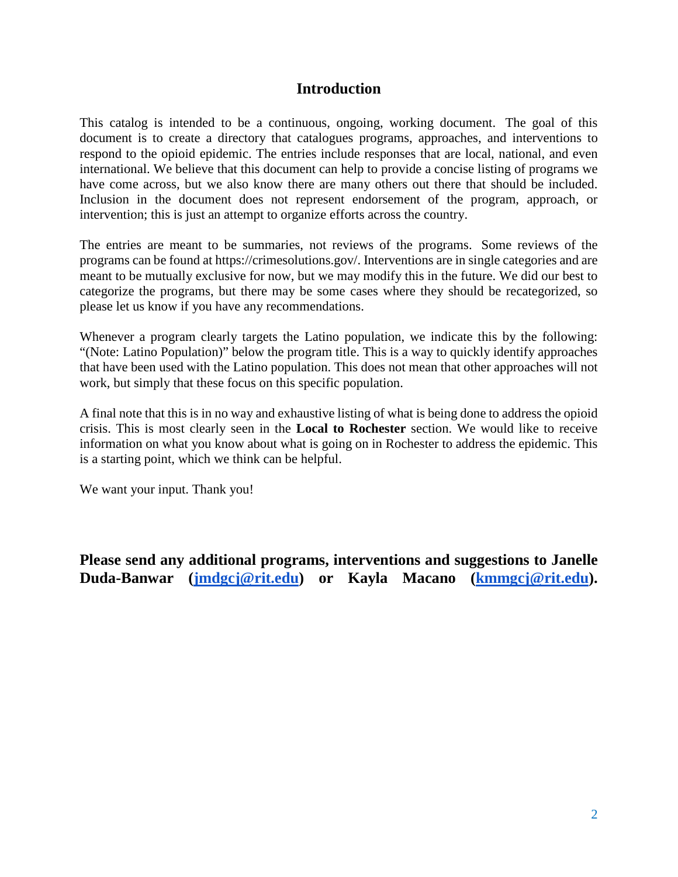# Introduction

This catalog is intended to be a continuous, ongoing, working document. The goal of this document is to create a directory that catalogues programs, approaches, and interventions to respond to the opioid epidemic. The entries include responses that are local, national, and even international. We believe that this document can help to provide a concise listing of programs we have come across, but we also know there are many others out there that should be included. Inclusion in the document does not represent endorsement of the program, approach, or intervention; this is just an attempt to organize efforts across the country.

The entries are meant to be summaries, not reviews of the programs. Some reviews of the programs can be found at https://crimesolutions.gov/. Interventions are in single categories and are meant to be mutually exclusive for now, but we may modify this in the future. We did our best to categorize the programs, but there may be some cases where they should be recategorized, so please let us know if you have any recommendations.

Whenever a program clearly targets the Latino population, we indicate this by the following: "(Note: Latino Population)" below the program title. This is a way to quickly identify approaches that have been used with the Latino population. This does not mean that other approaches will not work, but simply that these focus on this specific population.

A final note that this is in no way and exhaustive listing of what is being done to address the opioid crisis. This is most clearly seen in the **Local to Rochester** section. We would like to receive information on what you know about what is going on in Rochester to address the epidemic. This is a starting point, which we think can be helpful.

We want your input. Thank you!

**Please send any additional programs, interventions and suggestions to Janelle Duda-Banwar ([jmdgcj@rit.edu](mailto:jmdgcj@rit.edu)) or Kayla Macano ([kmmgcj@rit.edu](mailto:kmmgcj@rit.edu)).**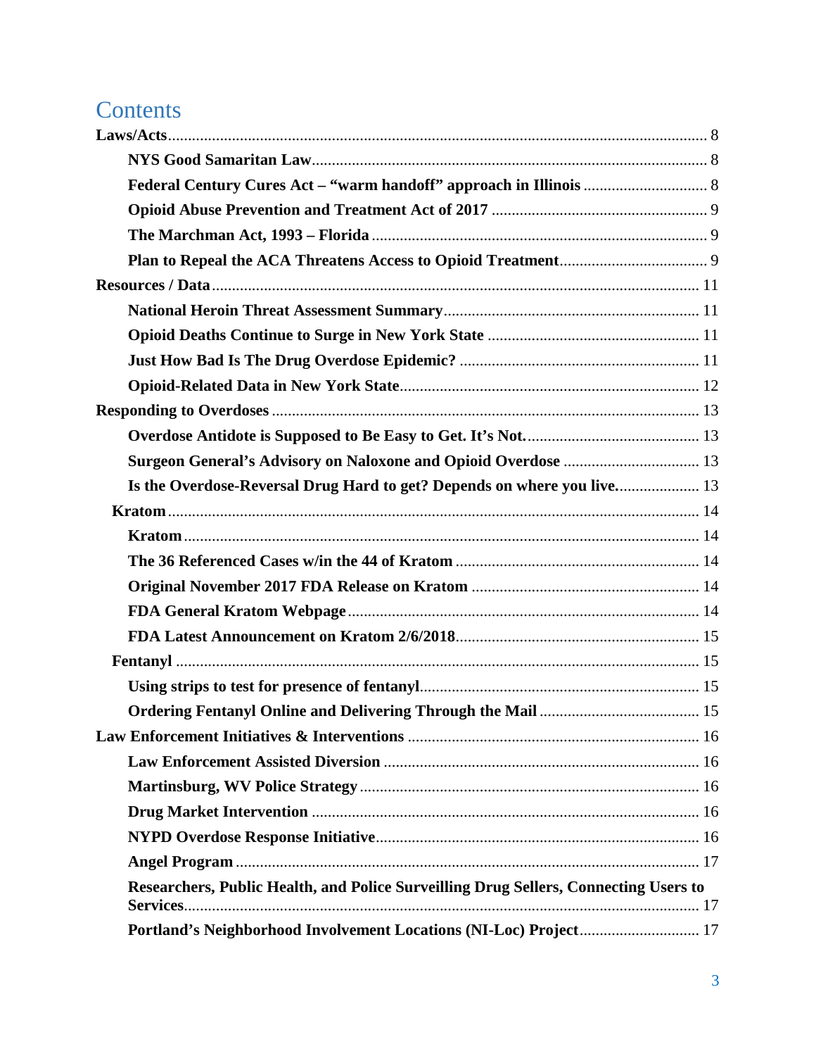# Contents

**Laws/Acts** ........ 8

- **NYS Good Samaritan Law** ........ 8
- **Federal Century Cures Act – "warm handoff" approach in Illinois** ........ 8
- **Opioid Abuse Prevention and Treatment Act of 2017** ........ 9
- **The Marchman Act, 1993 – Florida** ........ 9
- **Plan to Repeal the ACA Threatens Access to Opioid Treatment** ........ 9

**Resources / Data** ........ 11

- **National Heroin Threat Assessment Summary** ........ 11
- **Opioid Deaths Continue to Surge in New York State** ........ 11
- **Just How Bad Is The Drug Overdose Epidemic?** ........ 11
- **Opioid-Related Data in New York State** ........ 12

**Responding to Overdoses** ........ 13

- **Overdose Antidote is Supposed to Be Easy to Get. It's Not.** ........ 13
- **Surgeon General's Advisory on Naloxone and Opioid Overdose** ........ 13
- **Is the Overdose-Reversal Drug Hard to get? Depends on where you live.** ........ 13
- **Kratom** ........ 14
  - **Kratom** ........ 14
  - **The 36 Referenced Cases w/in the 44 of Kratom** ........ 14
  - **Original November 2017 FDA Release on Kratom** ........ 14
  - **FDA General Kratom Webpage** ........ 14
  - **FDA Latest Announcement on Kratom 2/6/2018** ........ 15
- **Fentanyl** ........ 15
  - **Using strips to test for presence of fentanyl** ........ 15
  - **Ordering Fentanyl Online and Delivering Through the Mail** ........ 15

**Law Enforcement Initiatives & Interventions** ........ 16

- **Law Enforcement Assisted Diversion** ........ 16
- **Martinsburg, WV Police Strategy** ........ 16
- **Drug Market Intervention** ........ 16
- **NYPD Overdose Response Initiative** ........ 16
- **Angel Program** ........ 17
- **Researchers, Public Health, and Police Surveilling Drug Sellers, Connecting Users to Services** ........ 17
- **Portland's Neighborhood Involvement Locations (NI-Loc) Project** ........ 17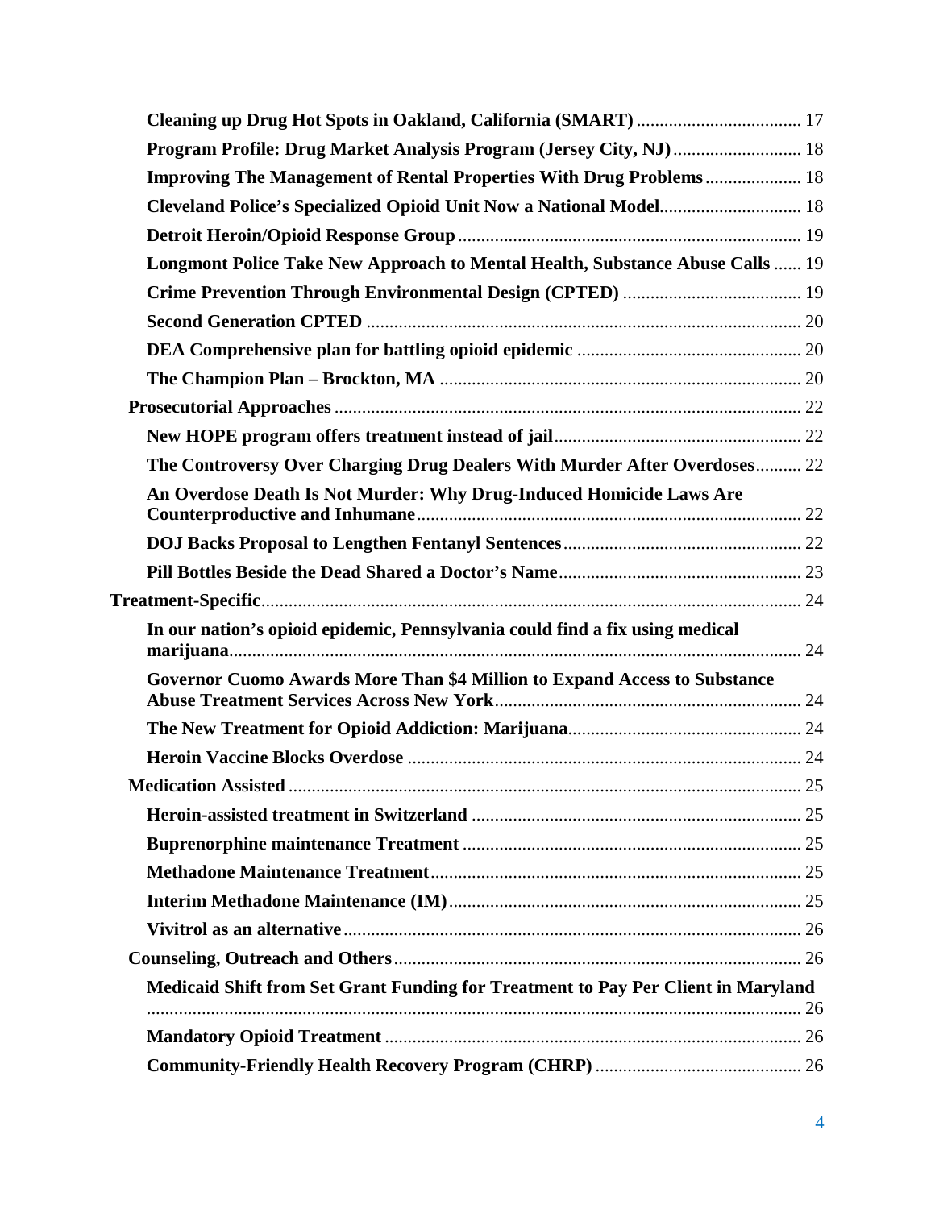Cleaning up Drug Hot Spots in Oakland, California (SMART) .................................... 17

Program Profile: Drug Market Analysis Program (Jersey City, NJ) ............................ 18

Improving The Management of Rental Properties With Drug Problems ..................... 18

Cleveland Police's Specialized Opioid Unit Now a National Model............................... 18

Detroit Heroin/Opioid Response Group .......................................................................... 19

Longmont Police Take New Approach to Mental Health, Substance Abuse Calls ...... 19

Crime Prevention Through Environmental Design (CPTED) ....................................... 19

Second Generation CPTED .............................................................................................. 20

DEA Comprehensive plan for battling opioid epidemic ................................................. 20

The Champion Plan – Brockton, MA ............................................................................... 20

Prosecutorial Approaches ...................................................................................................... 22

New HOPE program offers treatment instead of jail...................................................... 22

The Controversy Over Charging Drug Dealers With Murder After Overdoses.......... 22

An Overdose Death Is Not Murder: Why Drug-Induced Homicide Laws Are Counterproductive and Inhumane.................................................................................... 22

DOJ Backs Proposal to Lengthen Fentanyl Sentences.................................................... 22

Pill Bottles Beside the Dead Shared a Doctor's Name..................................................... 23

Treatment-Specific...................................................................................................................... 24

In our nation's opioid epidemic, Pennsylvania could find a fix using medical marijuana............................................................................................................................ 24

Governor Cuomo Awards More Than $4 Million to Expand Access to Substance Abuse Treatment Services Across New York................................................................... 24

The New Treatment for Opioid Addiction: Marijuana................................................... 24

Heroin Vaccine Blocks Overdose ...................................................................................... 24

Medication Assisted ................................................................................................................ 25

Heroin-assisted treatment in Switzerland ........................................................................ 25

Buprenorphine maintenance Treatment .......................................................................... 25

Methadone Maintenance Treatment................................................................................. 25

Interim Methadone Maintenance (IM)............................................................................. 25

Vivitrol as an alternative.................................................................................................... 26

Counseling, Outreach and Others......................................................................................... 26

Medicaid Shift from Set Grant Funding for Treatment to Pay Per Client in Maryland ................................................................................................................................................ 26

Mandatory Opioid Treatment ........................................................................................... 26

Community-Friendly Health Recovery Program (CHRP) ............................................. 26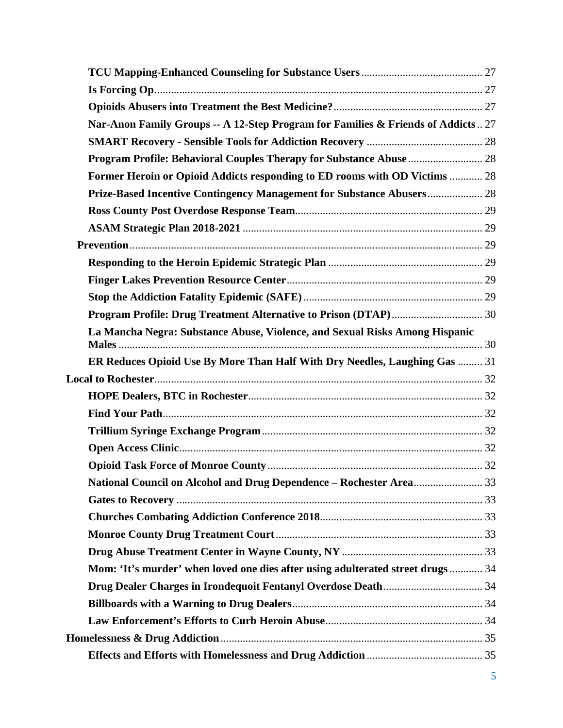- **TCU Mapping-Enhanced Counseling for Substance Users** 27
- **Is Forcing Op** 27
- **Opioids Abusers into Treatment the Best Medicine?** 27
- **Nar-Anon Family Groups -- A 12-Step Program for Families & Friends of Addicts** 27
- **SMART Recovery - Sensible Tools for Addiction Recovery** 28
- **Program Profile: Behavioral Couples Therapy for Substance Abuse** 28
- **Former Heroin or Opioid Addicts responding to ED rooms with OD Victims** 28
- **Prize-Based Incentive Contingency Management for Substance Abusers** 28
- **Ross County Post Overdose Response Team** 29
- **ASAM Strategic Plan 2018-2021** 29

**Prevention** 29

- **Responding to the Heroin Epidemic Strategic Plan** 29
- **Finger Lakes Prevention Resource Center** 29
- **Stop the Addiction Fatality Epidemic (SAFE)** 29
- **Program Profile: Drug Treatment Alternative to Prison (DTAP)** 30
- **La Mancha Negra: Substance Abuse, Violence, and Sexual Risks Among Hispanic Males** 30
- **ER Reduces Opioid Use By More Than Half With Dry Needles, Laughing Gas** 31

**Local to Rochester** 32

- **HOPE Dealers, BTC in Rochester** 32
- **Find Your Path** 32
- **Trillium Syringe Exchange Program** 32
- **Open Access Clinic** 32
- **Opioid Task Force of Monroe County** 32
- **National Council on Alcohol and Drug Dependence – Rochester Area** 33
- **Gates to Recovery** 33
- **Churches Combating Addiction Conference 2018** 33
- **Monroe County Drug Treatment Court** 33
- **Drug Abuse Treatment Center in Wayne County, NY** 33
- **Mom: 'It's murder' when loved one dies after using adulterated street drugs** 34
- **Drug Dealer Charges in Irondequoit Fentanyl Overdose Death** 34
- **Billboards with a Warning to Drug Dealers** 34
- **Law Enforcement's Efforts to Curb Heroin Abuse** 34

**Homelessness & Drug Addiction** 35

- **Effects and Efforts with Homelessness and Drug Addiction** 35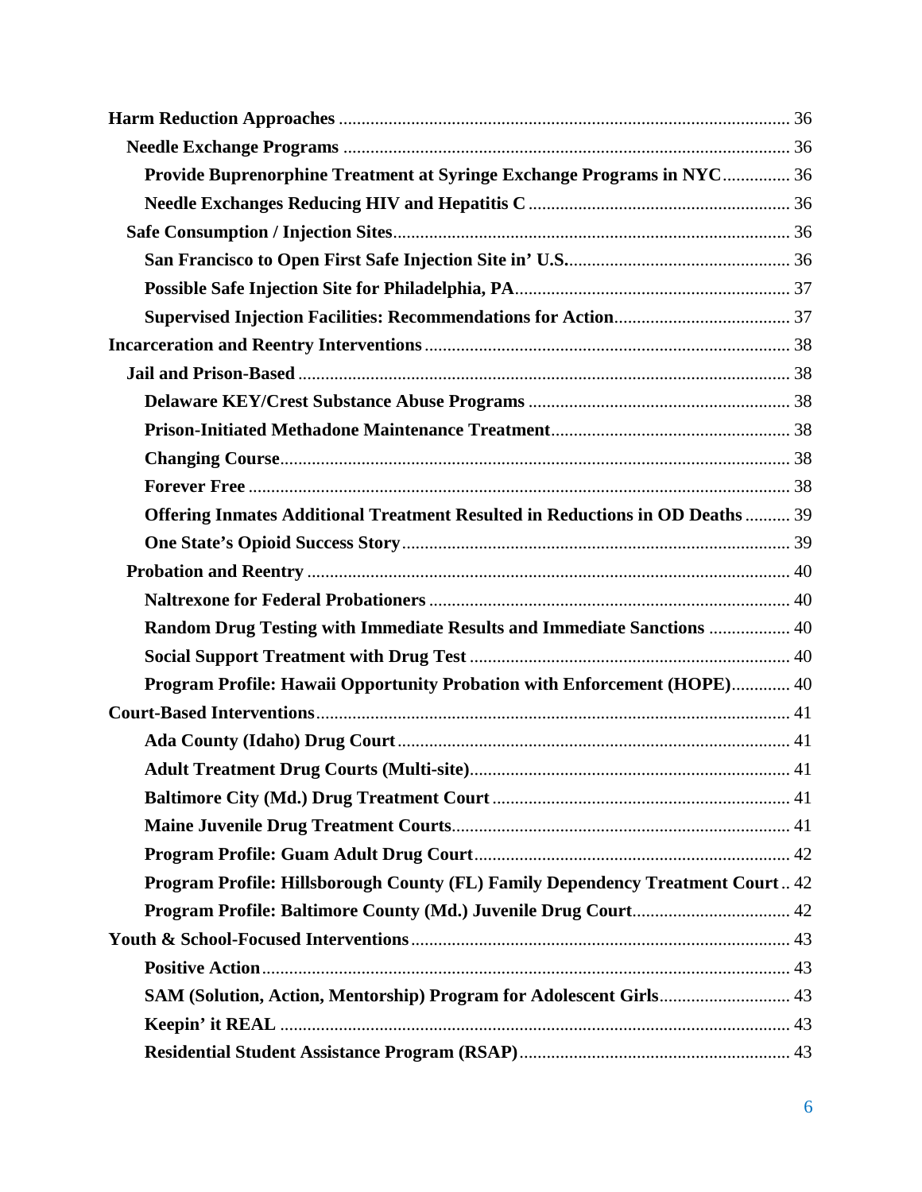**Harm Reduction Approaches** .................................................................................................... 36

- **Needle Exchange Programs** .................................................................................................. 36
  - **Provide Buprenorphine Treatment at Syringe Exchange Programs in NYC** .............. 36
  - **Needle Exchanges Reducing HIV and Hepatitis C** ......................................................... 36
- **Safe Consumption / Injection Sites** ....................................................................................... 36
  - **San Francisco to Open First Safe Injection Site in' U.S.** ................................................ 36
  - **Possible Safe Injection Site for Philadelphia, PA** ........................................................... 37
  - **Supervised Injection Facilities: Recommendations for Action** ...................................... 37

**Incarceration and Reentry Interventions** ................................................................................ 38

- **Jail and Prison-Based** ............................................................................................................ 38
  - **Delaware KEY/Crest Substance Abuse Programs** ......................................................... 38
  - **Prison-Initiated Methadone Maintenance Treatment** .................................................... 38
  - **Changing Course** ................................................................................................................ 38
  - **Forever Free** ....................................................................................................................... 38
  - **Offering Inmates Additional Treatment Resulted in Reductions in OD Deaths** .......... 39
  - **One State's Opioid Success Story** ..................................................................................... 39
- **Probation and Reentry** .......................................................................................................... 40
  - **Naltrexone for Federal Probationers** ............................................................................... 40
  - **Random Drug Testing with Immediate Results and Immediate Sanctions** .................. 40
  - **Social Support Treatment with Drug Test** ...................................................................... 40
  - **Program Profile: Hawaii Opportunity Probation with Enforcement (HOPE)** ............. 40

**Court-Based Interventions** ........................................................................................................ 41

- **Ada County (Idaho) Drug Court** ....................................................................................... 41
- **Adult Treatment Drug Courts (Multi-site)** ...................................................................... 41
- **Baltimore City (Md.) Drug Treatment Court** ................................................................. 41
- **Maine Juvenile Drug Treatment Courts** .......................................................................... 41
- **Program Profile: Guam Adult Drug Court** ..................................................................... 42
- **Program Profile: Hillsborough County (FL) Family Dependency Treatment Court** .. 42
- **Program Profile: Baltimore County (Md.) Juvenile Drug Court** .................................. 42

**Youth & School-Focused Interventions** ................................................................................... 43

- **Positive Action** .................................................................................................................... 43
- **SAM (Solution, Action, Mentorship) Program for Adolescent Girls** ............................ 43
- **Keepin' it REAL** ................................................................................................................ 43
- **Residential Student Assistance Program (RSAP)** ............................................................ 43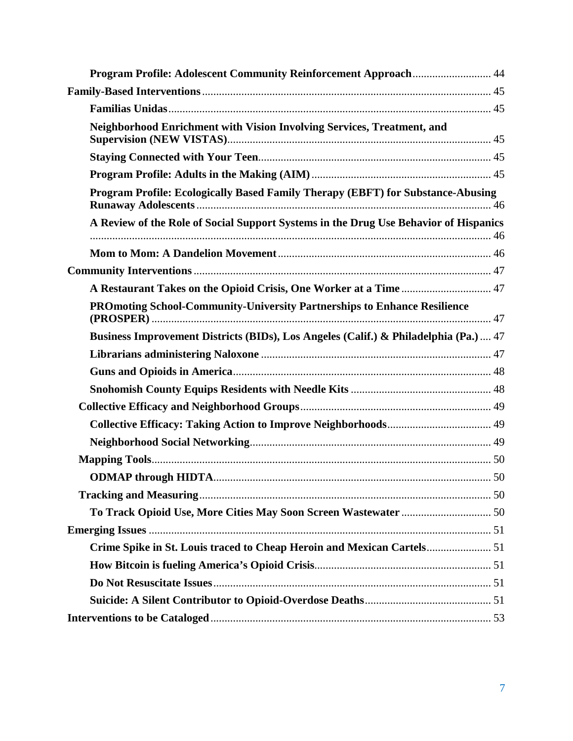- **Program Profile: Adolescent Community Reinforcement Approach** ... 44

**Family-Based Interventions** ... 45

- **Familias Unidas** ... 45
- **Neighborhood Enrichment with Vision Involving Services, Treatment, and Supervision (NEW VISTAS)** ... 45
- **Staying Connected with Your Teen** ... 45
- **Program Profile: Adults in the Making (AIM)** ... 45
- **Program Profile: Ecologically Based Family Therapy (EBFT) for Substance-Abusing Runaway Adolescents** ... 46
- **A Review of the Role of Social Support Systems in the Drug Use Behavior of Hispanics** ... 46
- **Mom to Mom: A Dandelion Movement** ... 46

**Community Interventions** ... 47

- **A Restaurant Takes on the Opioid Crisis, One Worker at a Time** ... 47
- **PROmoting School-Community-University Partnerships to Enhance Resilience (PROSPER)** ... 47
- **Business Improvement Districts (BIDs), Los Angeles (Calif.) & Philadelphia (Pa.)** ... 47
- **Librarians administering Naloxone** ... 47
- **Guns and Opioids in America** ... 48
- **Snohomish County Equips Residents with Needle Kits** ... 48
- **Collective Efficacy and Neighborhood Groups** ... 49
  - **Collective Efficacy: Taking Action to Improve Neighborhoods** ... 49
  - **Neighborhood Social Networking** ... 49
- **Mapping Tools** ... 50
  - **ODMAP through HIDTA** ... 50
- **Tracking and Measuring** ... 50
  - **To Track Opioid Use, More Cities May Soon Screen Wastewater** ... 50

**Emerging Issues** ... 51

- **Crime Spike in St. Louis traced to Cheap Heroin and Mexican Cartels** ... 51
- **How Bitcoin is fueling America's Opioid Crisis** ... 51
- **Do Not Resuscitate Issues** ... 51
- **Suicide: A Silent Contributor to Opioid-Overdose Deaths** ... 51

**Interventions to be Cataloged** ... 53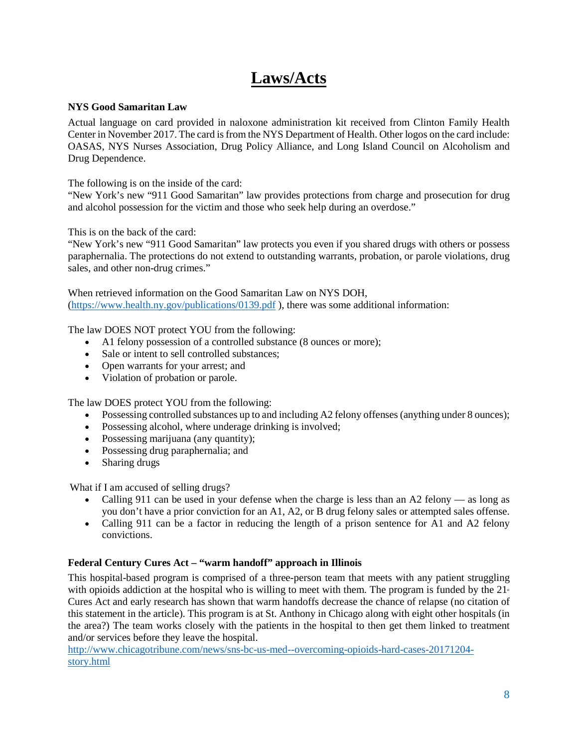# Laws/Acts

**NYS Good Samaritan Law**

Actual language on card provided in naloxone administration kit received from Clinton Family Health Center in November 2017. The card is from the NYS Department of Health. Other logos on the card include: OASAS, NYS Nurses Association, Drug Policy Alliance, and Long Island Council on Alcoholism and Drug Dependence.

The following is on the inside of the card:
"New York's new "911 Good Samaritan" law provides protections from charge and prosecution for drug and alcohol possession for the victim and those who seek help during an overdose."

This is on the back of the card:
"New York's new "911 Good Samaritan" law protects you even if you shared drugs with others or possess paraphernalia. The protections do not extend to outstanding warrants, probation, or parole violations, drug sales, and other non-drug crimes."

When retrieved information on the Good Samaritan Law on NYS DOH, (https://www.health.ny.gov/publications/0139.pdf ), there was some additional information:

The law DOES NOT protect YOU from the following:

- A1 felony possession of a controlled substance (8 ounces or more);
- Sale or intent to sell controlled substances;
- Open warrants for your arrest; and
- Violation of probation or parole.

The law DOES protect YOU from the following:

- Possessing controlled substances up to and including A2 felony offenses (anything under 8 ounces);
- Possessing alcohol, where underage drinking is involved;
- Possessing marijuana (any quantity);
- Possessing drug paraphernalia; and
- Sharing drugs

What if I am accused of selling drugs?

- Calling 911 can be used in your defense when the charge is less than an A2 felony — as long as you don't have a prior conviction for an A1, A2, or B drug felony sales or attempted sales offense.
- Calling 911 can be a factor in reducing the length of a prison sentence for A1 and A2 felony convictions.

**Federal Century Cures Act – "warm handoff" approach in Illinois**

This hospital-based program is comprised of a three-person team that meets with any patient struggling with opioids addiction at the hospital who is willing to meet with them. The program is funded by the 21st Cures Act and early research has shown that warm handoffs decrease the chance of relapse (no citation of this statement in the article). This program is at St. Anthony in Chicago along with eight other hospitals (in the area?) The team works closely with the patients in the hospital to then get them linked to treatment and/or services before they leave the hospital.
http://www.chicagotribune.com/news/sns-bc-us-med--overcoming-opioids-hard-cases-20171204-story.html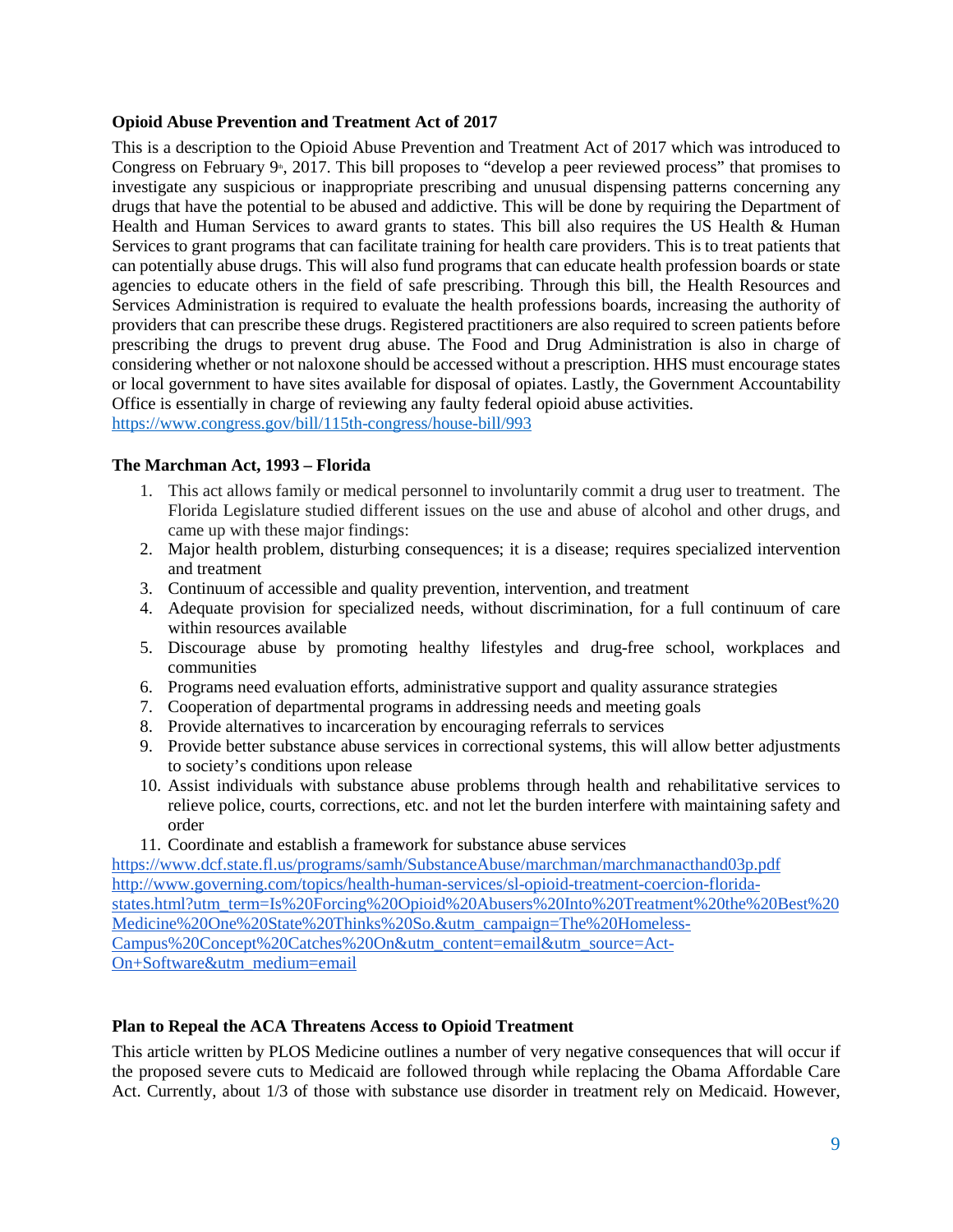**Opioid Abuse Prevention and Treatment Act of 2017**

This is a description to the Opioid Abuse Prevention and Treatment Act of 2017 which was introduced to Congress on February 9th, 2017. This bill proposes to "develop a peer reviewed process" that promises to investigate any suspicious or inappropriate prescribing and unusual dispensing patterns concerning any drugs that have the potential to be abused and addictive. This will be done by requiring the Department of Health and Human Services to award grants to states. This bill also requires the US Health & Human Services to grant programs that can facilitate training for health care providers. This is to treat patients that can potentially abuse drugs. This will also fund programs that can educate health profession boards or state agencies to educate others in the field of safe prescribing. Through this bill, the Health Resources and Services Administration is required to evaluate the health professions boards, increasing the authority of providers that can prescribe these drugs. Registered practitioners are also required to screen patients before prescribing the drugs to prevent drug abuse. The Food and Drug Administration is also in charge of considering whether or not naloxone should be accessed without a prescription. HHS must encourage states or local government to have sites available for disposal of opiates. Lastly, the Government Accountability Office is essentially in charge of reviewing any faulty federal opioid abuse activities.
https://www.congress.gov/bill/115th-congress/house-bill/993

**The Marchman Act, 1993 – Florida**

1. This act allows family or medical personnel to involuntarily commit a drug user to treatment. The Florida Legislature studied different issues on the use and abuse of alcohol and other drugs, and came up with these major findings:
2. Major health problem, disturbing consequences; it is a disease; requires specialized intervention and treatment
3. Continuum of accessible and quality prevention, intervention, and treatment
4. Adequate provision for specialized needs, without discrimination, for a full continuum of care within resources available
5. Discourage abuse by promoting healthy lifestyles and drug-free school, workplaces and communities
6. Programs need evaluation efforts, administrative support and quality assurance strategies
7. Cooperation of departmental programs in addressing needs and meeting goals
8. Provide alternatives to incarceration by encouraging referrals to services
9. Provide better substance abuse services in correctional systems, this will allow better adjustments to society's conditions upon release
10. Assist individuals with substance abuse problems through health and rehabilitative services to relieve police, courts, corrections, etc. and not let the burden interfere with maintaining safety and order
11. Coordinate and establish a framework for substance abuse services

https://www.dcf.state.fl.us/programs/samh/SubstanceAbuse/marchman/marchmanacthand03p.pdf
http://www.governing.com/topics/health-human-services/sl-opioid-treatment-coercion-florida-states.html?utm_term=Is%20Forcing%20Opioid%20Abusers%20Into%20Treatment%20the%20Best%20Medicine%20One%20State%20Thinks%20So.&utm_campaign=The%20Homeless-Campus%20Concept%20Catches%20On&utm_content=email&utm_source=Act-On+Software&utm_medium=email

**Plan to Repeal the ACA Threatens Access to Opioid Treatment**

This article written by PLOS Medicine outlines a number of very negative consequences that will occur if the proposed severe cuts to Medicaid are followed through while replacing the Obama Affordable Care Act. Currently, about 1/3 of those with substance use disorder in treatment rely on Medicaid. However,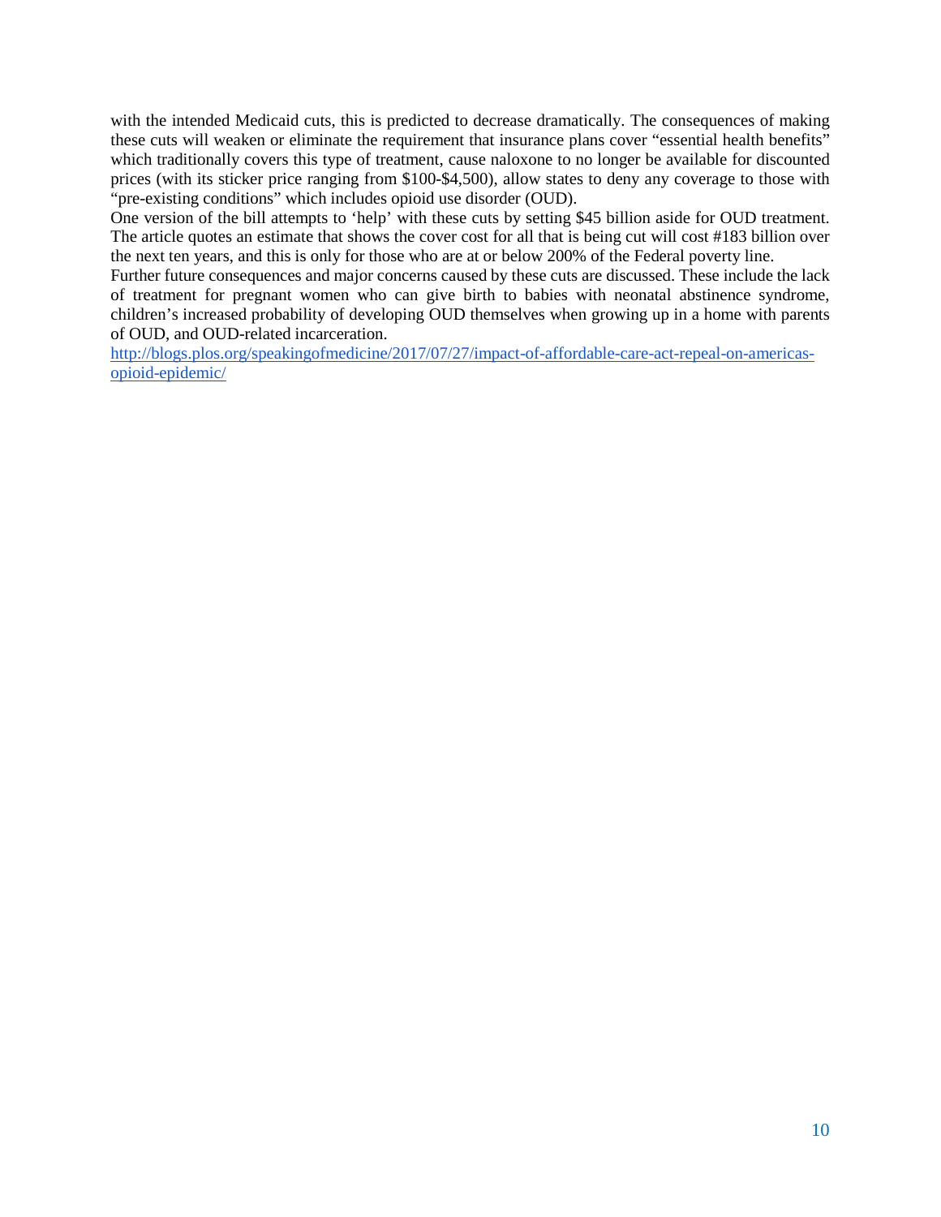with the intended Medicaid cuts, this is predicted to decrease dramatically. The consequences of making these cuts will weaken or eliminate the requirement that insurance plans cover "essential health benefits" which traditionally covers this type of treatment, cause naloxone to no longer be available for discounted prices (with its sticker price ranging from $100-$4,500), allow states to deny any coverage to those with "pre-existing conditions" which includes opioid use disorder (OUD).

One version of the bill attempts to 'help' with these cuts by setting $45 billion aside for OUD treatment. The article quotes an estimate that shows the cover cost for all that is being cut will cost #183 billion over the next ten years, and this is only for those who are at or below 200% of the Federal poverty line.

Further future consequences and major concerns caused by these cuts are discussed. These include the lack of treatment for pregnant women who can give birth to babies with neonatal abstinence syndrome, children's increased probability of developing OUD themselves when growing up in a home with parents of OUD, and OUD-related incarceration.

http://blogs.plos.org/speakingofmedicine/2017/07/27/impact-of-affordable-care-act-repeal-on-americas-opioid-epidemic/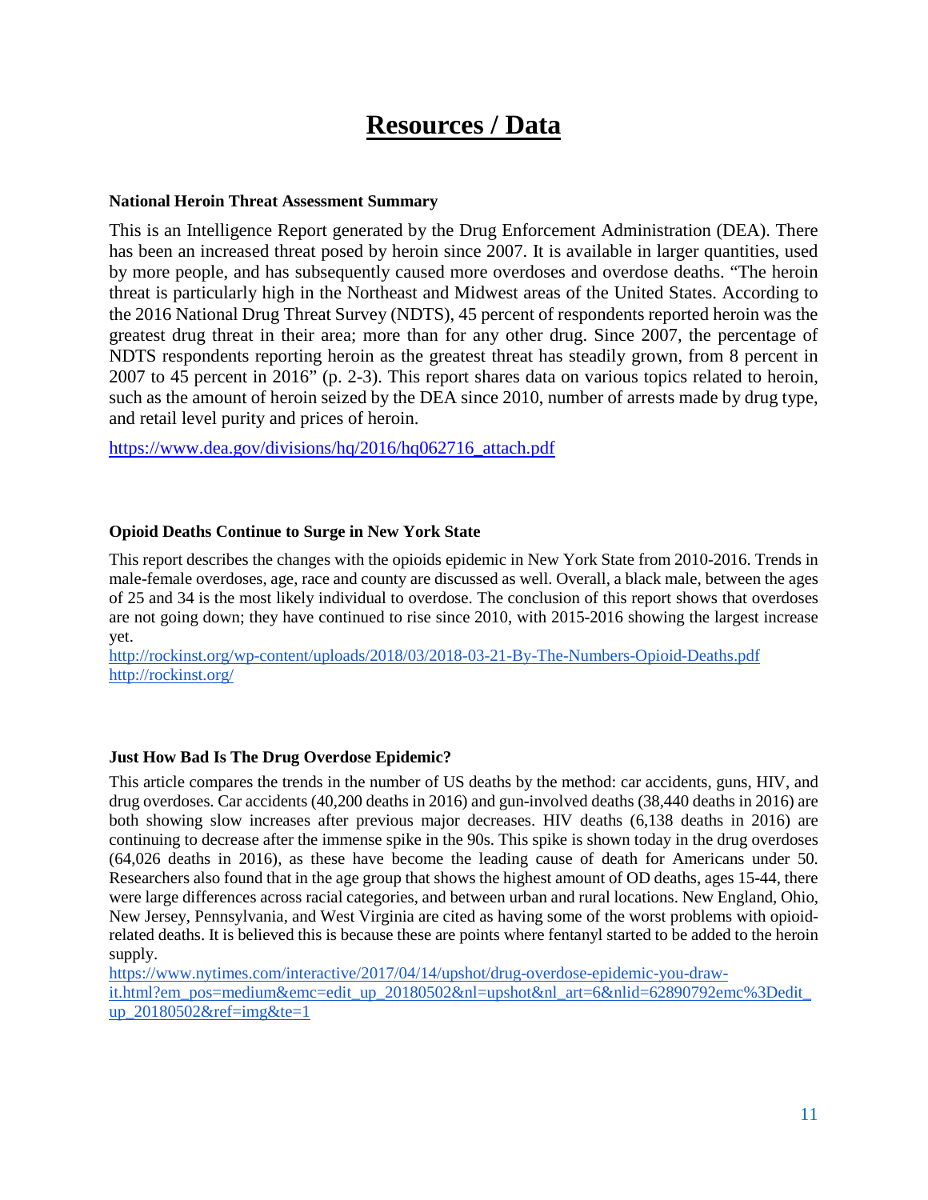# Resources / Data

**National Heroin Threat Assessment Summary**

This is an Intelligence Report generated by the Drug Enforcement Administration (DEA). There has been an increased threat posed by heroin since 2007. It is available in larger quantities, used by more people, and has subsequently caused more overdoses and overdose deaths. "The heroin threat is particularly high in the Northeast and Midwest areas of the United States. According to the 2016 National Drug Threat Survey (NDTS), 45 percent of respondents reported heroin was the greatest drug threat in their area; more than for any other drug. Since 2007, the percentage of NDTS respondents reporting heroin as the greatest threat has steadily grown, from 8 percent in 2007 to 45 percent in 2016" (p. 2-3). This report shares data on various topics related to heroin, such as the amount of heroin seized by the DEA since 2010, number of arrests made by drug type, and retail level purity and prices of heroin.

https://www.dea.gov/divisions/hq/2016/hq062716_attach.pdf

**Opioid Deaths Continue to Surge in New York State**

This report describes the changes with the opioids epidemic in New York State from 2010-2016. Trends in male-female overdoses, age, race and county are discussed as well. Overall, a black male, between the ages of 25 and 34 is the most likely individual to overdose. The conclusion of this report shows that overdoses are not going down; they have continued to rise since 2010, with 2015-2016 showing the largest increase yet.
http://rockinst.org/wp-content/uploads/2018/03/2018-03-21-By-The-Numbers-Opioid-Deaths.pdf
http://rockinst.org/

**Just How Bad Is The Drug Overdose Epidemic?**

This article compares the trends in the number of US deaths by the method: car accidents, guns, HIV, and drug overdoses. Car accidents (40,200 deaths in 2016) and gun-involved deaths (38,440 deaths in 2016) are both showing slow increases after previous major decreases. HIV deaths (6,138 deaths in 2016) are continuing to decrease after the immense spike in the 90s. This spike is shown today in the drug overdoses (64,026 deaths in 2016), as these have become the leading cause of death for Americans under 50. Researchers also found that in the age group that shows the highest amount of OD deaths, ages 15-44, there were large differences across racial categories, and between urban and rural locations. New England, Ohio, New Jersey, Pennsylvania, and West Virginia are cited as having some of the worst problems with opioid-related deaths. It is believed this is because these are points where fentanyl started to be added to the heroin supply.
https://www.nytimes.com/interactive/2017/04/14/upshot/drug-overdose-epidemic-you-draw-it.html?em_pos=medium&emc=edit_up_20180502&nl=upshot&nl_art=6&nlid=62890792emc%3Dedit_up_20180502&ref=img&te=1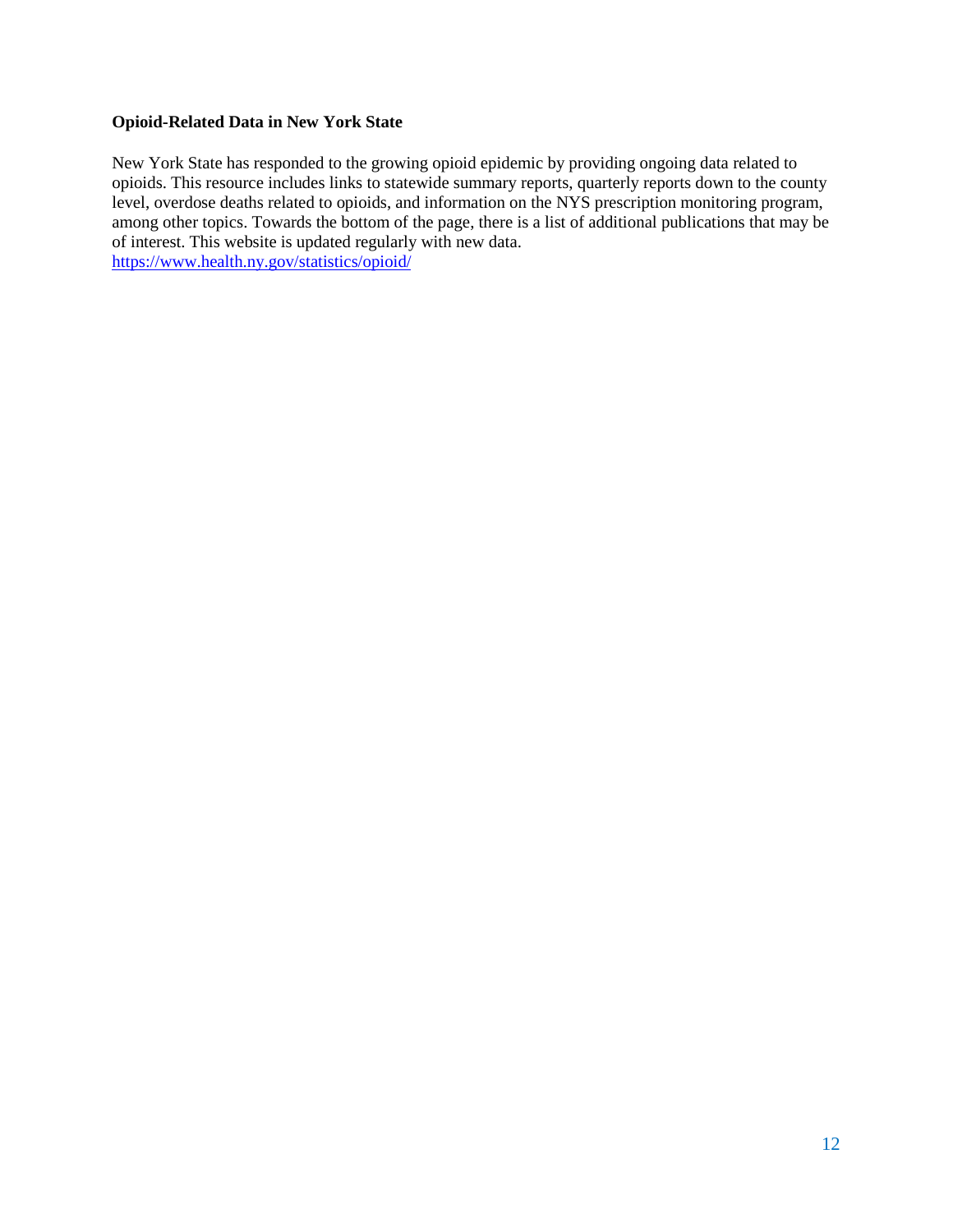**Opioid-Related Data in New York State**

New York State has responded to the growing opioid epidemic by providing ongoing data related to opioids. This resource includes links to statewide summary reports, quarterly reports down to the county level, overdose deaths related to opioids, and information on the NYS prescription monitoring program, among other topics. Towards the bottom of the page, there is a list of additional publications that may be of interest. This website is updated regularly with new data.
https://www.health.ny.gov/statistics/opioid/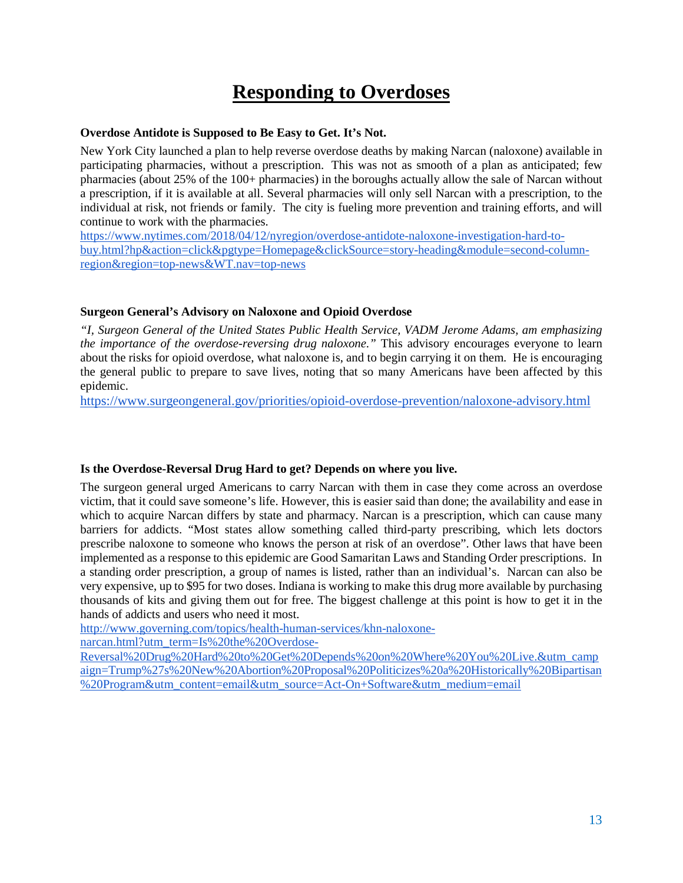# Responding to Overdoses

**Overdose Antidote is Supposed to Be Easy to Get. It's Not.**

New York City launched a plan to help reverse overdose deaths by making Narcan (naloxone) available in participating pharmacies, without a prescription. This was not as smooth of a plan as anticipated; few pharmacies (about 25% of the 100+ pharmacies) in the boroughs actually allow the sale of Narcan without a prescription, if it is available at all. Several pharmacies will only sell Narcan with a prescription, to the individual at risk, not friends or family. The city is fueling more prevention and training efforts, and will continue to work with the pharmacies.
https://www.nytimes.com/2018/04/12/nyregion/overdose-antidote-naloxone-investigation-hard-to-buy.html?hp&action=click&pgtype=Homepage&clickSource=story-heading&module=second-column-region&region=top-news&WT.nav=top-news

**Surgeon General's Advisory on Naloxone and Opioid Overdose**

*"I, Surgeon General of the United States Public Health Service, VADM Jerome Adams, am emphasizing the importance of the overdose-reversing drug naloxone."* This advisory encourages everyone to learn about the risks for opioid overdose, what naloxone is, and to begin carrying it on them. He is encouraging the general public to prepare to save lives, noting that so many Americans have been affected by this epidemic.
https://www.surgeongeneral.gov/priorities/opioid-overdose-prevention/naloxone-advisory.html

**Is the Overdose-Reversal Drug Hard to get? Depends on where you live.**

The surgeon general urged Americans to carry Narcan with them in case they come across an overdose victim, that it could save someone's life. However, this is easier said than done; the availability and ease in which to acquire Narcan differs by state and pharmacy. Narcan is a prescription, which can cause many barriers for addicts. "Most states allow something called third-party prescribing, which lets doctors prescribe naloxone to someone who knows the person at risk of an overdose". Other laws that have been implemented as a response to this epidemic are Good Samaritan Laws and Standing Order prescriptions. In a standing order prescription, a group of names is listed, rather than an individual's. Narcan can also be very expensive, up to $95 for two doses. Indiana is working to make this drug more available by purchasing thousands of kits and giving them out for free. The biggest challenge at this point is how to get it in the hands of addicts and users who need it most.
http://www.governing.com/topics/health-human-services/khn-naloxone-narcan.html?utm_term=Is%20the%20Overdose-Reversal%20Drug%20Hard%20to%20Get%20Depends%20on%20Where%20You%20Live.&utm_campaign=Trump%27s%20New%20Abortion%20Proposal%20Politicizes%20a%20Historically%20Bipartisan%20Program&utm_content=email&utm_source=Act-On+Software&utm_medium=email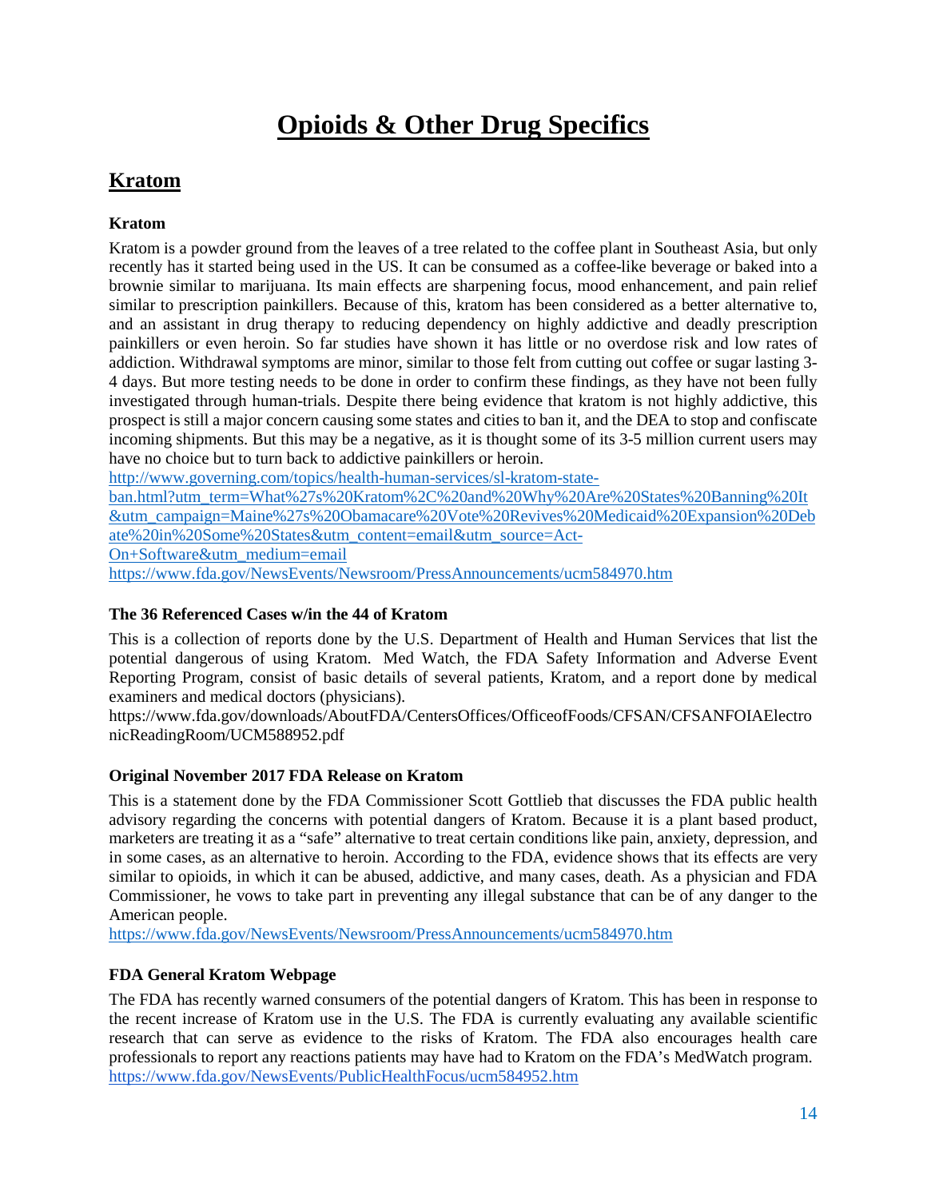# Opioids & Other Drug Specifics

## Kratom

### Kratom

Kratom is a powder ground from the leaves of a tree related to the coffee plant in Southeast Asia, but only recently has it started being used in the US. It can be consumed as a coffee-like beverage or baked into a brownie similar to marijuana. Its main effects are sharpening focus, mood enhancement, and pain relief similar to prescription painkillers. Because of this, kratom has been considered as a better alternative to, and an assistant in drug therapy to reducing dependency on highly addictive and deadly prescription painkillers or even heroin. So far studies have shown it has little or no overdose risk and low rates of addiction. Withdrawal symptoms are minor, similar to those felt from cutting out coffee or sugar lasting 3-4 days. But more testing needs to be done in order to confirm these findings, as they have not been fully investigated through human-trials. Despite there being evidence that kratom is not highly addictive, this prospect is still a major concern causing some states and cities to ban it, and the DEA to stop and confiscate incoming shipments. But this may be a negative, as it is thought some of its 3-5 million current users may have no choice but to turn back to addictive painkillers or heroin.

http://www.governing.com/topics/health-human-services/sl-kratom-state-ban.html?utm_term=What%27s%20Kratom%2C%20and%20Why%20Are%20States%20Banning%20It&utm_campaign=Maine%27s%20Obamacare%20Vote%20Revives%20Medicaid%20Expansion%20Debate%20in%20Some%20States&utm_content=email&utm_source=Act-On+Software&utm_medium=email

https://www.fda.gov/NewsEvents/Newsroom/PressAnnouncements/ucm584970.htm

### The 36 Referenced Cases w/in the 44 of Kratom

This is a collection of reports done by the U.S. Department of Health and Human Services that list the potential dangerous of using Kratom. Med Watch, the FDA Safety Information and Adverse Event Reporting Program, consist of basic details of several patients, Kratom, and a report done by medical examiners and medical doctors (physicians).

https://www.fda.gov/downloads/AboutFDA/CentersOffices/OfficeofFoods/CFSAN/CFSANFOIAElectronicReadingRoom/UCM588952.pdf

### Original November 2017 FDA Release on Kratom

This is a statement done by the FDA Commissioner Scott Gottlieb that discusses the FDA public health advisory regarding the concerns with potential dangers of Kratom. Because it is a plant based product, marketers are treating it as a "safe" alternative to treat certain conditions like pain, anxiety, depression, and in some cases, as an alternative to heroin. According to the FDA, evidence shows that its effects are very similar to opioids, in which it can be abused, addictive, and many cases, death. As a physician and FDA Commissioner, he vows to take part in preventing any illegal substance that can be of any danger to the American people.

https://www.fda.gov/NewsEvents/Newsroom/PressAnnouncements/ucm584970.htm

### FDA General Kratom Webpage

The FDA has recently warned consumers of the potential dangers of Kratom. This has been in response to the recent increase of Kratom use in the U.S. The FDA is currently evaluating any available scientific research that can serve as evidence to the risks of Kratom. The FDA also encourages health care professionals to report any reactions patients may have had to Kratom on the FDA's MedWatch program.

https://www.fda.gov/NewsEvents/PublicHealthFocus/ucm584952.htm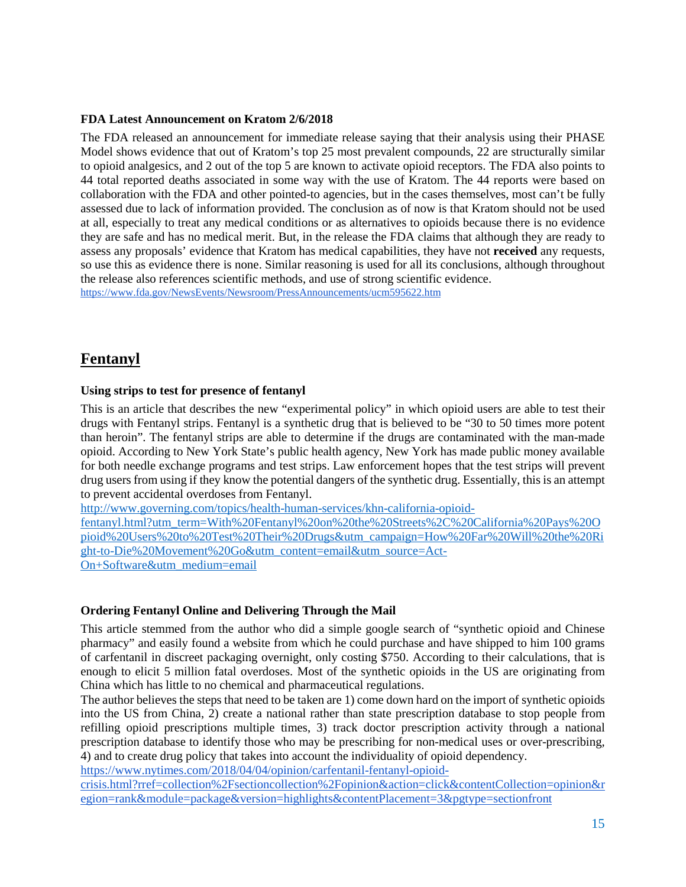**FDA Latest Announcement on Kratom 2/6/2018**

The FDA released an announcement for immediate release saying that their analysis using their PHASE Model shows evidence that out of Kratom's top 25 most prevalent compounds, 22 are structurally similar to opioid analgesics, and 2 out of the top 5 are known to activate opioid receptors. The FDA also points to 44 total reported deaths associated in some way with the use of Kratom. The 44 reports were based on collaboration with the FDA and other pointed-to agencies, but in the cases themselves, most can't be fully assessed due to lack of information provided. The conclusion as of now is that Kratom should not be used at all, especially to treat any medical conditions or as alternatives to opioids because there is no evidence they are safe and has no medical merit. But, in the release the FDA claims that although they are ready to assess any proposals' evidence that Kratom has medical capabilities, they have not **received** any requests, so use this as evidence there is none. Similar reasoning is used for all its conclusions, although throughout the release also references scientific methods, and use of strong scientific evidence.
https://www.fda.gov/NewsEvents/Newsroom/PressAnnouncements/ucm595622.htm

## Fentanyl

**Using strips to test for presence of fentanyl**

This is an article that describes the new "experimental policy" in which opioid users are able to test their drugs with Fentanyl strips. Fentanyl is a synthetic drug that is believed to be "30 to 50 times more potent than heroin". The fentanyl strips are able to determine if the drugs are contaminated with the man-made opioid. According to New York State's public health agency, New York has made public money available for both needle exchange programs and test strips. Law enforcement hopes that the test strips will prevent drug users from using if they know the potential dangers of the synthetic drug. Essentially, this is an attempt to prevent accidental overdoses from Fentanyl.
http://www.governing.com/topics/health-human-services/khn-california-opioid-fentanyl.html?utm_term=With%20Fentanyl%20on%20the%20Streets%2C%20California%20Pays%20Opioid%20Users%20to%20Test%20Their%20Drugs&utm_campaign=How%20Far%20Will%20the%20Right-to-Die%20Movement%20Go&utm_content=email&utm_source=Act-On+Software&utm_medium=email

**Ordering Fentanyl Online and Delivering Through the Mail**

This article stemmed from the author who did a simple google search of "synthetic opioid and Chinese pharmacy" and easily found a website from which he could purchase and have shipped to him 100 grams of carfentanil in discreet packaging overnight, only costing $750. According to their calculations, that is enough to elicit 5 million fatal overdoses. Most of the synthetic opioids in the US are originating from China which has little to no chemical and pharmaceutical regulations.

The author believes the steps that need to be taken are 1) come down hard on the import of synthetic opioids into the US from China, 2) create a national rather than state prescription database to stop people from refilling opioid prescriptions multiple times, 3) track doctor prescription activity through a national prescription database to identify those who may be prescribing for non-medical uses or over-prescribing, 4) and to create drug policy that takes into account the individuality of opioid dependency.
https://www.nytimes.com/2018/04/04/opinion/carfentanil-fentanyl-opioid-crisis.html?rref=collection%2Fsectioncollection%2Fopinion&action=click&contentCollection=opinion&region=rank&module=package&version=highlights&contentPlacement=3&pgtype=sectionfront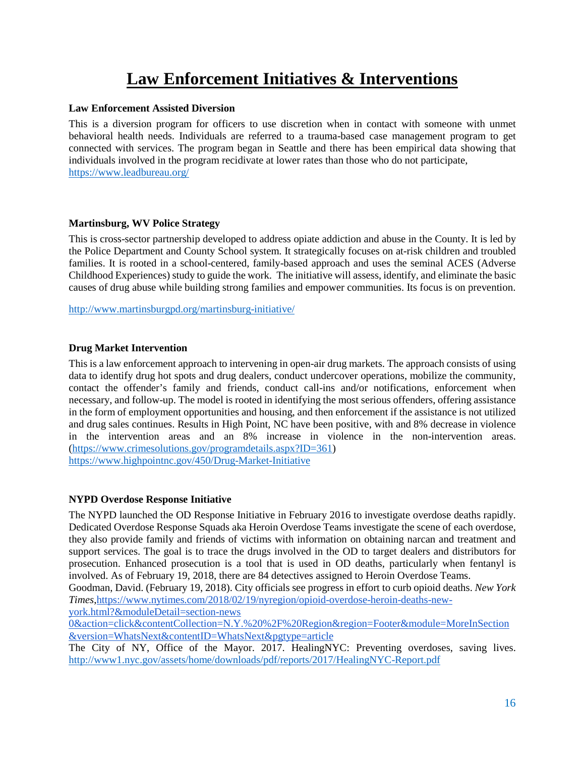# Law Enforcement Initiatives & Interventions

**Law Enforcement Assisted Diversion**

This is a diversion program for officers to use discretion when in contact with someone with unmet behavioral health needs. Individuals are referred to a trauma-based case management program to get connected with services. The program began in Seattle and there has been empirical data showing that individuals involved in the program recidivate at lower rates than those who do not participate, https://www.leadbureau.org/

**Martinsburg, WV Police Strategy**

This is cross-sector partnership developed to address opiate addiction and abuse in the County. It is led by the Police Department and County School system. It strategically focuses on at-risk children and troubled families. It is rooted in a school-centered, family-based approach and uses the seminal ACES (Adverse Childhood Experiences) study to guide the work. The initiative will assess, identify, and eliminate the basic causes of drug abuse while building strong families and empower communities. Its focus is on prevention.

http://www.martinsburgpd.org/martinsburg-initiative/

**Drug Market Intervention**

This is a law enforcement approach to intervening in open-air drug markets. The approach consists of using data to identify drug hot spots and drug dealers, conduct undercover operations, mobilize the community, contact the offender's family and friends, conduct call-ins and/or notifications, enforcement when necessary, and follow-up. The model is rooted in identifying the most serious offenders, offering assistance in the form of employment opportunities and housing, and then enforcement if the assistance is not utilized and drug sales continues. Results in High Point, NC have been positive, with and 8% decrease in violence in the intervention areas and an 8% increase in violence in the non-intervention areas. (https://www.crimesolutions.gov/programdetails.aspx?ID=361)
https://www.highpointnc.gov/450/Drug-Market-Initiative

**NYPD Overdose Response Initiative**

The NYPD launched the OD Response Initiative in February 2016 to investigate overdose deaths rapidly. Dedicated Overdose Response Squads aka Heroin Overdose Teams investigate the scene of each overdose, they also provide family and friends of victims with information on obtaining narcan and treatment and support services. The goal is to trace the drugs involved in the OD to target dealers and distributors for prosecution. Enhanced prosecution is a tool that is used in OD deaths, particularly when fentanyl is involved. As of February 19, 2018, there are 84 detectives assigned to Heroin Overdose Teams.
Goodman, David. (February 19, 2018). City officials see progress in effort to curb opioid deaths. *New York Times*, https://www.nytimes.com/2018/02/19/nyregion/opioid-overdose-heroin-deaths-new-york.html?&moduleDetail=section-news
0&action=click&contentCollection=N.Y.%20%2F%20Region&region=Footer&module=MoreInSection&version=WhatsNext&contentID=WhatsNext&pgtype=article
The City of NY, Office of the Mayor. 2017. HealingNYC: Preventing overdoses, saving lives. http://www1.nyc.gov/assets/home/downloads/pdf/reports/2017/HealingNYC-Report.pdf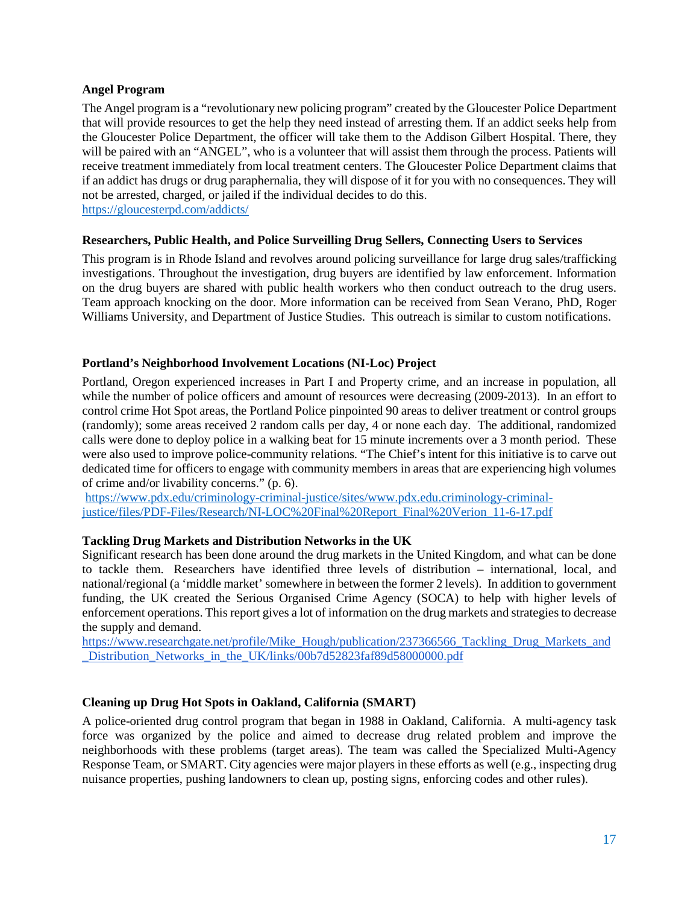**Angel Program**

The Angel program is a "revolutionary new policing program" created by the Gloucester Police Department that will provide resources to get the help they need instead of arresting them. If an addict seeks help from the Gloucester Police Department, the officer will take them to the Addison Gilbert Hospital. There, they will be paired with an "ANGEL", who is a volunteer that will assist them through the process. Patients will receive treatment immediately from local treatment centers. The Gloucester Police Department claims that if an addict has drugs or drug paraphernalia, they will dispose of it for you with no consequences. They will not be arrested, charged, or jailed if the individual decides to do this.
https://gloucesterpd.com/addicts/

**Researchers, Public Health, and Police Surveilling Drug Sellers, Connecting Users to Services**

This program is in Rhode Island and revolves around policing surveillance for large drug sales/trafficking investigations. Throughout the investigation, drug buyers are identified by law enforcement. Information on the drug buyers are shared with public health workers who then conduct outreach to the drug users. Team approach knocking on the door. More information can be received from Sean Verano, PhD, Roger Williams University, and Department of Justice Studies. This outreach is similar to custom notifications.

**Portland's Neighborhood Involvement Locations (NI-Loc) Project**

Portland, Oregon experienced increases in Part I and Property crime, and an increase in population, all while the number of police officers and amount of resources were decreasing (2009-2013). In an effort to control crime Hot Spot areas, the Portland Police pinpointed 90 areas to deliver treatment or control groups (randomly); some areas received 2 random calls per day, 4 or none each day. The additional, randomized calls were done to deploy police in a walking beat for 15 minute increments over a 3 month period. These were also used to improve police-community relations. "The Chief's intent for this initiative is to carve out dedicated time for officers to engage with community members in areas that are experiencing high volumes of crime and/or livability concerns." (p. 6).
https://www.pdx.edu/criminology-criminal-justice/sites/www.pdx.edu.criminology-criminal-justice/files/PDF-Files/Research/NI-LOC%20Final%20Report_Final%20Verion_11-6-17.pdf

**Tackling Drug Markets and Distribution Networks in the UK**

Significant research has been done around the drug markets in the United Kingdom, and what can be done to tackle them. Researchers have identified three levels of distribution – international, local, and national/regional (a 'middle market' somewhere in between the former 2 levels). In addition to government funding, the UK created the Serious Organised Crime Agency (SOCA) to help with higher levels of enforcement operations. This report gives a lot of information on the drug markets and strategies to decrease the supply and demand.
https://www.researchgate.net/profile/Mike_Hough/publication/237366566_Tackling_Drug_Markets_and_Distribution_Networks_in_the_UK/links/00b7d52823faf89d58000000.pdf

**Cleaning up Drug Hot Spots in Oakland, California (SMART)**

A police-oriented drug control program that began in 1988 in Oakland, California. A multi-agency task force was organized by the police and aimed to decrease drug related problem and improve the neighborhoods with these problems (target areas). The team was called the Specialized Multi-Agency Response Team, or SMART. City agencies were major players in these efforts as well (e.g., inspecting drug nuisance properties, pushing landowners to clean up, posting signs, enforcing codes and other rules).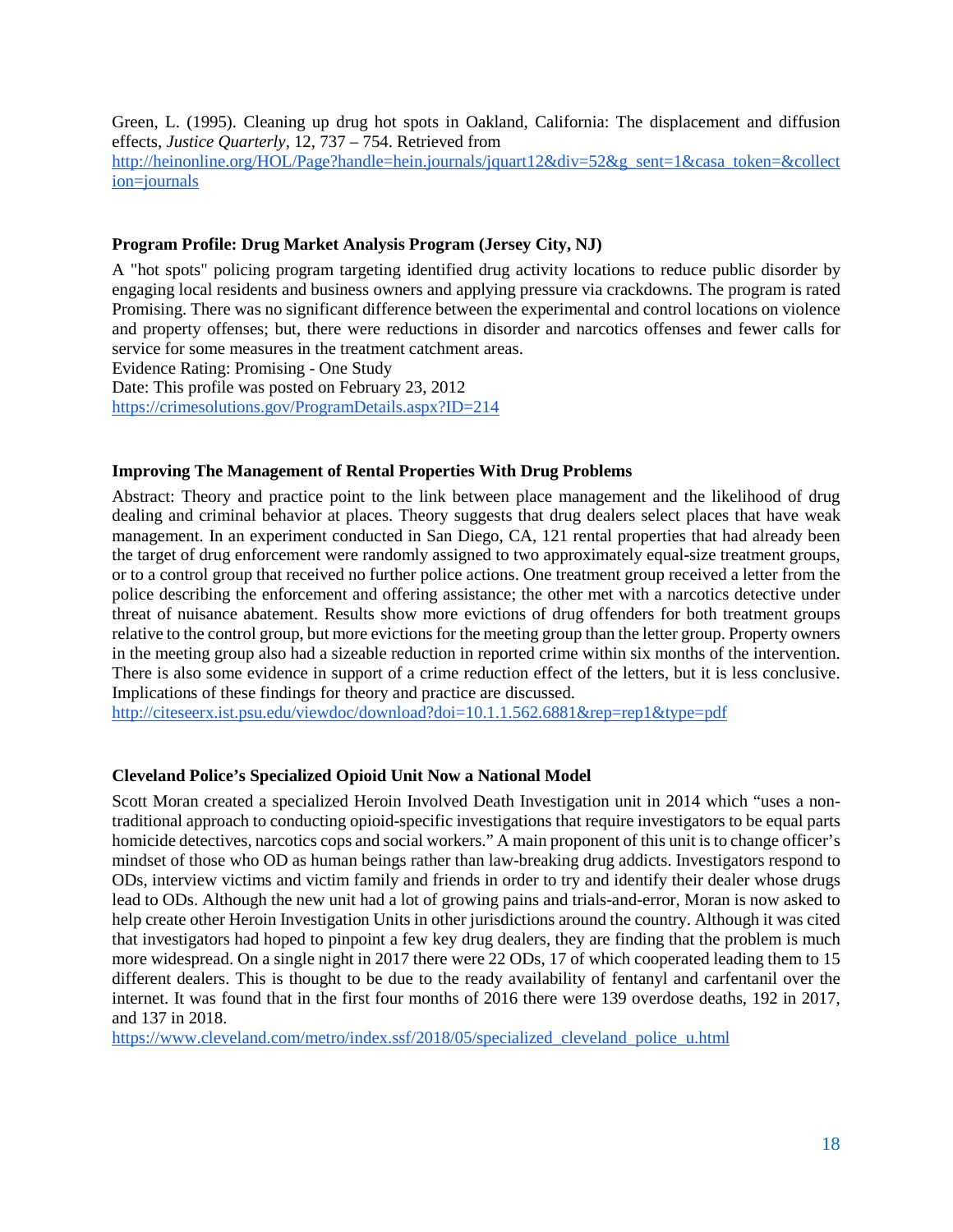Green, L. (1995). Cleaning up drug hot spots in Oakland, California: The displacement and diffusion effects, *Justice Quarterly*, 12, 737 – 754. Retrieved from http://heinonline.org/HOL/Page?handle=hein.journals/jquart12&div=52&g_sent=1&casa_token=&collection=journals

**Program Profile: Drug Market Analysis Program (Jersey City, NJ)**

A "hot spots" policing program targeting identified drug activity locations to reduce public disorder by engaging local residents and business owners and applying pressure via crackdowns. The program is rated Promising. There was no significant difference between the experimental and control locations on violence and property offenses; but, there were reductions in disorder and narcotics offenses and fewer calls for service for some measures in the treatment catchment areas.
Evidence Rating: Promising - One Study
Date: This profile was posted on February 23, 2012
https://crimesolutions.gov/ProgramDetails.aspx?ID=214

**Improving The Management of Rental Properties With Drug Problems**

Abstract: Theory and practice point to the link between place management and the likelihood of drug dealing and criminal behavior at places. Theory suggests that drug dealers select places that have weak management. In an experiment conducted in San Diego, CA, 121 rental properties that had already been the target of drug enforcement were randomly assigned to two approximately equal-size treatment groups, or to a control group that received no further police actions. One treatment group received a letter from the police describing the enforcement and offering assistance; the other met with a narcotics detective under threat of nuisance abatement. Results show more evictions of drug offenders for both treatment groups relative to the control group, but more evictions for the meeting group than the letter group. Property owners in the meeting group also had a sizeable reduction in reported crime within six months of the intervention. There is also some evidence in support of a crime reduction effect of the letters, but it is less conclusive. Implications of these findings for theory and practice are discussed.
http://citeseerx.ist.psu.edu/viewdoc/download?doi=10.1.1.562.6881&rep=rep1&type=pdf

**Cleveland Police's Specialized Opioid Unit Now a National Model**

Scott Moran created a specialized Heroin Involved Death Investigation unit in 2014 which "uses a non-traditional approach to conducting opioid-specific investigations that require investigators to be equal parts homicide detectives, narcotics cops and social workers." A main proponent of this unit is to change officer's mindset of those who OD as human beings rather than law-breaking drug addicts. Investigators respond to ODs, interview victims and victim family and friends in order to try and identify their dealer whose drugs lead to ODs. Although the new unit had a lot of growing pains and trials-and-error, Moran is now asked to help create other Heroin Investigation Units in other jurisdictions around the country. Although it was cited that investigators had hoped to pinpoint a few key drug dealers, they are finding that the problem is much more widespread. On a single night in 2017 there were 22 ODs, 17 of which cooperated leading them to 15 different dealers. This is thought to be due to the ready availability of fentanyl and carfentanil over the internet. It was found that in the first four months of 2016 there were 139 overdose deaths, 192 in 2017, and 137 in 2018.
https://www.cleveland.com/metro/index.ssf/2018/05/specialized_cleveland_police_u.html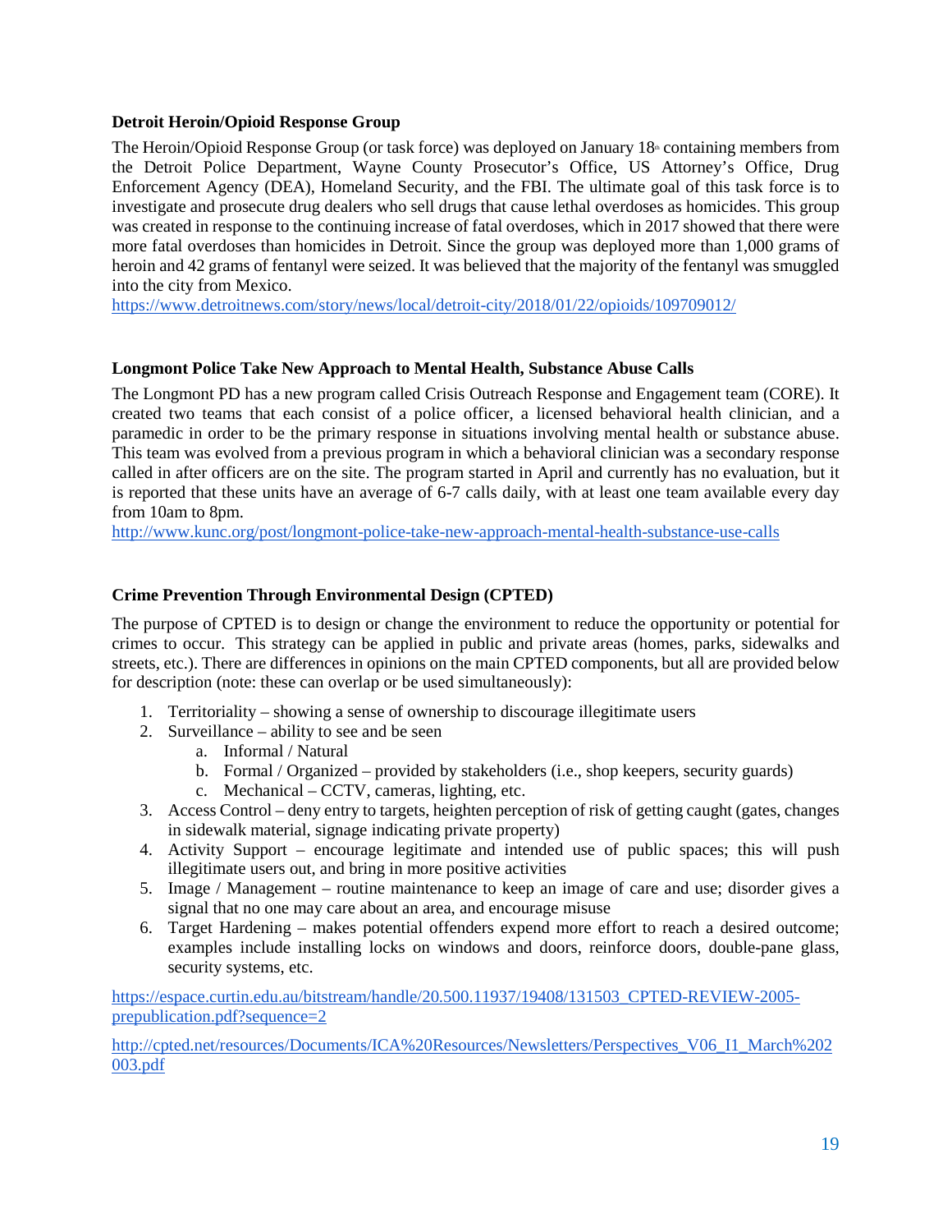**Detroit Heroin/Opioid Response Group**

The Heroin/Opioid Response Group (or task force) was deployed on January 18th containing members from the Detroit Police Department, Wayne County Prosecutor's Office, US Attorney's Office, Drug Enforcement Agency (DEA), Homeland Security, and the FBI. The ultimate goal of this task force is to investigate and prosecute drug dealers who sell drugs that cause lethal overdoses as homicides. This group was created in response to the continuing increase of fatal overdoses, which in 2017 showed that there were more fatal overdoses than homicides in Detroit. Since the group was deployed more than 1,000 grams of heroin and 42 grams of fentanyl were seized. It was believed that the majority of the fentanyl was smuggled into the city from Mexico.

https://www.detroitnews.com/story/news/local/detroit-city/2018/01/22/opioids/109709012/

**Longmont Police Take New Approach to Mental Health, Substance Abuse Calls**

The Longmont PD has a new program called Crisis Outreach Response and Engagement team (CORE). It created two teams that each consist of a police officer, a licensed behavioral health clinician, and a paramedic in order to be the primary response in situations involving mental health or substance abuse. This team was evolved from a previous program in which a behavioral clinician was a secondary response called in after officers are on the site. The program started in April and currently has no evaluation, but it is reported that these units have an average of 6-7 calls daily, with at least one team available every day from 10am to 8pm.

http://www.kunc.org/post/longmont-police-take-new-approach-mental-health-substance-use-calls

**Crime Prevention Through Environmental Design (CPTED)**

The purpose of CPTED is to design or change the environment to reduce the opportunity or potential for crimes to occur. This strategy can be applied in public and private areas (homes, parks, sidewalks and streets, etc.). There are differences in opinions on the main CPTED components, but all are provided below for description (note: these can overlap or be used simultaneously):

1. Territoriality – showing a sense of ownership to discourage illegitimate users
2. Surveillance – ability to see and be seen
   a. Informal / Natural
   b. Formal / Organized – provided by stakeholders (i.e., shop keepers, security guards)
   c. Mechanical – CCTV, cameras, lighting, etc.
3. Access Control – deny entry to targets, heighten perception of risk of getting caught (gates, changes in sidewalk material, signage indicating private property)
4. Activity Support – encourage legitimate and intended use of public spaces; this will push illegitimate users out, and bring in more positive activities
5. Image / Management – routine maintenance to keep an image of care and use; disorder gives a signal that no one may care about an area, and encourage misuse
6. Target Hardening – makes potential offenders expend more effort to reach a desired outcome; examples include installing locks on windows and doors, reinforce doors, double-pane glass, security systems, etc.

https://espace.curtin.edu.au/bitstream/handle/20.500.11937/19408/131503_CPTED-REVIEW-2005-prepublication.pdf?sequence=2

http://cpted.net/resources/Documents/ICA%20Resources/Newsletters/Perspectives_V06_I1_March%202003.pdf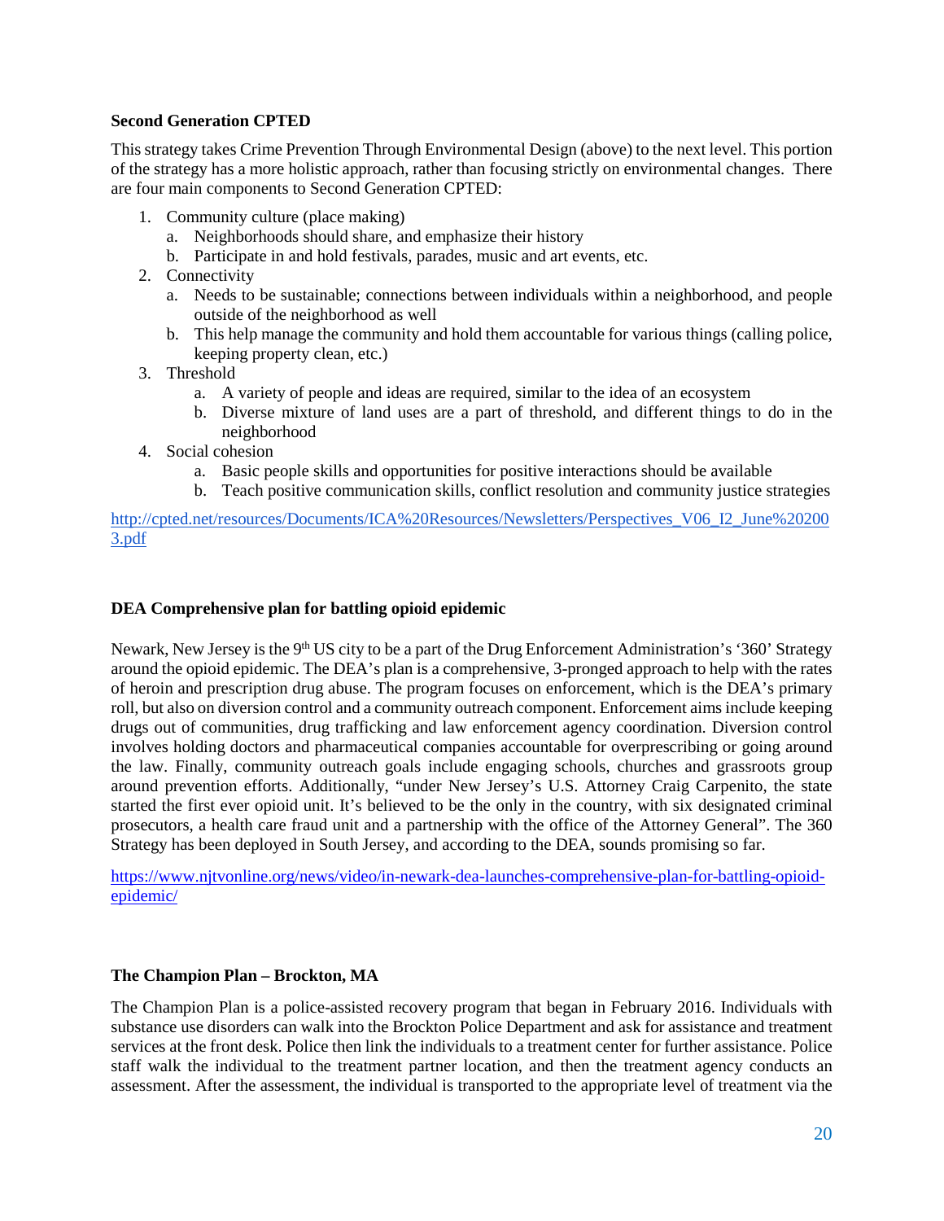**Second Generation CPTED**

This strategy takes Crime Prevention Through Environmental Design (above) to the next level. This portion of the strategy has a more holistic approach, rather than focusing strictly on environmental changes. There are four main components to Second Generation CPTED:

1. Community culture (place making)
    a. Neighborhoods should share, and emphasize their history
    b. Participate in and hold festivals, parades, music and art events, etc.
2. Connectivity
    a. Needs to be sustainable; connections between individuals within a neighborhood, and people outside of the neighborhood as well
    b. This help manage the community and hold them accountable for various things (calling police, keeping property clean, etc.)
3. Threshold
    a. A variety of people and ideas are required, similar to the idea of an ecosystem
    b. Diverse mixture of land uses are a part of threshold, and different things to do in the neighborhood
4. Social cohesion
    a. Basic people skills and opportunities for positive interactions should be available
    b. Teach positive communication skills, conflict resolution and community justice strategies

http://cpted.net/resources/Documents/ICA%20Resources/Newsletters/Perspectives_V06_I2_June%202003.pdf

**DEA Comprehensive plan for battling opioid epidemic**

Newark, New Jersey is the 9th US city to be a part of the Drug Enforcement Administration's '360' Strategy around the opioid epidemic. The DEA's plan is a comprehensive, 3-pronged approach to help with the rates of heroin and prescription drug abuse. The program focuses on enforcement, which is the DEA's primary roll, but also on diversion control and a community outreach component. Enforcement aims include keeping drugs out of communities, drug trafficking and law enforcement agency coordination. Diversion control involves holding doctors and pharmaceutical companies accountable for overprescribing or going around the law. Finally, community outreach goals include engaging schools, churches and grassroots group around prevention efforts. Additionally, "under New Jersey's U.S. Attorney Craig Carpenito, the state started the first ever opioid unit. It's believed to be the only in the country, with six designated criminal prosecutors, a health care fraud unit and a partnership with the office of the Attorney General". The 360 Strategy has been deployed in South Jersey, and according to the DEA, sounds promising so far.

https://www.njtvonline.org/news/video/in-newark-dea-launches-comprehensive-plan-for-battling-opioid-epidemic/

**The Champion Plan – Brockton, MA**

The Champion Plan is a police-assisted recovery program that began in February 2016. Individuals with substance use disorders can walk into the Brockton Police Department and ask for assistance and treatment services at the front desk. Police then link the individuals to a treatment center for further assistance. Police staff walk the individual to the treatment partner location, and then the treatment agency conducts an assessment. After the assessment, the individual is transported to the appropriate level of treatment via the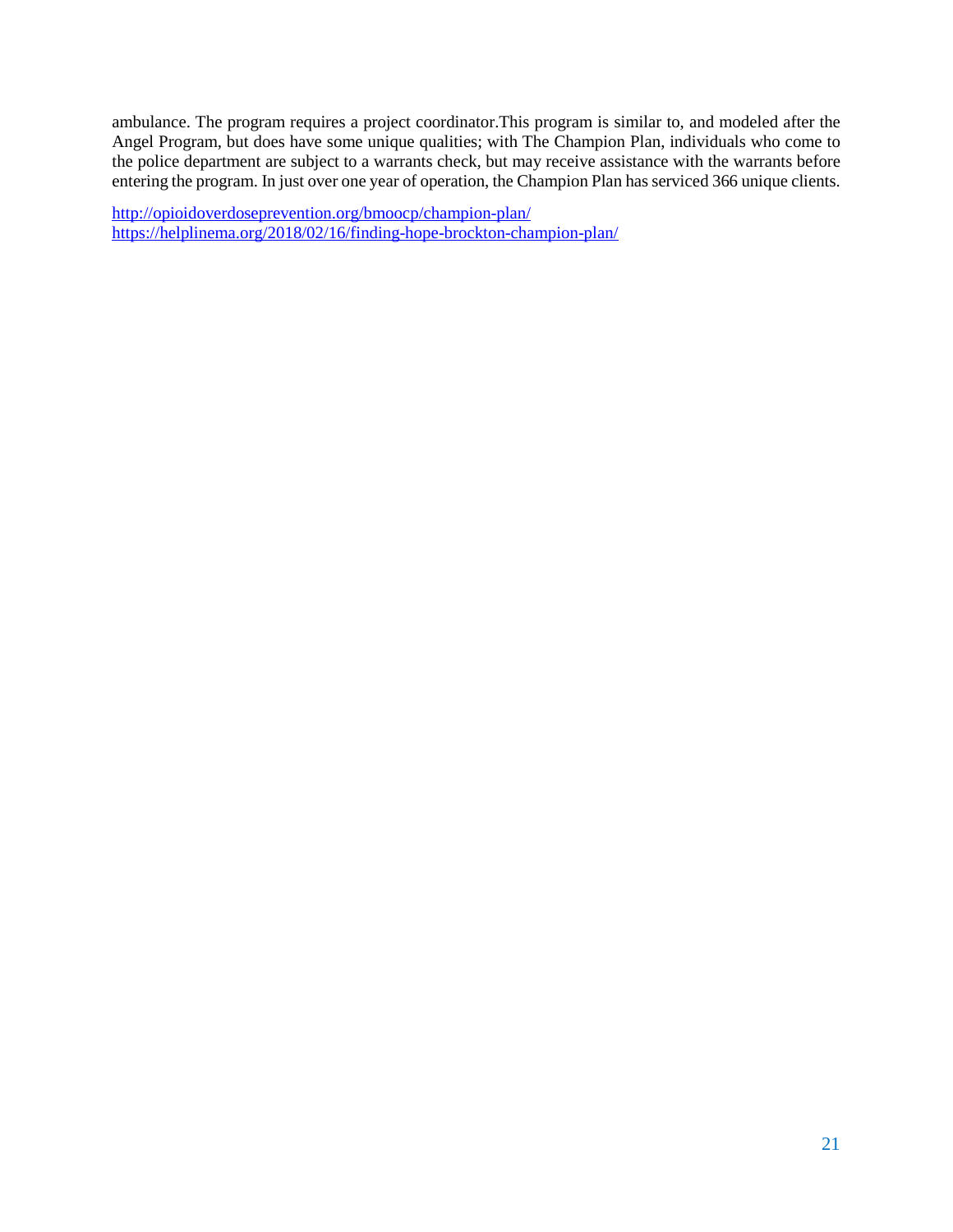ambulance. The program requires a project coordinator.This program is similar to, and modeled after the Angel Program, but does have some unique qualities; with The Champion Plan, individuals who come to the police department are subject to a warrants check, but may receive assistance with the warrants before entering the program. In just over one year of operation, the Champion Plan has serviced 366 unique clients.

http://opioidoverdoseprevention.org/bmoocp/champion-plan/
https://helplinema.org/2018/02/16/finding-hope-brockton-champion-plan/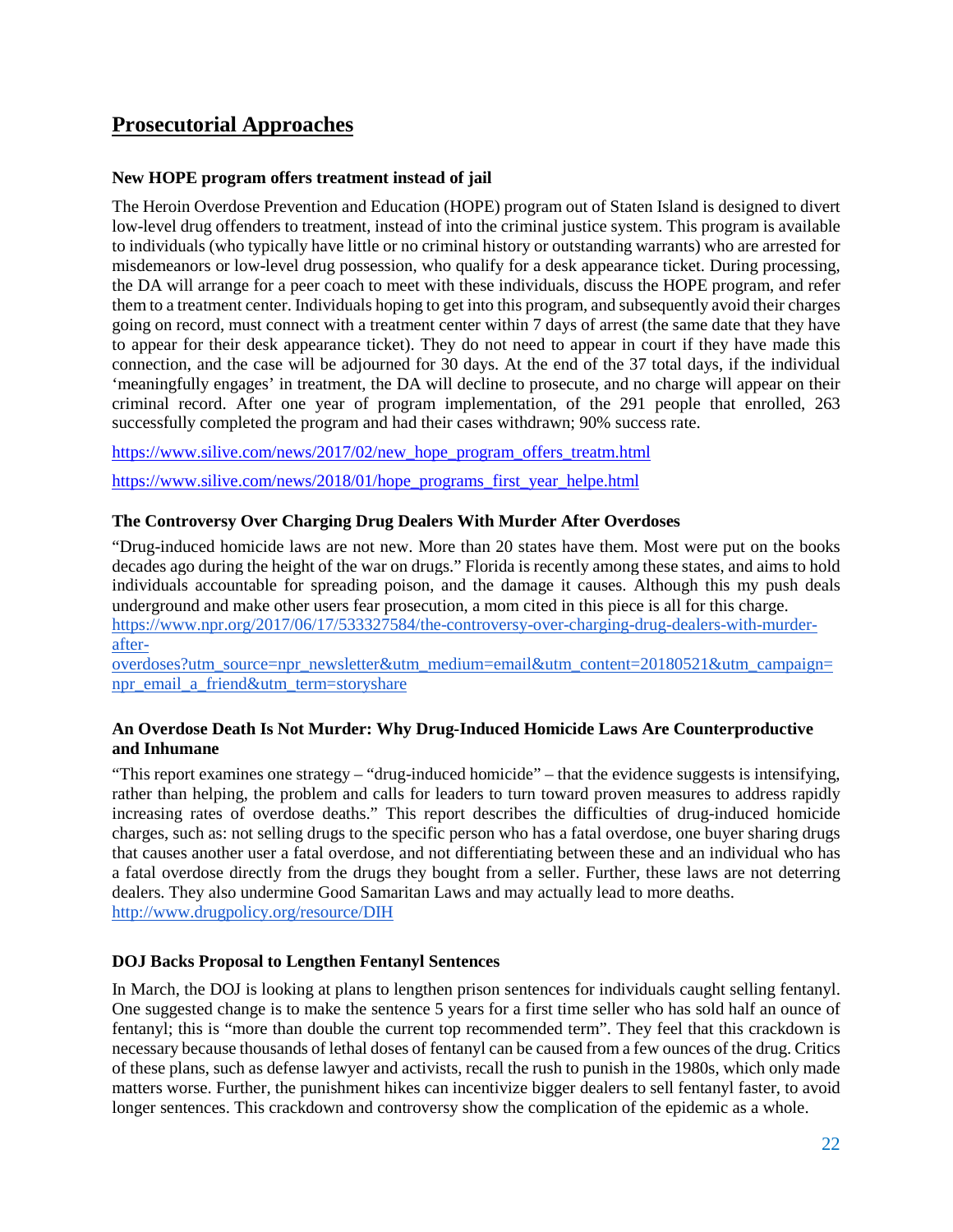## Prosecutorial Approaches

**New HOPE program offers treatment instead of jail**

The Heroin Overdose Prevention and Education (HOPE) program out of Staten Island is designed to divert low-level drug offenders to treatment, instead of into the criminal justice system. This program is available to individuals (who typically have little or no criminal history or outstanding warrants) who are arrested for misdemeanors or low-level drug possession, who qualify for a desk appearance ticket. During processing, the DA will arrange for a peer coach to meet with these individuals, discuss the HOPE program, and refer them to a treatment center. Individuals hoping to get into this program, and subsequently avoid their charges going on record, must connect with a treatment center within 7 days of arrest (the same date that they have to appear for their desk appearance ticket). They do not need to appear in court if they have made this connection, and the case will be adjourned for 30 days. At the end of the 37 total days, if the individual 'meaningfully engages' in treatment, the DA will decline to prosecute, and no charge will appear on their criminal record. After one year of program implementation, of the 291 people that enrolled, 263 successfully completed the program and had their cases withdrawn; 90% success rate.

https://www.silive.com/news/2017/02/new_hope_program_offers_treatm.html

https://www.silive.com/news/2018/01/hope_programs_first_year_helpe.html

**The Controversy Over Charging Drug Dealers With Murder After Overdoses**

"Drug-induced homicide laws are not new. More than 20 states have them. Most were put on the books decades ago during the height of the war on drugs." Florida is recently among these states, and aims to hold individuals accountable for spreading poison, and the damage it causes. Although this my push deals underground and make other users fear prosecution, a mom cited in this piece is all for this charge.
https://www.npr.org/2017/06/17/533327584/the-controversy-over-charging-drug-dealers-with-murder-after-overdoses?utm_source=npr_newsletter&utm_medium=email&utm_content=20180521&utm_campaign=npr_email_a_friend&utm_term=storyshare

**An Overdose Death Is Not Murder: Why Drug-Induced Homicide Laws Are Counterproductive and Inhumane**

"This report examines one strategy – "drug-induced homicide" – that the evidence suggests is intensifying, rather than helping, the problem and calls for leaders to turn toward proven measures to address rapidly increasing rates of overdose deaths." This report describes the difficulties of drug-induced homicide charges, such as: not selling drugs to the specific person who has a fatal overdose, one buyer sharing drugs that causes another user a fatal overdose, and not differentiating between these and an individual who has a fatal overdose directly from the drugs they bought from a seller. Further, these laws are not deterring dealers. They also undermine Good Samaritan Laws and may actually lead to more deaths.
http://www.drugpolicy.org/resource/DIH

**DOJ Backs Proposal to Lengthen Fentanyl Sentences**

In March, the DOJ is looking at plans to lengthen prison sentences for individuals caught selling fentanyl. One suggested change is to make the sentence 5 years for a first time seller who has sold half an ounce of fentanyl; this is "more than double the current top recommended term". They feel that this crackdown is necessary because thousands of lethal doses of fentanyl can be caused from a few ounces of the drug. Critics of these plans, such as defense lawyer and activists, recall the rush to punish in the 1980s, which only made matters worse. Further, the punishment hikes can incentivize bigger dealers to sell fentanyl faster, to avoid longer sentences. This crackdown and controversy show the complication of the epidemic as a whole.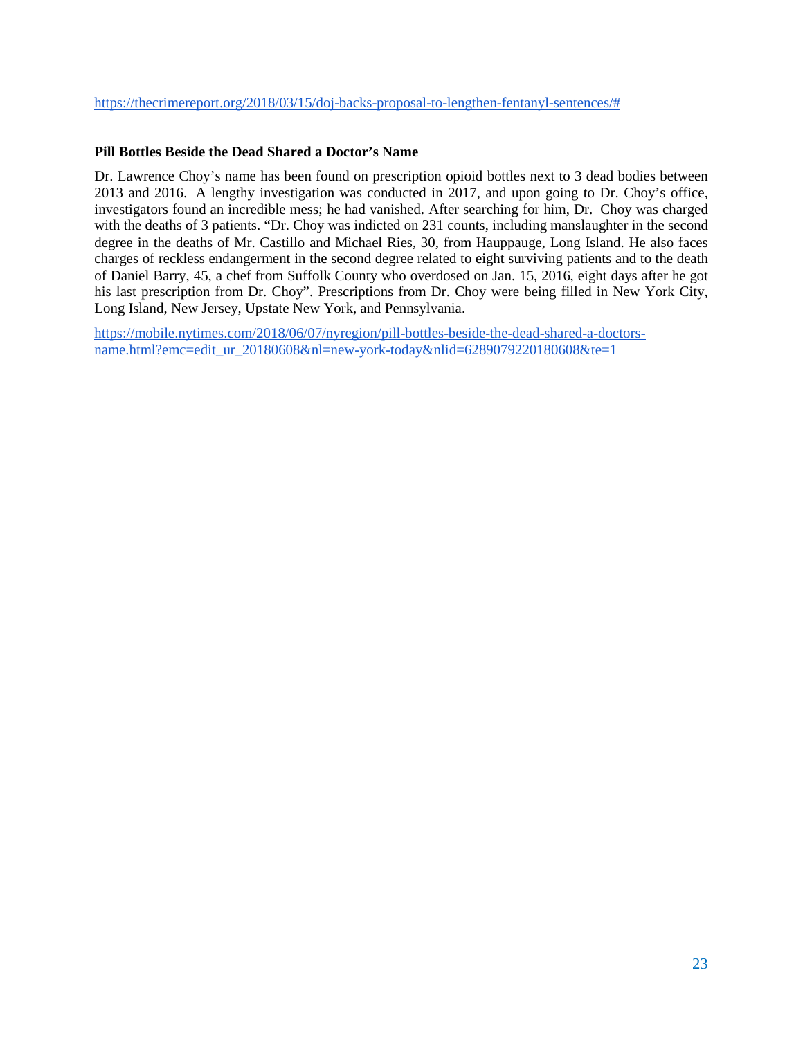https://thecrimereport.org/2018/03/15/doj-backs-proposal-to-lengthen-fentanyl-sentences/#

**Pill Bottles Beside the Dead Shared a Doctor's Name**

Dr. Lawrence Choy's name has been found on prescription opioid bottles next to 3 dead bodies between 2013 and 2016. A lengthy investigation was conducted in 2017, and upon going to Dr. Choy's office, investigators found an incredible mess; he had vanished. After searching for him, Dr. Choy was charged with the deaths of 3 patients. "Dr. Choy was indicted on 231 counts, including manslaughter in the second degree in the deaths of Mr. Castillo and Michael Ries, 30, from Hauppauge, Long Island. He also faces charges of reckless endangerment in the second degree related to eight surviving patients and to the death of Daniel Barry, 45, a chef from Suffolk County who overdosed on Jan. 15, 2016, eight days after he got his last prescription from Dr. Choy". Prescriptions from Dr. Choy were being filled in New York City, Long Island, New Jersey, Upstate New York, and Pennsylvania.

https://mobile.nytimes.com/2018/06/07/nyregion/pill-bottles-beside-the-dead-shared-a-doctors-name.html?emc=edit_ur_20180608&nl=new-york-today&nlid=6289079220180608&te=1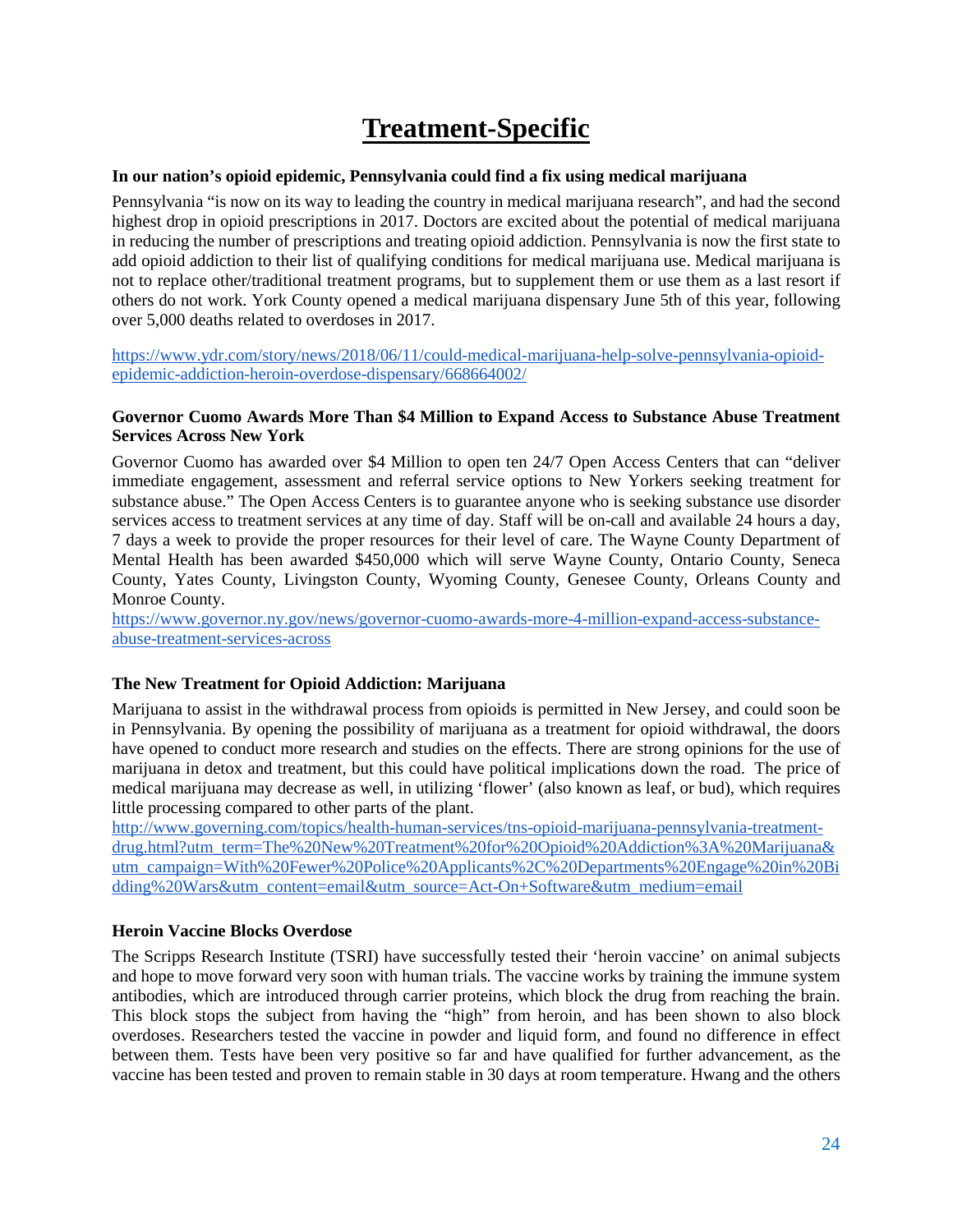# Treatment-Specific

**In our nation's opioid epidemic, Pennsylvania could find a fix using medical marijuana**

Pennsylvania "is now on its way to leading the country in medical marijuana research", and had the second highest drop in opioid prescriptions in 2017. Doctors are excited about the potential of medical marijuana in reducing the number of prescriptions and treating opioid addiction. Pennsylvania is now the first state to add opioid addiction to their list of qualifying conditions for medical marijuana use. Medical marijuana is not to replace other/traditional treatment programs, but to supplement them or use them as a last resort if others do not work. York County opened a medical marijuana dispensary June 5th of this year, following over 5,000 deaths related to overdoses in 2017.

https://www.ydr.com/story/news/2018/06/11/could-medical-marijuana-help-solve-pennsylvania-opioid-epidemic-addiction-heroin-overdose-dispensary/668664002/

**Governor Cuomo Awards More Than $4 Million to Expand Access to Substance Abuse Treatment Services Across New York**

Governor Cuomo has awarded over $4 Million to open ten 24/7 Open Access Centers that can "deliver immediate engagement, assessment and referral service options to New Yorkers seeking treatment for substance abuse." The Open Access Centers is to guarantee anyone who is seeking substance use disorder services access to treatment services at any time of day. Staff will be on-call and available 24 hours a day, 7 days a week to provide the proper resources for their level of care. The Wayne County Department of Mental Health has been awarded $450,000 which will serve Wayne County, Ontario County, Seneca County, Yates County, Livingston County, Wyoming County, Genesee County, Orleans County and Monroe County.
https://www.governor.ny.gov/news/governor-cuomo-awards-more-4-million-expand-access-substance-abuse-treatment-services-across

**The New Treatment for Opioid Addiction: Marijuana**

Marijuana to assist in the withdrawal process from opioids is permitted in New Jersey, and could soon be in Pennsylvania. By opening the possibility of marijuana as a treatment for opioid withdrawal, the doors have opened to conduct more research and studies on the effects. There are strong opinions for the use of marijuana in detox and treatment, but this could have political implications down the road. The price of medical marijuana may decrease as well, in utilizing 'flower' (also known as leaf, or bud), which requires little processing compared to other parts of the plant.
http://www.governing.com/topics/health-human-services/tns-opioid-marijuana-pennsylvania-treatment-drug.html?utm_term=The%20New%20Treatment%20for%20Opioid%20Addiction%3A%20Marijuana&utm_campaign=With%20Fewer%20Police%20Applicants%2C%20Departments%20Engage%20in%20Bidding%20Wars&utm_content=email&utm_source=Act-On+Software&utm_medium=email

**Heroin Vaccine Blocks Overdose**

The Scripps Research Institute (TSRI) have successfully tested their 'heroin vaccine' on animal subjects and hope to move forward very soon with human trials. The vaccine works by training the immune system antibodies, which are introduced through carrier proteins, which block the drug from reaching the brain. This block stops the subject from having the "high" from heroin, and has been shown to also block overdoses. Researchers tested the vaccine in powder and liquid form, and found no difference in effect between them. Tests have been very positive so far and have qualified for further advancement, as the vaccine has been tested and proven to remain stable in 30 days at room temperature. Hwang and the others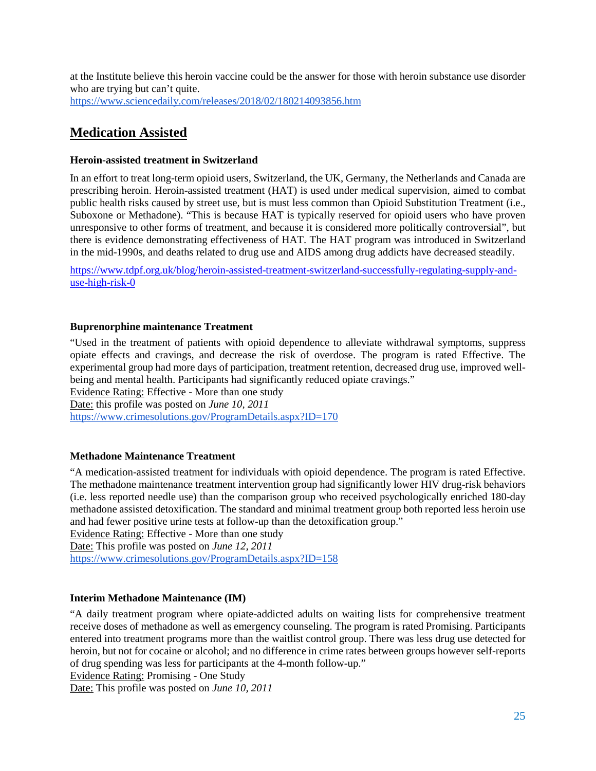at the Institute believe this heroin vaccine could be the answer for those with heroin substance use disorder who are trying but can't quite.
https://www.sciencedaily.com/releases/2018/02/180214093856.htm

## Medication Assisted

**Heroin-assisted treatment in Switzerland**

In an effort to treat long-term opioid users, Switzerland, the UK, Germany, the Netherlands and Canada are prescribing heroin. Heroin-assisted treatment (HAT) is used under medical supervision, aimed to combat public health risks caused by street use, but is must less common than Opioid Substitution Treatment (i.e., Suboxone or Methadone). "This is because HAT is typically reserved for opioid users who have proven unresponsive to other forms of treatment, and because it is considered more politically controversial", but there is evidence demonstrating effectiveness of HAT. The HAT program was introduced in Switzerland in the mid-1990s, and deaths related to drug use and AIDS among drug addicts have decreased steadily.

https://www.tdpf.org.uk/blog/heroin-assisted-treatment-switzerland-successfully-regulating-supply-and-use-high-risk-0

**Buprenorphine maintenance Treatment**

"Used in the treatment of patients with opioid dependence to alleviate withdrawal symptoms, suppress opiate effects and cravings, and decrease the risk of overdose. The program is rated Effective. The experimental group had more days of participation, treatment retention, decreased drug use, improved well-being and mental health. Participants had significantly reduced opiate cravings."
Evidence Rating: Effective - More than one study
Date: this profile was posted on *June 10, 2011*
https://www.crimesolutions.gov/ProgramDetails.aspx?ID=170

**Methadone Maintenance Treatment**

"A medication-assisted treatment for individuals with opioid dependence. The program is rated Effective. The methadone maintenance treatment intervention group had significantly lower HIV drug-risk behaviors (i.e. less reported needle use) than the comparison group who received psychologically enriched 180-day methadone assisted detoxification. The standard and minimal treatment group both reported less heroin use and had fewer positive urine tests at follow-up than the detoxification group."
Evidence Rating: Effective - More than one study
Date: This profile was posted on *June 12, 2011*
https://www.crimesolutions.gov/ProgramDetails.aspx?ID=158

**Interim Methadone Maintenance (IM)**

"A daily treatment program where opiate-addicted adults on waiting lists for comprehensive treatment receive doses of methadone as well as emergency counseling. The program is rated Promising. Participants entered into treatment programs more than the waitlist control group. There was less drug use detected for heroin, but not for cocaine or alcohol; and no difference in crime rates between groups however self-reports of drug spending was less for participants at the 4-month follow-up."
Evidence Rating: Promising - One Study
Date: This profile was posted on *June 10, 2011*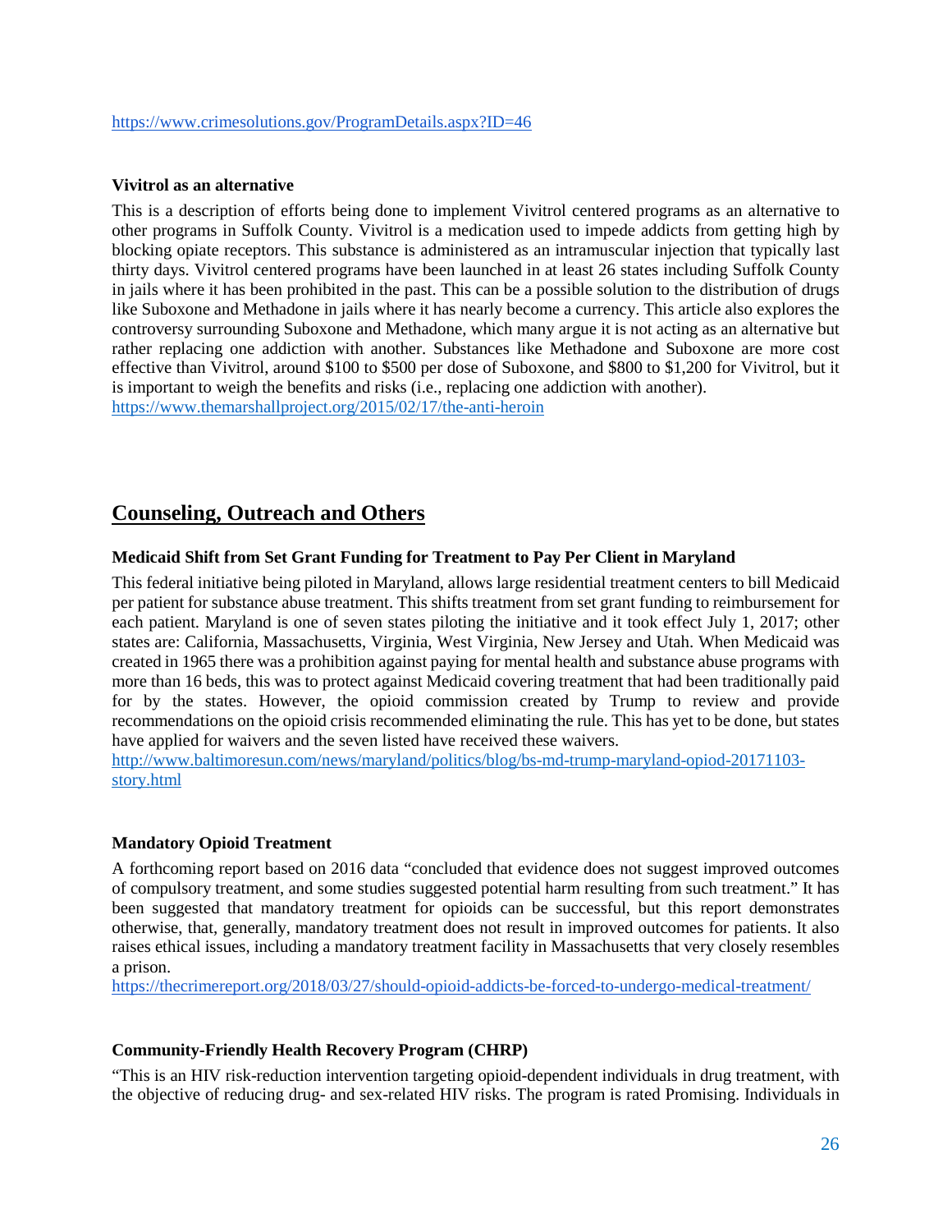https://www.crimesolutions.gov/ProgramDetails.aspx?ID=46

**Vivitrol as an alternative**

This is a description of efforts being done to implement Vivitrol centered programs as an alternative to other programs in Suffolk County. Vivitrol is a medication used to impede addicts from getting high by blocking opiate receptors. This substance is administered as an intramuscular injection that typically last thirty days. Vivitrol centered programs have been launched in at least 26 states including Suffolk County in jails where it has been prohibited in the past. This can be a possible solution to the distribution of drugs like Suboxone and Methadone in jails where it has nearly become a currency. This article also explores the controversy surrounding Suboxone and Methadone, which many argue it is not acting as an alternative but rather replacing one addiction with another. Substances like Methadone and Suboxone are more cost effective than Vivitrol, around $100 to $500 per dose of Suboxone, and $800 to $1,200 for Vivitrol, but it is important to weigh the benefits and risks (i.e., replacing one addiction with another).
https://www.themarshallproject.org/2015/02/17/the-anti-heroin

## Counseling, Outreach and Others

**Medicaid Shift from Set Grant Funding for Treatment to Pay Per Client in Maryland**

This federal initiative being piloted in Maryland, allows large residential treatment centers to bill Medicaid per patient for substance abuse treatment. This shifts treatment from set grant funding to reimbursement for each patient. Maryland is one of seven states piloting the initiative and it took effect July 1, 2017; other states are: California, Massachusetts, Virginia, West Virginia, New Jersey and Utah. When Medicaid was created in 1965 there was a prohibition against paying for mental health and substance abuse programs with more than 16 beds, this was to protect against Medicaid covering treatment that had been traditionally paid for by the states. However, the opioid commission created by Trump to review and provide recommendations on the opioid crisis recommended eliminating the rule. This has yet to be done, but states have applied for waivers and the seven listed have received these waivers.
http://www.baltimoresun.com/news/maryland/politics/blog/bs-md-trump-maryland-opiod-20171103-story.html

**Mandatory Opioid Treatment**

A forthcoming report based on 2016 data "concluded that evidence does not suggest improved outcomes of compulsory treatment, and some studies suggested potential harm resulting from such treatment." It has been suggested that mandatory treatment for opioids can be successful, but this report demonstrates otherwise, that, generally, mandatory treatment does not result in improved outcomes for patients. It also raises ethical issues, including a mandatory treatment facility in Massachusetts that very closely resembles a prison.
https://thecrimereport.org/2018/03/27/should-opioid-addicts-be-forced-to-undergo-medical-treatment/

**Community-Friendly Health Recovery Program (CHRP)**

"This is an HIV risk-reduction intervention targeting opioid-dependent individuals in drug treatment, with the objective of reducing drug- and sex-related HIV risks. The program is rated Promising. Individuals in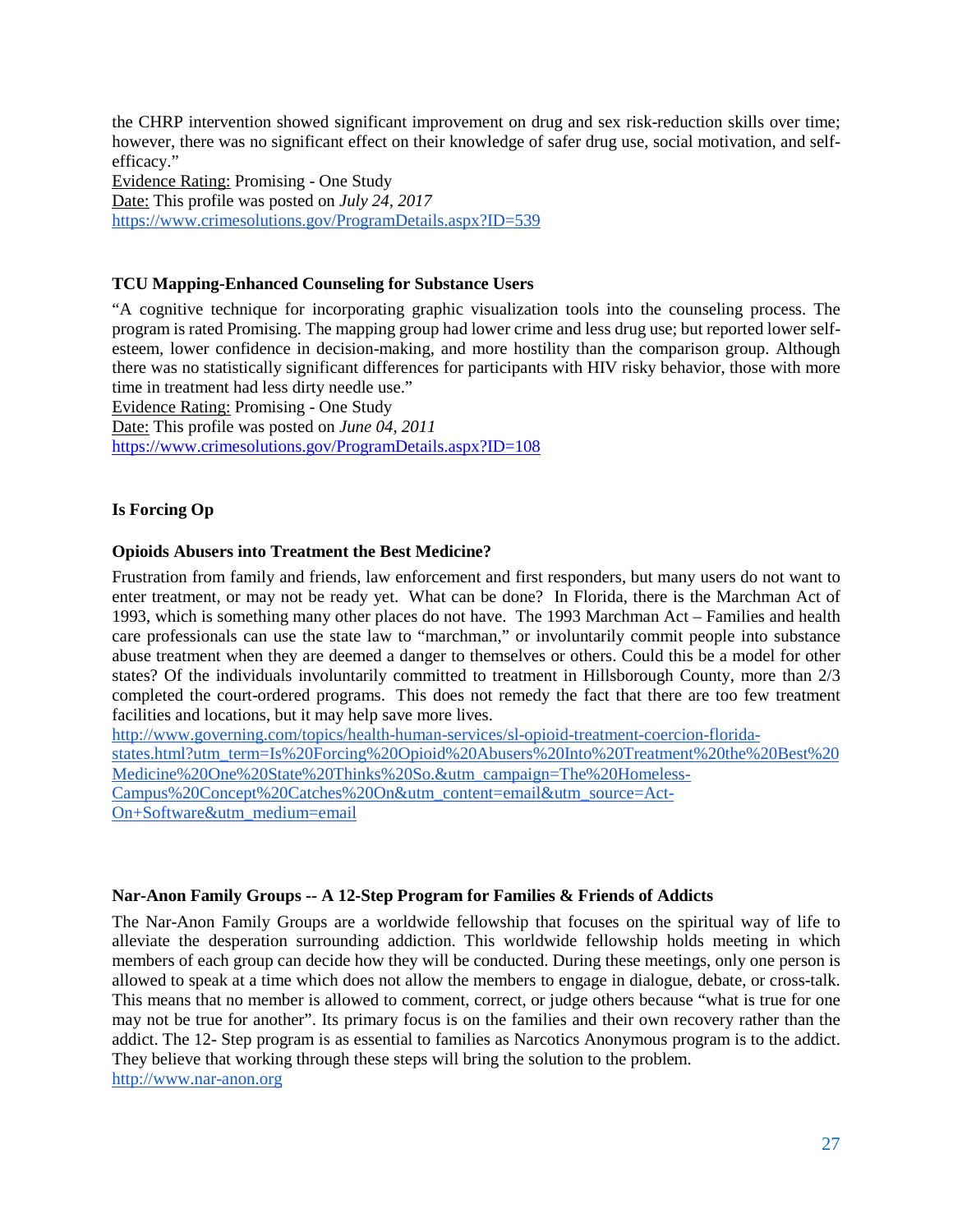the CHRP intervention showed significant improvement on drug and sex risk-reduction skills over time; however, there was no significant effect on their knowledge of safer drug use, social motivation, and self-efficacy."

Evidence Rating: Promising - One Study

Date: This profile was posted on *July 24, 2017*

https://www.crimesolutions.gov/ProgramDetails.aspx?ID=539

**TCU Mapping-Enhanced Counseling for Substance Users**

"A cognitive technique for incorporating graphic visualization tools into the counseling process. The program is rated Promising. The mapping group had lower crime and less drug use; but reported lower self-esteem, lower confidence in decision-making, and more hostility than the comparison group. Although there was no statistically significant differences for participants with HIV risky behavior, those with more time in treatment had less dirty needle use."

Evidence Rating: Promising - One Study

Date: This profile was posted on *June 04, 2011*

https://www.crimesolutions.gov/ProgramDetails.aspx?ID=108

**Is Forcing Op**

**Opioids Abusers into Treatment the Best Medicine?**

Frustration from family and friends, law enforcement and first responders, but many users do not want to enter treatment, or may not be ready yet. What can be done? In Florida, there is the Marchman Act of 1993, which is something many other places do not have. The 1993 Marchman Act – Families and health care professionals can use the state law to "marchman," or involuntarily commit people into substance abuse treatment when they are deemed a danger to themselves or others. Could this be a model for other states? Of the individuals involuntarily committed to treatment in Hillsborough County, more than 2/3 completed the court-ordered programs. This does not remedy the fact that there are too few treatment facilities and locations, but it may help save more lives.

http://www.governing.com/topics/health-human-services/sl-opioid-treatment-coercion-florida-states.html?utm_term=Is%20Forcing%20Opioid%20Abusers%20Into%20Treatment%20the%20Best%20Medicine%20One%20State%20Thinks%20So.&utm_campaign=The%20Homeless-Campus%20Concept%20Catches%20On&utm_content=email&utm_source=Act-On+Software&utm_medium=email

**Nar-Anon Family Groups -- A 12-Step Program for Families & Friends of Addicts**

The Nar-Anon Family Groups are a worldwide fellowship that focuses on the spiritual way of life to alleviate the desperation surrounding addiction. This worldwide fellowship holds meeting in which members of each group can decide how they will be conducted. During these meetings, only one person is allowed to speak at a time which does not allow the members to engage in dialogue, debate, or cross-talk. This means that no member is allowed to comment, correct, or judge others because "what is true for one may not be true for another". Its primary focus is on the families and their own recovery rather than the addict. The 12- Step program is as essential to families as Narcotics Anonymous program is to the addict. They believe that working through these steps will bring the solution to the problem.

http://www.nar-anon.org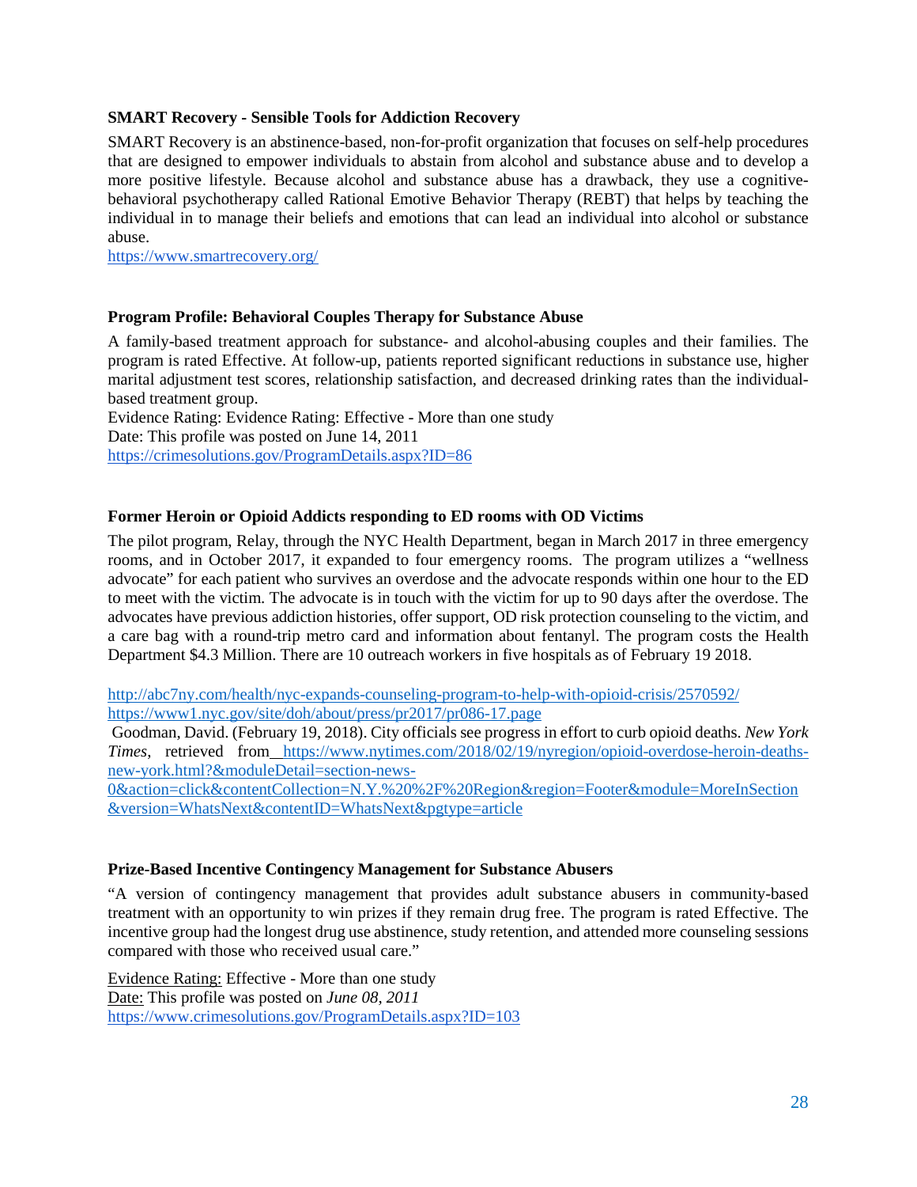**SMART Recovery - Sensible Tools for Addiction Recovery**

SMART Recovery is an abstinence-based, non-for-profit organization that focuses on self-help procedures that are designed to empower individuals to abstain from alcohol and substance abuse and to develop a more positive lifestyle. Because alcohol and substance abuse has a drawback, they use a cognitive-behavioral psychotherapy called Rational Emotive Behavior Therapy (REBT) that helps by teaching the individual in to manage their beliefs and emotions that can lead an individual into alcohol or substance abuse.
https://www.smartrecovery.org/

**Program Profile: Behavioral Couples Therapy for Substance Abuse**

A family-based treatment approach for substance- and alcohol-abusing couples and their families. The program is rated Effective. At follow-up, patients reported significant reductions in substance use, higher marital adjustment test scores, relationship satisfaction, and decreased drinking rates than the individual-based treatment group.
Evidence Rating: Evidence Rating: Effective - More than one study
Date: This profile was posted on June 14, 2011
https://crimesolutions.gov/ProgramDetails.aspx?ID=86

**Former Heroin or Opioid Addicts responding to ED rooms with OD Victims**

The pilot program, Relay, through the NYC Health Department, began in March 2017 in three emergency rooms, and in October 2017, it expanded to four emergency rooms. The program utilizes a "wellness advocate" for each patient who survives an overdose and the advocate responds within one hour to the ED to meet with the victim. The advocate is in touch with the victim for up to 90 days after the overdose. The advocates have previous addiction histories, offer support, OD risk protection counseling to the victim, and a care bag with a round-trip metro card and information about fentanyl. The program costs the Health Department $4.3 Million. There are 10 outreach workers in five hospitals as of February 19 2018.

http://abc7ny.com/health/nyc-expands-counseling-program-to-help-with-opioid-crisis/2570592/
https://www1.nyc.gov/site/doh/about/press/pr2017/pr086-17.page
Goodman, David. (February 19, 2018). City officials see progress in effort to curb opioid deaths. *New York Times*, retrieved from https://www.nytimes.com/2018/02/19/nyregion/opioid-overdose-heroin-deaths-new-york.html?&moduleDetail=section-news-0&action=click&contentCollection=N.Y.%20%2F%20Region&region=Footer&module=MoreInSection&version=WhatsNext&contentID=WhatsNext&pgtype=article

**Prize-Based Incentive Contingency Management for Substance Abusers**

"A version of contingency management that provides adult substance abusers in community-based treatment with an opportunity to win prizes if they remain drug free. The program is rated Effective. The incentive group had the longest drug use abstinence, study retention, and attended more counseling sessions compared with those who received usual care."

Evidence Rating: Effective - More than one study
Date: This profile was posted on *June 08, 2011*
https://www.crimesolutions.gov/ProgramDetails.aspx?ID=103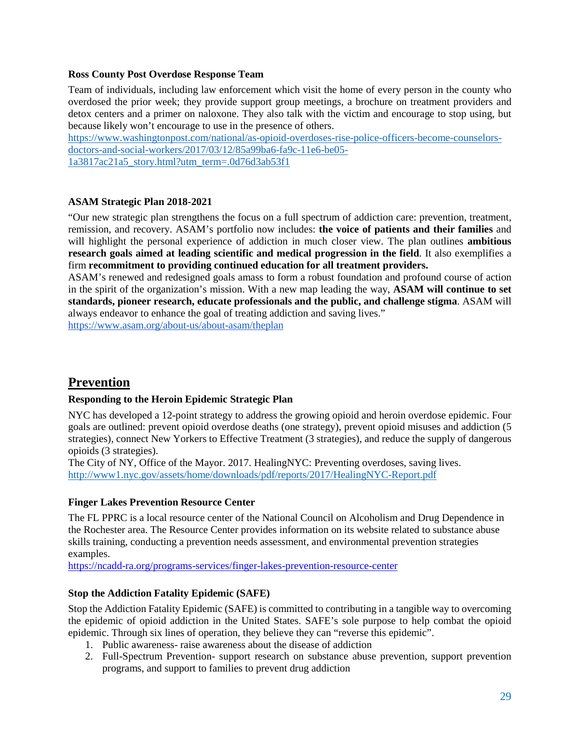**Ross County Post Overdose Response Team**

Team of individuals, including law enforcement which visit the home of every person in the county who overdosed the prior week; they provide support group meetings, a brochure on treatment providers and detox centers and a primer on naloxone. They also talk with the victim and encourage to stop using, but because likely won't encourage to use in the presence of others.
https://www.washingtonpost.com/national/as-opioid-overdoses-rise-police-officers-become-counselors-doctors-and-social-workers/2017/03/12/85a99ba6-fa9c-11e6-be05-1a3817ac21a5_story.html?utm_term=.0d76d3ab53f1

**ASAM Strategic Plan 2018-2021**

"Our new strategic plan strengthens the focus on a full spectrum of addiction care: prevention, treatment, remission, and recovery. ASAM's portfolio now includes: **the voice of patients and their families** and will highlight the personal experience of addiction in much closer view. The plan outlines **ambitious research goals aimed at leading scientific and medical progression in the field**. It also exemplifies a firm **recommitment to providing continued education for all treatment providers.**
ASAM's renewed and redesigned goals amass to form a robust foundation and profound course of action in the spirit of the organization's mission. With a new map leading the way, **ASAM will continue to set standards, pioneer research, educate professionals and the public, and challenge stigma**. ASAM will always endeavor to enhance the goal of treating addiction and saving lives."
https://www.asam.org/about-us/about-asam/theplan

## Prevention

**Responding to the Heroin Epidemic Strategic Plan**

NYC has developed a 12-point strategy to address the growing opioid and heroin overdose epidemic. Four goals are outlined: prevent opioid overdose deaths (one strategy), prevent opioid misuses and addiction (5 strategies), connect New Yorkers to Effective Treatment (3 strategies), and reduce the supply of dangerous opioids (3 strategies).
The City of NY, Office of the Mayor. 2017. HealingNYC: Preventing overdoses, saving lives.
http://www1.nyc.gov/assets/home/downloads/pdf/reports/2017/HealingNYC-Report.pdf

**Finger Lakes Prevention Resource Center**

The FL PPRC is a local resource center of the National Council on Alcoholism and Drug Dependence in the Rochester area. The Resource Center provides information on its website related to substance abuse skills training, conducting a prevention needs assessment, and environmental prevention strategies examples.
https://ncadd-ra.org/programs-services/finger-lakes-prevention-resource-center

**Stop the Addiction Fatality Epidemic (SAFE)**

Stop the Addiction Fatality Epidemic (SAFE) is committed to contributing in a tangible way to overcoming the epidemic of opioid addiction in the United States. SAFE's sole purpose to help combat the opioid epidemic. Through six lines of operation, they believe they can "reverse this epidemic".

1. Public awareness- raise awareness about the disease of addiction
2. Full-Spectrum Prevention- support research on substance abuse prevention, support prevention programs, and support to families to prevent drug addiction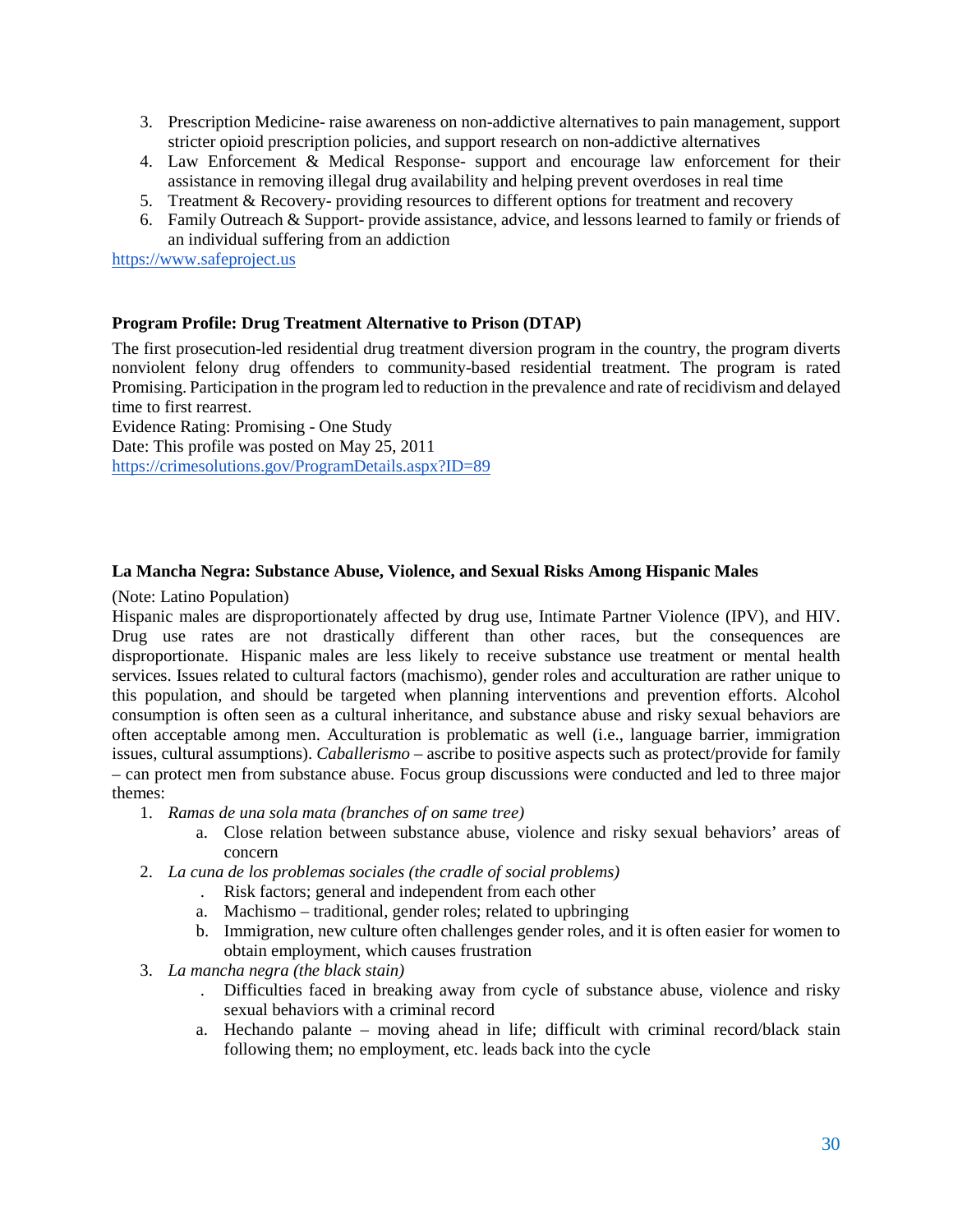3. Prescription Medicine- raise awareness on non-addictive alternatives to pain management, support stricter opioid prescription policies, and support research on non-addictive alternatives
4. Law Enforcement & Medical Response- support and encourage law enforcement for their assistance in removing illegal drug availability and helping prevent overdoses in real time
5. Treatment & Recovery- providing resources to different options for treatment and recovery
6. Family Outreach & Support- provide assistance, advice, and lessons learned to family or friends of an individual suffering from an addiction

https://www.safeproject.us

**Program Profile: Drug Treatment Alternative to Prison (DTAP)**

The first prosecution-led residential drug treatment diversion program in the country, the program diverts nonviolent felony drug offenders to community-based residential treatment. The program is rated Promising. Participation in the program led to reduction in the prevalence and rate of recidivism and delayed time to first rearrest.

Evidence Rating: Promising - One Study
Date: This profile was posted on May 25, 2011
https://crimesolutions.gov/ProgramDetails.aspx?ID=89

**La Mancha Negra: Substance Abuse, Violence, and Sexual Risks Among Hispanic Males**

(Note: Latino Population)

Hispanic males are disproportionately affected by drug use, Intimate Partner Violence (IPV), and HIV. Drug use rates are not drastically different than other races, but the consequences are disproportionate. Hispanic males are less likely to receive substance use treatment or mental health services. Issues related to cultural factors (machismo), gender roles and acculturation are rather unique to this population, and should be targeted when planning interventions and prevention efforts. Alcohol consumption is often seen as a cultural inheritance, and substance abuse and risky sexual behaviors are often acceptable among men. Acculturation is problematic as well (i.e., language barrier, immigration issues, cultural assumptions). *Caballerismo* – ascribe to positive aspects such as protect/provide for family – can protect men from substance abuse. Focus group discussions were conducted and led to three major themes:

1. *Ramas de una sola mata (branches of on same tree)*
   a. Close relation between substance abuse, violence and risky sexual behaviors' areas of concern
2. *La cuna de los problemas sociales (the cradle of social problems)*
   . Risk factors; general and independent from each other
   a. Machismo – traditional, gender roles; related to upbringing
   b. Immigration, new culture often challenges gender roles, and it is often easier for women to obtain employment, which causes frustration
3. *La mancha negra (the black stain)*
   . Difficulties faced in breaking away from cycle of substance abuse, violence and risky sexual behaviors with a criminal record
   a. Hechando palante – moving ahead in life; difficult with criminal record/black stain following them; no employment, etc. leads back into the cycle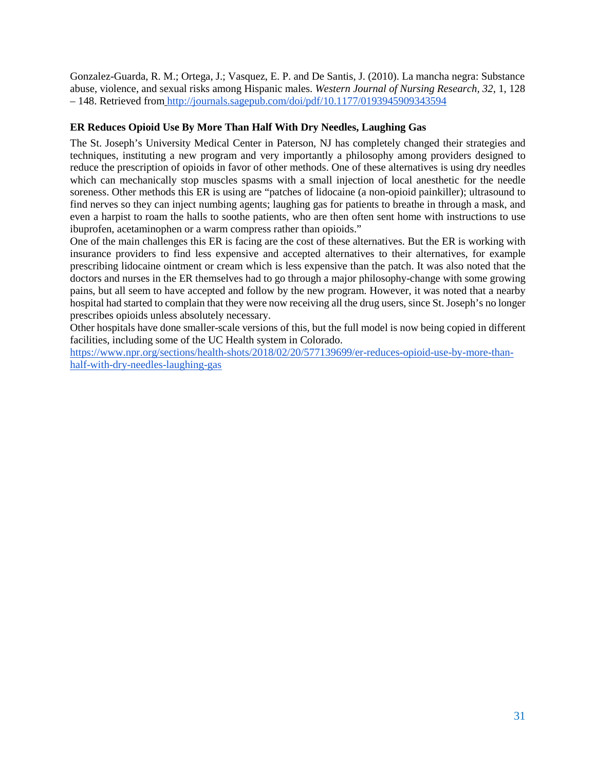Gonzalez-Guarda, R. M.; Ortega, J.; Vasquez, E. P. and De Santis, J. (2010). La mancha negra: Substance abuse, violence, and sexual risks among Hispanic males. *Western Journal of Nursing Research, 32*, 1, 128 – 148. Retrieved from http://journals.sagepub.com/doi/pdf/10.1177/0193945909343594

**ER Reduces Opioid Use By More Than Half With Dry Needles, Laughing Gas**

The St. Joseph's University Medical Center in Paterson, NJ has completely changed their strategies and techniques, instituting a new program and very importantly a philosophy among providers designed to reduce the prescription of opioids in favor of other methods. One of these alternatives is using dry needles which can mechanically stop muscles spasms with a small injection of local anesthetic for the needle soreness. Other methods this ER is using are "patches of lidocaine (a non-opioid painkiller); ultrasound to find nerves so they can inject numbing agents; laughing gas for patients to breathe in through a mask, and even a harpist to roam the halls to soothe patients, who are then often sent home with instructions to use ibuprofen, acetaminophen or a warm compress rather than opioids."

One of the main challenges this ER is facing are the cost of these alternatives. But the ER is working with insurance providers to find less expensive and accepted alternatives to their alternatives, for example prescribing lidocaine ointment or cream which is less expensive than the patch. It was also noted that the doctors and nurses in the ER themselves had to go through a major philosophy-change with some growing pains, but all seem to have accepted and follow by the new program. However, it was noted that a nearby hospital had started to complain that they were now receiving all the drug users, since St. Joseph's no longer prescribes opioids unless absolutely necessary.

Other hospitals have done smaller-scale versions of this, but the full model is now being copied in different facilities, including some of the UC Health system in Colorado.

https://www.npr.org/sections/health-shots/2018/02/20/577139699/er-reduces-opioid-use-by-more-than-half-with-dry-needles-laughing-gas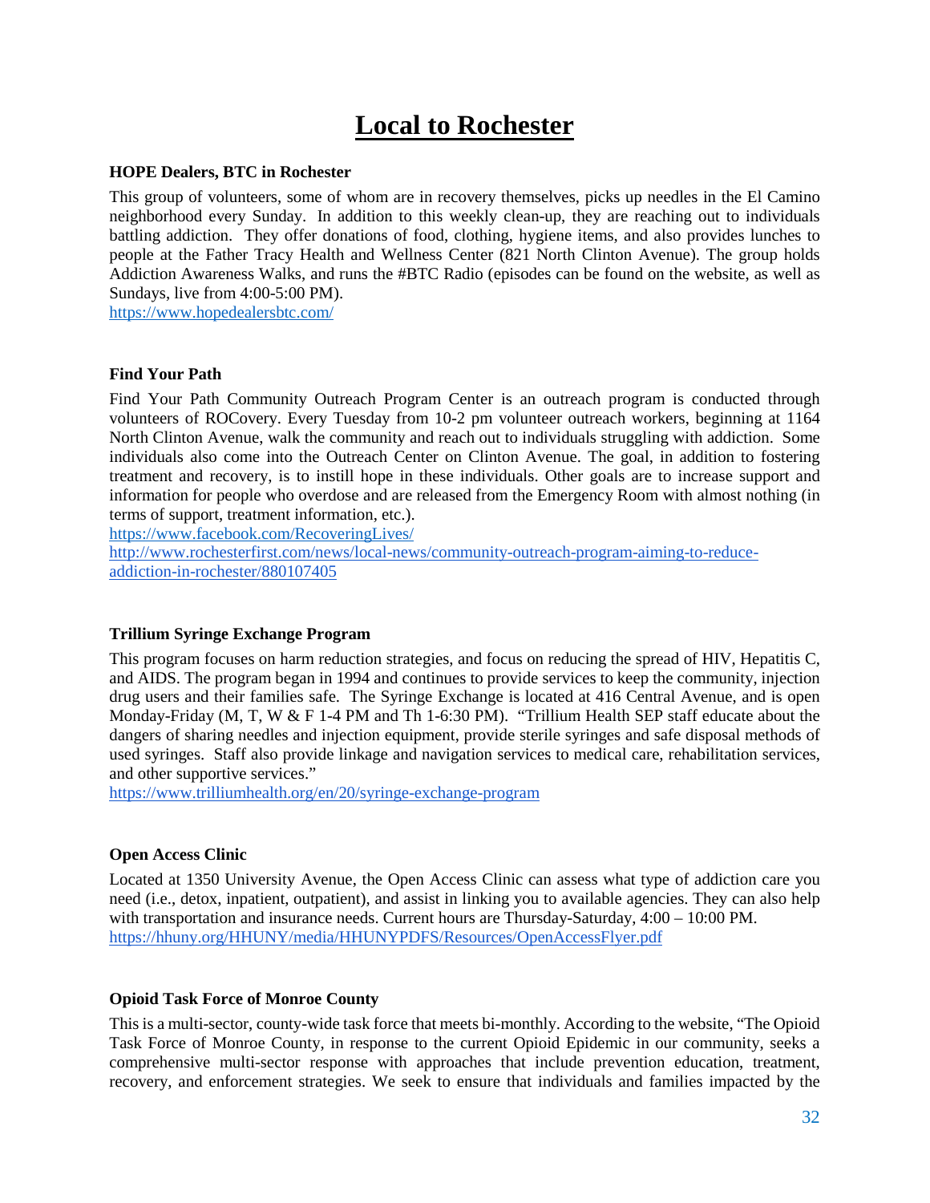# Local to Rochester

**HOPE Dealers, BTC in Rochester**

This group of volunteers, some of whom are in recovery themselves, picks up needles in the El Camino neighborhood every Sunday. In addition to this weekly clean-up, they are reaching out to individuals battling addiction. They offer donations of food, clothing, hygiene items, and also provides lunches to people at the Father Tracy Health and Wellness Center (821 North Clinton Avenue). The group holds Addiction Awareness Walks, and runs the #BTC Radio (episodes can be found on the website, as well as Sundays, live from 4:00-5:00 PM).
https://www.hopedealersbtc.com/

**Find Your Path**

Find Your Path Community Outreach Program Center is an outreach program is conducted through volunteers of ROCovery. Every Tuesday from 10-2 pm volunteer outreach workers, beginning at 1164 North Clinton Avenue, walk the community and reach out to individuals struggling with addiction. Some individuals also come into the Outreach Center on Clinton Avenue. The goal, in addition to fostering treatment and recovery, is to instill hope in these individuals. Other goals are to increase support and information for people who overdose and are released from the Emergency Room with almost nothing (in terms of support, treatment information, etc.).
https://www.facebook.com/RecoveringLives/
http://www.rochesterfirst.com/news/local-news/community-outreach-program-aiming-to-reduce-addiction-in-rochester/880107405

**Trillium Syringe Exchange Program**

This program focuses on harm reduction strategies, and focus on reducing the spread of HIV, Hepatitis C, and AIDS. The program began in 1994 and continues to provide services to keep the community, injection drug users and their families safe. The Syringe Exchange is located at 416 Central Avenue, and is open Monday-Friday (M, T, W & F 1-4 PM and Th 1-6:30 PM). "Trillium Health SEP staff educate about the dangers of sharing needles and injection equipment, provide sterile syringes and safe disposal methods of used syringes. Staff also provide linkage and navigation services to medical care, rehabilitation services, and other supportive services."
https://www.trilliumhealth.org/en/20/syringe-exchange-program

**Open Access Clinic**

Located at 1350 University Avenue, the Open Access Clinic can assess what type of addiction care you need (i.e., detox, inpatient, outpatient), and assist in linking you to available agencies. They can also help with transportation and insurance needs. Current hours are Thursday-Saturday, 4:00 – 10:00 PM.
https://hhuny.org/HHUNY/media/HHUNYPDFS/Resources/OpenAccessFlyer.pdf

**Opioid Task Force of Monroe County**

This is a multi-sector, county-wide task force that meets bi-monthly. According to the website, "The Opioid Task Force of Monroe County, in response to the current Opioid Epidemic in our community, seeks a comprehensive multi-sector response with approaches that include prevention education, treatment, recovery, and enforcement strategies. We seek to ensure that individuals and families impacted by the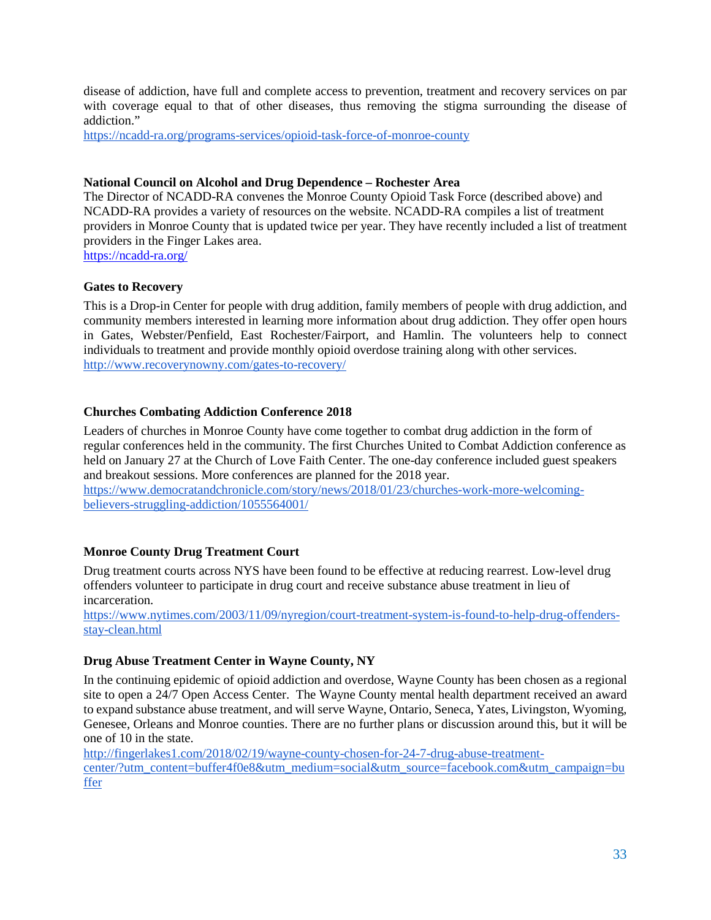disease of addiction, have full and complete access to prevention, treatment and recovery services on par with coverage equal to that of other diseases, thus removing the stigma surrounding the disease of addiction."
https://ncadd-ra.org/programs-services/opioid-task-force-of-monroe-county

**National Council on Alcohol and Drug Dependence – Rochester Area**

The Director of NCADD-RA convenes the Monroe County Opioid Task Force (described above) and NCADD-RA provides a variety of resources on the website. NCADD-RA compiles a list of treatment providers in Monroe County that is updated twice per year. They have recently included a list of treatment providers in the Finger Lakes area.
https://ncadd-ra.org/

**Gates to Recovery**

This is a Drop-in Center for people with drug addition, family members of people with drug addiction, and community members interested in learning more information about drug addiction. They offer open hours in Gates, Webster/Penfield, East Rochester/Fairport, and Hamlin. The volunteers help to connect individuals to treatment and provide monthly opioid overdose training along with other services.
http://www.recoverynowny.com/gates-to-recovery/

**Churches Combating Addiction Conference 2018**

Leaders of churches in Monroe County have come together to combat drug addiction in the form of regular conferences held in the community. The first Churches United to Combat Addiction conference as held on January 27 at the Church of Love Faith Center. The one-day conference included guest speakers and breakout sessions. More conferences are planned for the 2018 year.
https://www.democratandchronicle.com/story/news/2018/01/23/churches-work-more-welcoming-believers-struggling-addiction/1055564001/

**Monroe County Drug Treatment Court**

Drug treatment courts across NYS have been found to be effective at reducing rearrest. Low-level drug offenders volunteer to participate in drug court and receive substance abuse treatment in lieu of incarceration.
https://www.nytimes.com/2003/11/09/nyregion/court-treatment-system-is-found-to-help-drug-offenders-stay-clean.html

**Drug Abuse Treatment Center in Wayne County, NY**

In the continuing epidemic of opioid addiction and overdose, Wayne County has been chosen as a regional site to open a 24/7 Open Access Center. The Wayne County mental health department received an award to expand substance abuse treatment, and will serve Wayne, Ontario, Seneca, Yates, Livingston, Wyoming, Genesee, Orleans and Monroe counties. There are no further plans or discussion around this, but it will be one of 10 in the state.
http://fingerlakes1.com/2018/02/19/wayne-county-chosen-for-24-7-drug-abuse-treatment-center/?utm_content=buffer4f0e8&utm_medium=social&utm_source=facebook.com&utm_campaign=buffer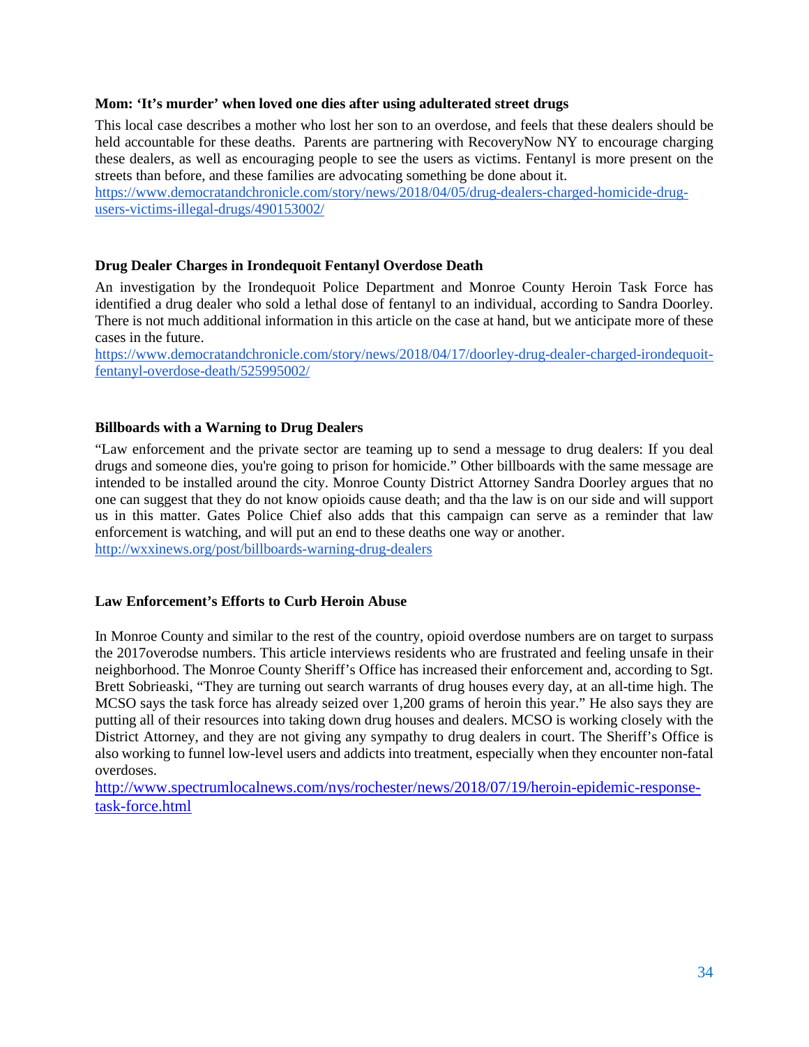**Mom: 'It's murder' when loved one dies after using adulterated street drugs**

This local case describes a mother who lost her son to an overdose, and feels that these dealers should be held accountable for these deaths. Parents are partnering with RecoveryNow NY to encourage charging these dealers, as well as encouraging people to see the users as victims. Fentanyl is more present on the streets than before, and these families are advocating something be done about it.
https://www.democratandchronicle.com/story/news/2018/04/05/drug-dealers-charged-homicide-drug-users-victims-illegal-drugs/490153002/

**Drug Dealer Charges in Irondequoit Fentanyl Overdose Death**

An investigation by the Irondequoit Police Department and Monroe County Heroin Task Force has identified a drug dealer who sold a lethal dose of fentanyl to an individual, according to Sandra Doorley. There is not much additional information in this article on the case at hand, but we anticipate more of these cases in the future.
https://www.democratandchronicle.com/story/news/2018/04/17/doorley-drug-dealer-charged-irondequoit-fentanyl-overdose-death/525995002/

**Billboards with a Warning to Drug Dealers**

"Law enforcement and the private sector are teaming up to send a message to drug dealers: If you deal drugs and someone dies, you're going to prison for homicide." Other billboards with the same message are intended to be installed around the city. Monroe County District Attorney Sandra Doorley argues that no one can suggest that they do not know opioids cause death; and tha the law is on our side and will support us in this matter. Gates Police Chief also adds that this campaign can serve as a reminder that law enforcement is watching, and will put an end to these deaths one way or another.
http://wxxinews.org/post/billboards-warning-drug-dealers

**Law Enforcement's Efforts to Curb Heroin Abuse**

In Monroe County and similar to the rest of the country, opioid overdose numbers are on target to surpass the 2017overodse numbers. This article interviews residents who are frustrated and feeling unsafe in their neighborhood. The Monroe County Sheriff's Office has increased their enforcement and, according to Sgt. Brett Sobrieaski, "They are turning out search warrants of drug houses every day, at an all-time high. The MCSO says the task force has already seized over 1,200 grams of heroin this year." He also says they are putting all of their resources into taking down drug houses and dealers. MCSO is working closely with the District Attorney, and they are not giving any sympathy to drug dealers in court. The Sheriff's Office is also working to funnel low-level users and addicts into treatment, especially when they encounter non-fatal overdoses.
http://www.spectrumlocalnews.com/nys/rochester/news/2018/07/19/heroin-epidemic-response-task-force.html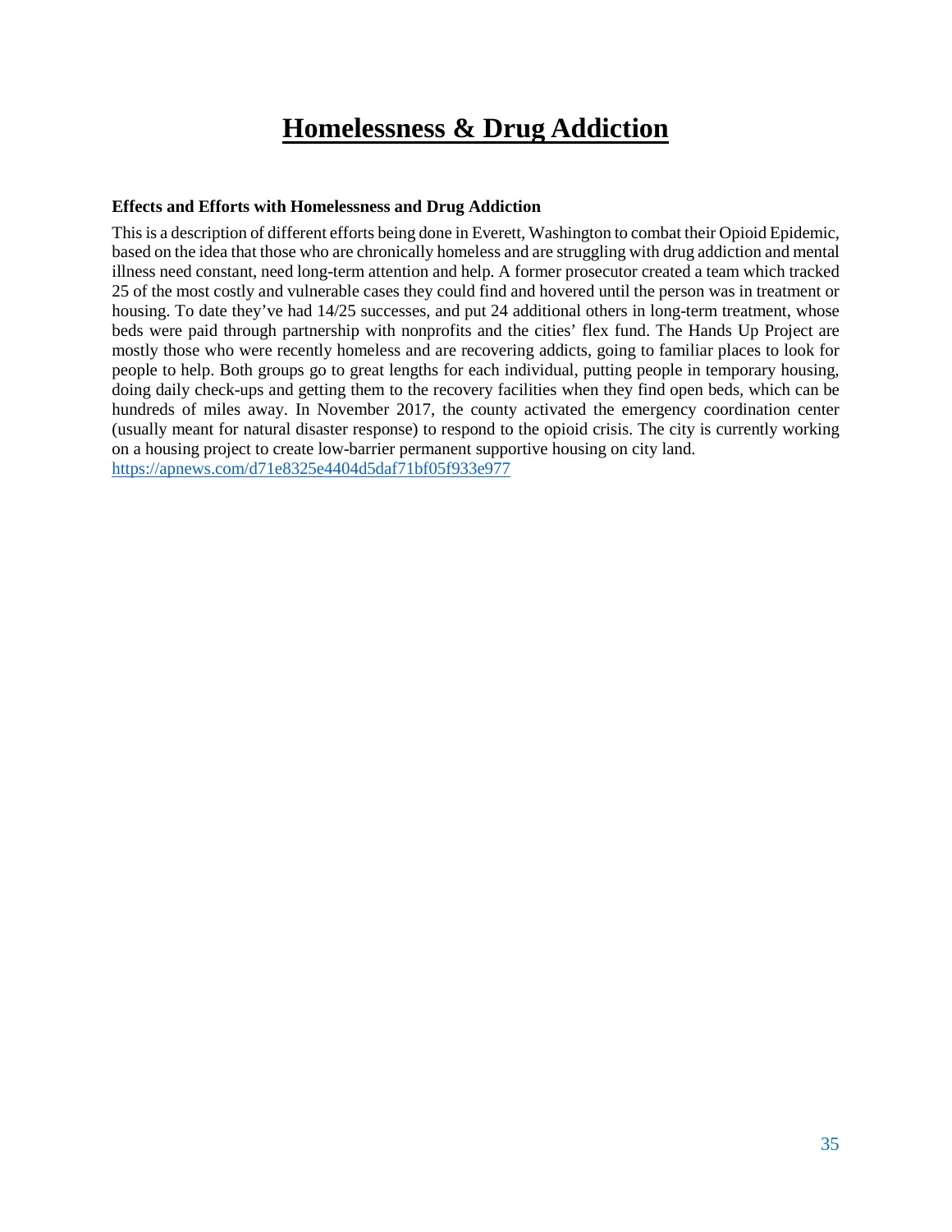# Homelessness & Drug Addiction

**Effects and Efforts with Homelessness and Drug Addiction**

This is a description of different efforts being done in Everett, Washington to combat their Opioid Epidemic, based on the idea that those who are chronically homeless and are struggling with drug addiction and mental illness need constant, need long-term attention and help. A former prosecutor created a team which tracked 25 of the most costly and vulnerable cases they could find and hovered until the person was in treatment or housing. To date they've had 14/25 successes, and put 24 additional others in long-term treatment, whose beds were paid through partnership with nonprofits and the cities' flex fund. The Hands Up Project are mostly those who were recently homeless and are recovering addicts, going to familiar places to look for people to help. Both groups go to great lengths for each individual, putting people in temporary housing, doing daily check-ups and getting them to the recovery facilities when they find open beds, which can be hundreds of miles away. In November 2017, the county activated the emergency coordination center (usually meant for natural disaster response) to respond to the opioid crisis. The city is currently working on a housing project to create low-barrier permanent supportive housing on city land.
https://apnews.com/d71e8325e4404d5daf71bf05f933e977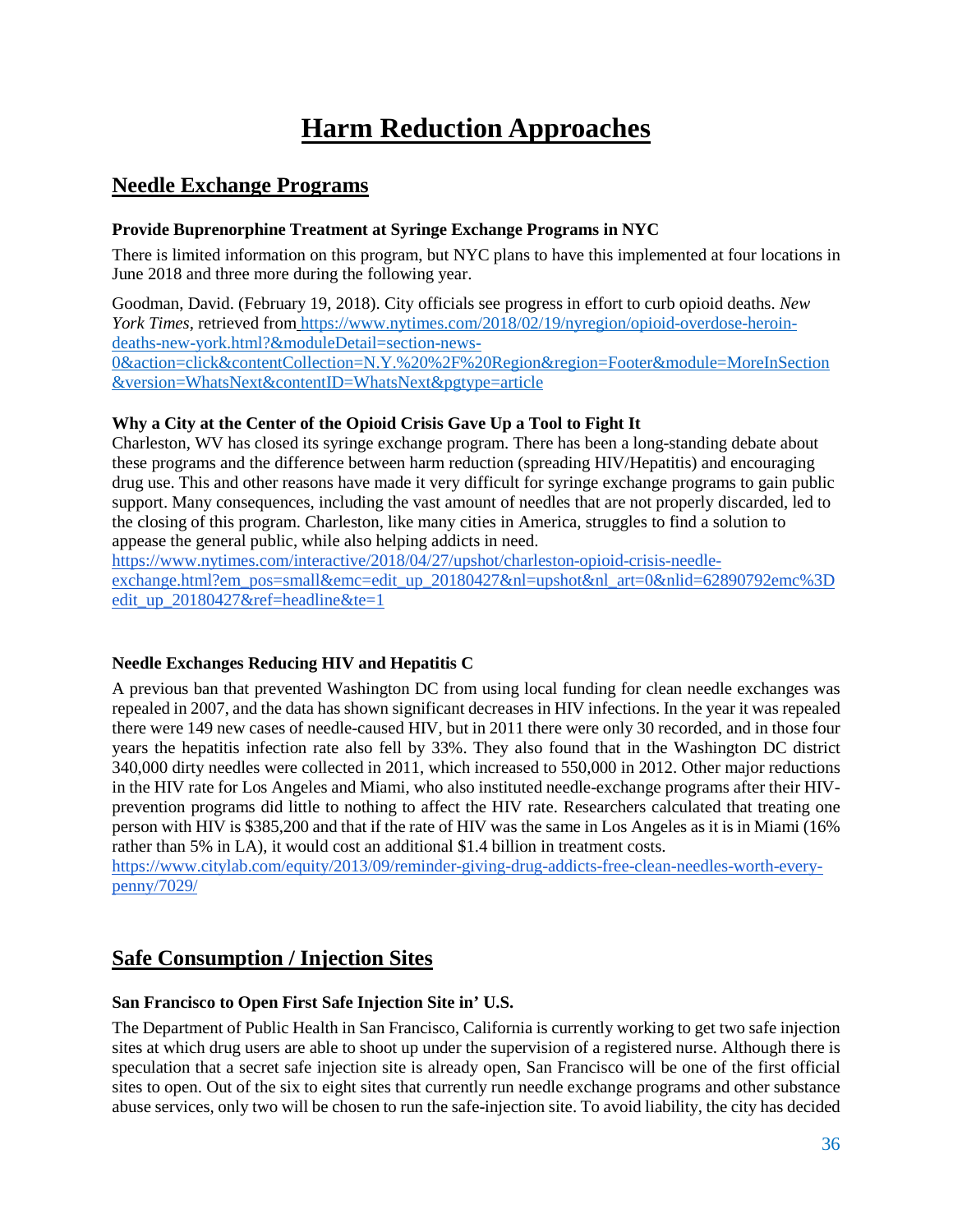# Harm Reduction Approaches

## Needle Exchange Programs

### Provide Buprenorphine Treatment at Syringe Exchange Programs in NYC

There is limited information on this program, but NYC plans to have this implemented at four locations in June 2018 and three more during the following year.

Goodman, David. (February 19, 2018). City officials see progress in effort to curb opioid deaths. *New York Times*, retrieved from https://www.nytimes.com/2018/02/19/nyregion/opioid-overdose-heroin-deaths-new-york.html?&moduleDetail=section-news-0&action=click&contentCollection=N.Y.%20%2F%20Region&region=Footer&module=MoreInSection&version=WhatsNext&contentID=WhatsNext&pgtype=article

### Why a City at the Center of the Opioid Crisis Gave Up a Tool to Fight It

Charleston, WV has closed its syringe exchange program. There has been a long-standing debate about these programs and the difference between harm reduction (spreading HIV/Hepatitis) and encouraging drug use. This and other reasons have made it very difficult for syringe exchange programs to gain public support. Many consequences, including the vast amount of needles that are not properly discarded, led to the closing of this program. Charleston, like many cities in America, struggles to find a solution to appease the general public, while also helping addicts in need.
https://www.nytimes.com/interactive/2018/04/27/upshot/charleston-opioid-crisis-needle-exchange.html?em_pos=small&emc=edit_up_20180427&nl=upshot&nl_art=0&nlid=62890792emc%3Dedit_up_20180427&ref=headline&te=1

### Needle Exchanges Reducing HIV and Hepatitis C

A previous ban that prevented Washington DC from using local funding for clean needle exchanges was repealed in 2007, and the data has shown significant decreases in HIV infections. In the year it was repealed there were 149 new cases of needle-caused HIV, but in 2011 there were only 30 recorded, and in those four years the hepatitis infection rate also fell by 33%. They also found that in the Washington DC district 340,000 dirty needles were collected in 2011, which increased to 550,000 in 2012. Other major reductions in the HIV rate for Los Angeles and Miami, who also instituted needle-exchange programs after their HIV-prevention programs did little to nothing to affect the HIV rate. Researchers calculated that treating one person with HIV is $385,200 and that if the rate of HIV was the same in Los Angeles as it is in Miami (16% rather than 5% in LA), it would cost an additional $1.4 billion in treatment costs.
https://www.citylab.com/equity/2013/09/reminder-giving-drug-addicts-free-clean-needles-worth-every-penny/7029/

## Safe Consumption / Injection Sites

### San Francisco to Open First Safe Injection Site in' U.S.

The Department of Public Health in San Francisco, California is currently working to get two safe injection sites at which drug users are able to shoot up under the supervision of a registered nurse. Although there is speculation that a secret safe injection site is already open, San Francisco will be one of the first official sites to open. Out of the six to eight sites that currently run needle exchange programs and other substance abuse services, only two will be chosen to run the safe-injection site. To avoid liability, the city has decided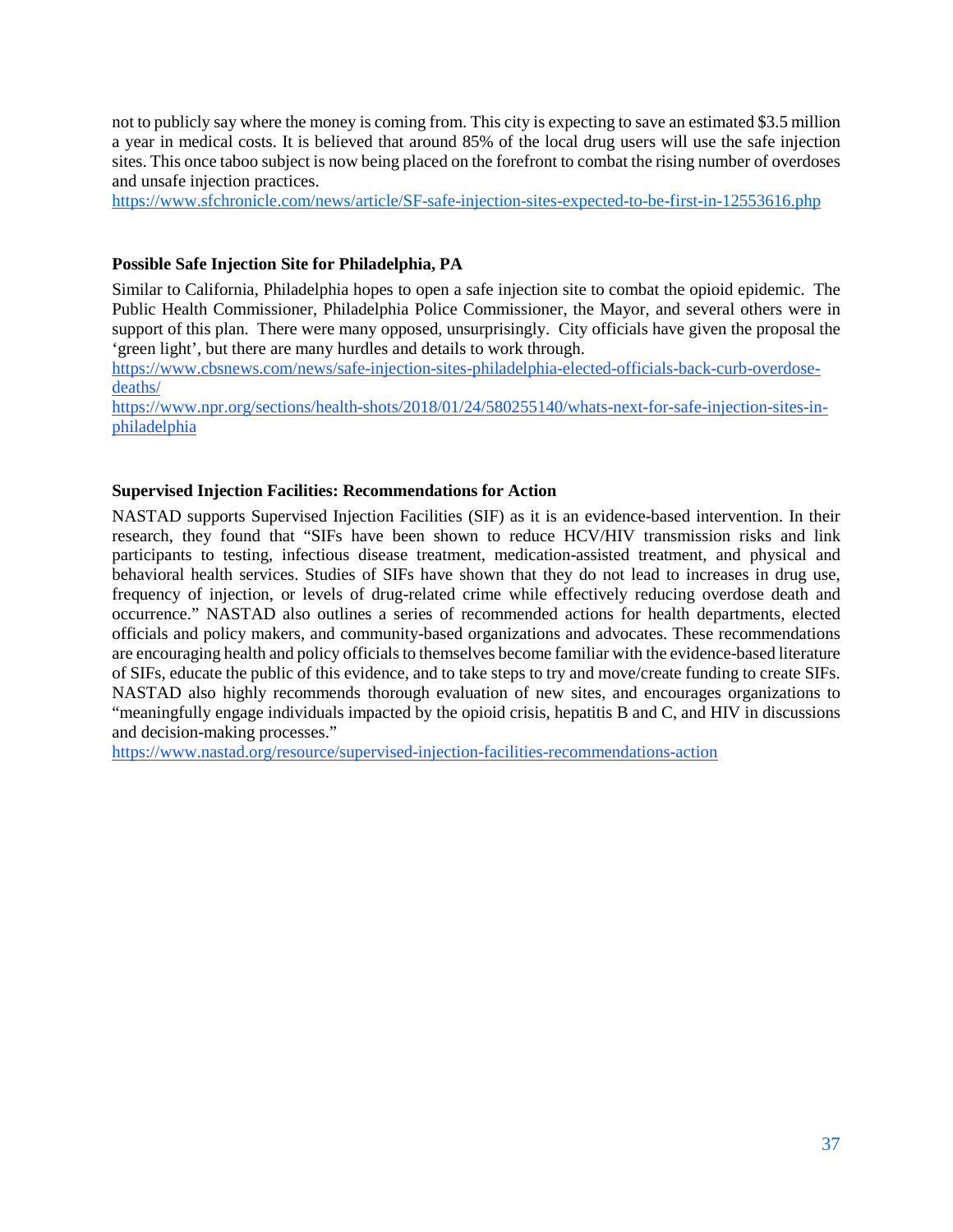not to publicly say where the money is coming from. This city is expecting to save an estimated $3.5 million a year in medical costs. It is believed that around 85% of the local drug users will use the safe injection sites. This once taboo subject is now being placed on the forefront to combat the rising number of overdoses and unsafe injection practices.
https://www.sfchronicle.com/news/article/SF-safe-injection-sites-expected-to-be-first-in-12553616.php

**Possible Safe Injection Site for Philadelphia, PA**

Similar to California, Philadelphia hopes to open a safe injection site to combat the opioid epidemic. The Public Health Commissioner, Philadelphia Police Commissioner, the Mayor, and several others were in support of this plan. There were many opposed, unsurprisingly. City officials have given the proposal the 'green light', but there are many hurdles and details to work through.
https://www.cbsnews.com/news/safe-injection-sites-philadelphia-elected-officials-back-curb-overdose-deaths/
https://www.npr.org/sections/health-shots/2018/01/24/580255140/whats-next-for-safe-injection-sites-in-philadelphia

**Supervised Injection Facilities: Recommendations for Action**

NASTAD supports Supervised Injection Facilities (SIF) as it is an evidence-based intervention. In their research, they found that "SIFs have been shown to reduce HCV/HIV transmission risks and link participants to testing, infectious disease treatment, medication-assisted treatment, and physical and behavioral health services. Studies of SIFs have shown that they do not lead to increases in drug use, frequency of injection, or levels of drug-related crime while effectively reducing overdose death and occurrence." NASTAD also outlines a series of recommended actions for health departments, elected officials and policy makers, and community-based organizations and advocates. These recommendations are encouraging health and policy officials to themselves become familiar with the evidence-based literature of SIFs, educate the public of this evidence, and to take steps to try and move/create funding to create SIFs. NASTAD also highly recommends thorough evaluation of new sites, and encourages organizations to "meaningfully engage individuals impacted by the opioid crisis, hepatitis B and C, and HIV in discussions and decision-making processes."
https://www.nastad.org/resource/supervised-injection-facilities-recommendations-action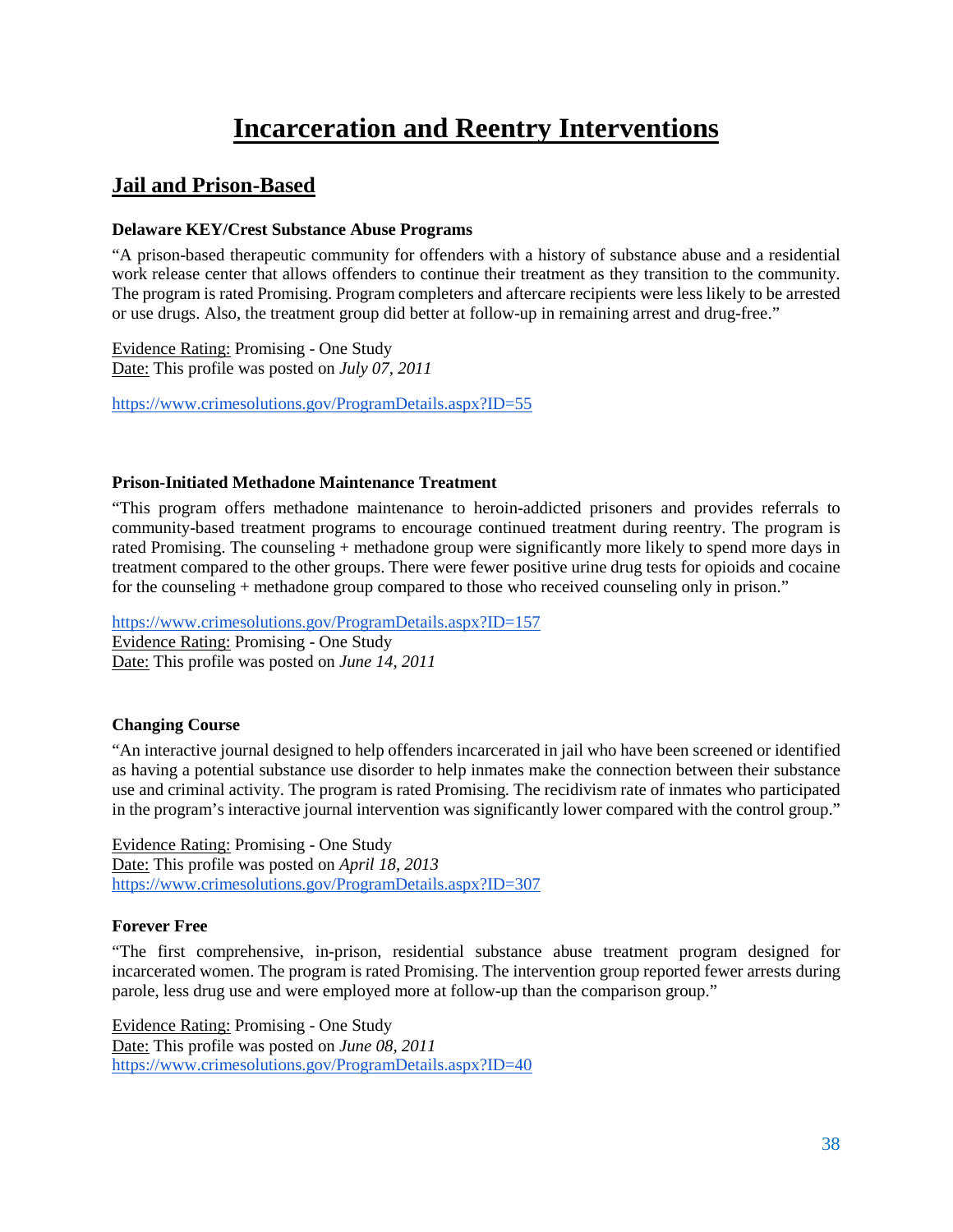# Incarceration and Reentry Interventions

## Jail and Prison-Based

**Delaware KEY/Crest Substance Abuse Programs**

"A prison-based therapeutic community for offenders with a history of substance abuse and a residential work release center that allows offenders to continue their treatment as they transition to the community. The program is rated Promising. Program completers and aftercare recipients were less likely to be arrested or use drugs. Also, the treatment group did better at follow-up in remaining arrest and drug-free."

Evidence Rating: Promising - One Study
Date: This profile was posted on *July 07, 2011*

https://www.crimesolutions.gov/ProgramDetails.aspx?ID=55

**Prison-Initiated Methadone Maintenance Treatment**

"This program offers methadone maintenance to heroin-addicted prisoners and provides referrals to community-based treatment programs to encourage continued treatment during reentry. The program is rated Promising. The counseling + methadone group were significantly more likely to spend more days in treatment compared to the other groups. There were fewer positive urine drug tests for opioids and cocaine for the counseling + methadone group compared to those who received counseling only in prison."

https://www.crimesolutions.gov/ProgramDetails.aspx?ID=157
Evidence Rating: Promising - One Study
Date: This profile was posted on *June 14, 2011*

**Changing Course**

"An interactive journal designed to help offenders incarcerated in jail who have been screened or identified as having a potential substance use disorder to help inmates make the connection between their substance use and criminal activity. The program is rated Promising. The recidivism rate of inmates who participated in the program's interactive journal intervention was significantly lower compared with the control group."

Evidence Rating: Promising - One Study
Date: This profile was posted on *April 18, 2013*
https://www.crimesolutions.gov/ProgramDetails.aspx?ID=307

**Forever Free**

"The first comprehensive, in-prison, residential substance abuse treatment program designed for incarcerated women. The program is rated Promising. The intervention group reported fewer arrests during parole, less drug use and were employed more at follow-up than the comparison group."

Evidence Rating: Promising - One Study
Date: This profile was posted on *June 08, 2011*
https://www.crimesolutions.gov/ProgramDetails.aspx?ID=40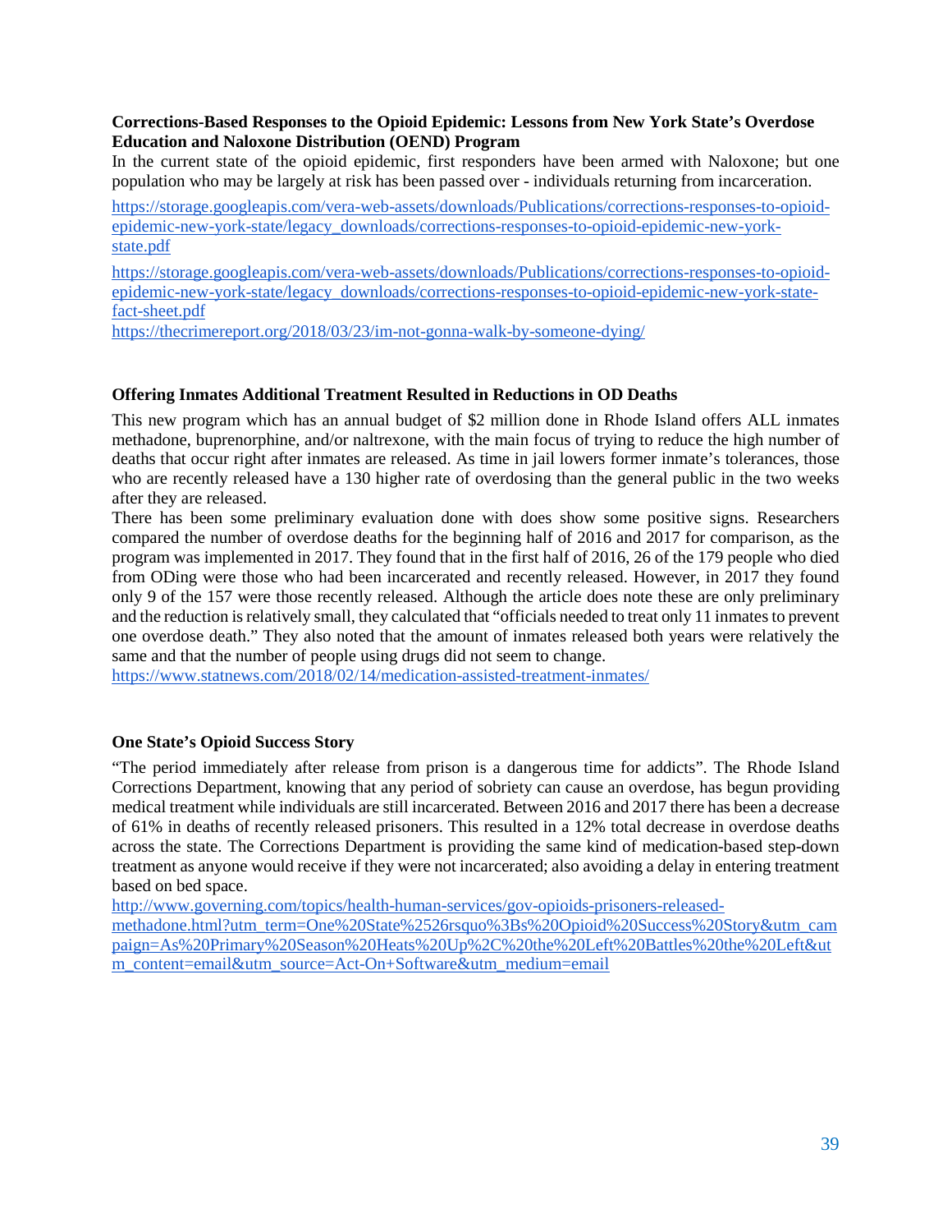**Corrections-Based Responses to the Opioid Epidemic: Lessons from New York State's Overdose Education and Naloxone Distribution (OEND) Program**

In the current state of the opioid epidemic, first responders have been armed with Naloxone; but one population who may be largely at risk has been passed over - individuals returning from incarceration.

https://storage.googleapis.com/vera-web-assets/downloads/Publications/corrections-responses-to-opioid-epidemic-new-york-state/legacy_downloads/corrections-responses-to-opioid-epidemic-new-york-state.pdf

https://storage.googleapis.com/vera-web-assets/downloads/Publications/corrections-responses-to-opioid-epidemic-new-york-state/legacy_downloads/corrections-responses-to-opioid-epidemic-new-york-state-fact-sheet.pdf

https://thecrimereport.org/2018/03/23/im-not-gonna-walk-by-someone-dying/

**Offering Inmates Additional Treatment Resulted in Reductions in OD Deaths**

This new program which has an annual budget of $2 million done in Rhode Island offers ALL inmates methadone, buprenorphine, and/or naltrexone, with the main focus of trying to reduce the high number of deaths that occur right after inmates are released. As time in jail lowers former inmate's tolerances, those who are recently released have a 130 higher rate of overdosing than the general public in the two weeks after they are released.

There has been some preliminary evaluation done with does show some positive signs. Researchers compared the number of overdose deaths for the beginning half of 2016 and 2017 for comparison, as the program was implemented in 2017. They found that in the first half of 2016, 26 of the 179 people who died from ODing were those who had been incarcerated and recently released. However, in 2017 they found only 9 of the 157 were those recently released. Although the article does note these are only preliminary and the reduction is relatively small, they calculated that "officials needed to treat only 11 inmates to prevent one overdose death." They also noted that the amount of inmates released both years were relatively the same and that the number of people using drugs did not seem to change.

https://www.statnews.com/2018/02/14/medication-assisted-treatment-inmates/

**One State's Opioid Success Story**

"The period immediately after release from prison is a dangerous time for addicts". The Rhode Island Corrections Department, knowing that any period of sobriety can cause an overdose, has begun providing medical treatment while individuals are still incarcerated. Between 2016 and 2017 there has been a decrease of 61% in deaths of recently released prisoners. This resulted in a 12% total decrease in overdose deaths across the state. The Corrections Department is providing the same kind of medication-based step-down treatment as anyone would receive if they were not incarcerated; also avoiding a delay in entering treatment based on bed space.

http://www.governing.com/topics/health-human-services/gov-opioids-prisoners-released-methadone.html?utm_term=One%20State%2526rsquo%3Bs%20Opioid%20Success%20Story&utm_campaign=As%20Primary%20Season%20Heats%20Up%2C%20the%20Left%20Battles%20the%20Left&utm_content=email&utm_source=Act-On+Software&utm_medium=email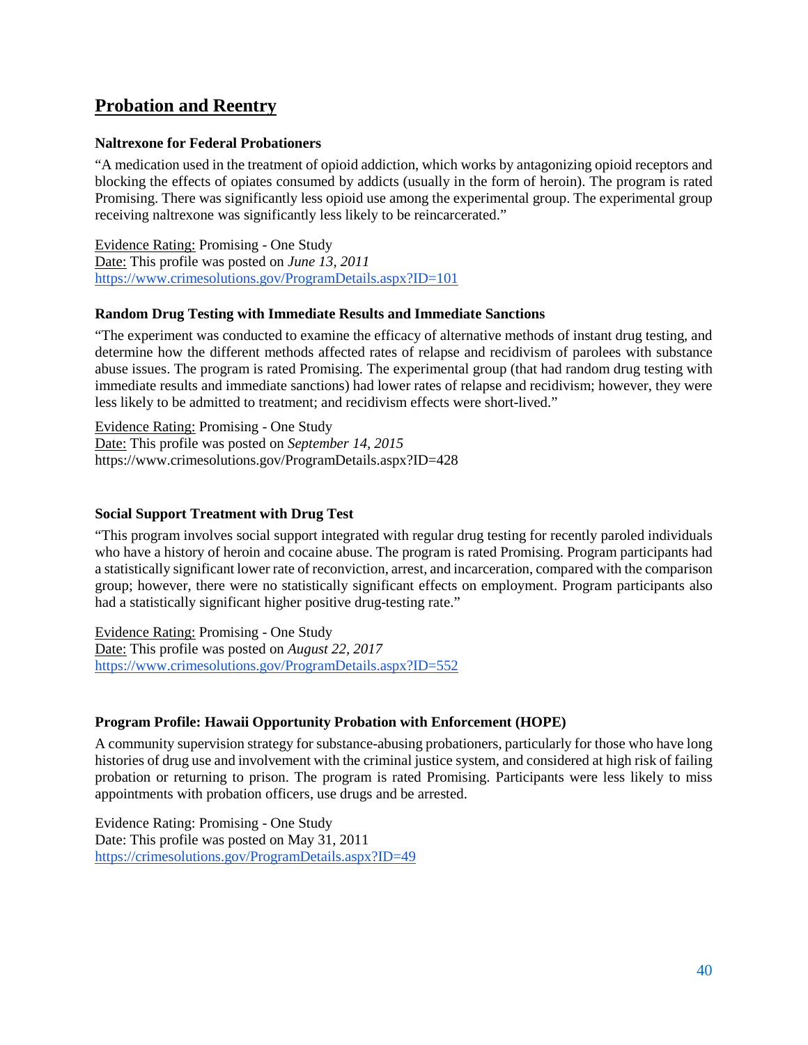## Probation and Reentry

### Naltrexone for Federal Probationers

"A medication used in the treatment of opioid addiction, which works by antagonizing opioid receptors and blocking the effects of opiates consumed by addicts (usually in the form of heroin). The program is rated Promising. There was significantly less opioid use among the experimental group. The experimental group receiving naltrexone was significantly less likely to be reincarcerated."

Evidence Rating: Promising - One Study
Date: This profile was posted on *June 13, 2011*
https://www.crimesolutions.gov/ProgramDetails.aspx?ID=101

### Random Drug Testing with Immediate Results and Immediate Sanctions

"The experiment was conducted to examine the efficacy of alternative methods of instant drug testing, and determine how the different methods affected rates of relapse and recidivism of parolees with substance abuse issues. The program is rated Promising. The experimental group (that had random drug testing with immediate results and immediate sanctions) had lower rates of relapse and recidivism; however, they were less likely to be admitted to treatment; and recidivism effects were short-lived."

Evidence Rating: Promising - One Study
Date: This profile was posted on *September 14, 2015*
https://www.crimesolutions.gov/ProgramDetails.aspx?ID=428

### Social Support Treatment with Drug Test

"This program involves social support integrated with regular drug testing for recently paroled individuals who have a history of heroin and cocaine abuse. The program is rated Promising. Program participants had a statistically significant lower rate of reconviction, arrest, and incarceration, compared with the comparison group; however, there were no statistically significant effects on employment. Program participants also had a statistically significant higher positive drug-testing rate."

Evidence Rating: Promising - One Study
Date: This profile was posted on *August 22, 2017*
https://www.crimesolutions.gov/ProgramDetails.aspx?ID=552

### Program Profile: Hawaii Opportunity Probation with Enforcement (HOPE)

A community supervision strategy for substance-abusing probationers, particularly for those who have long histories of drug use and involvement with the criminal justice system, and considered at high risk of failing probation or returning to prison. The program is rated Promising. Participants were less likely to miss appointments with probation officers, use drugs and be arrested.

Evidence Rating: Promising - One Study
Date: This profile was posted on May 31, 2011
https://crimesolutions.gov/ProgramDetails.aspx?ID=49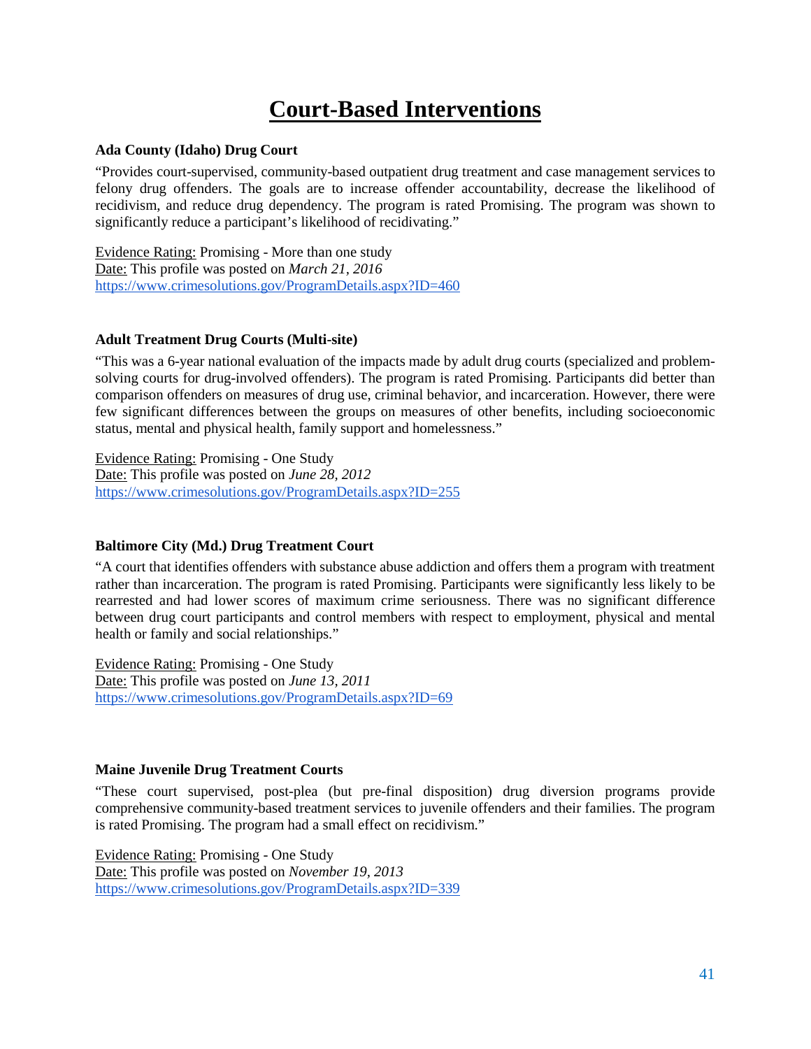# Court-Based Interventions

**Ada County (Idaho) Drug Court**

"Provides court-supervised, community-based outpatient drug treatment and case management services to felony drug offenders. The goals are to increase offender accountability, decrease the likelihood of recidivism, and reduce drug dependency. The program is rated Promising. The program was shown to significantly reduce a participant's likelihood of recidivating."

Evidence Rating: Promising - More than one study
Date: This profile was posted on *March 21, 2016*
https://www.crimesolutions.gov/ProgramDetails.aspx?ID=460

**Adult Treatment Drug Courts (Multi-site)**

"This was a 6-year national evaluation of the impacts made by adult drug courts (specialized and problem-solving courts for drug-involved offenders). The program is rated Promising. Participants did better than comparison offenders on measures of drug use, criminal behavior, and incarceration. However, there were few significant differences between the groups on measures of other benefits, including socioeconomic status, mental and physical health, family support and homelessness."

Evidence Rating: Promising - One Study
Date: This profile was posted on *June 28, 2012*
https://www.crimesolutions.gov/ProgramDetails.aspx?ID=255

**Baltimore City (Md.) Drug Treatment Court**

"A court that identifies offenders with substance abuse addiction and offers them a program with treatment rather than incarceration. The program is rated Promising. Participants were significantly less likely to be rearrested and had lower scores of maximum crime seriousness. There was no significant difference between drug court participants and control members with respect to employment, physical and mental health or family and social relationships."

Evidence Rating: Promising - One Study
Date: This profile was posted on *June 13, 2011*
https://www.crimesolutions.gov/ProgramDetails.aspx?ID=69

**Maine Juvenile Drug Treatment Courts**

"These court supervised, post-plea (but pre-final disposition) drug diversion programs provide comprehensive community-based treatment services to juvenile offenders and their families. The program is rated Promising. The program had a small effect on recidivism."

Evidence Rating: Promising - One Study
Date: This profile was posted on *November 19, 2013*
https://www.crimesolutions.gov/ProgramDetails.aspx?ID=339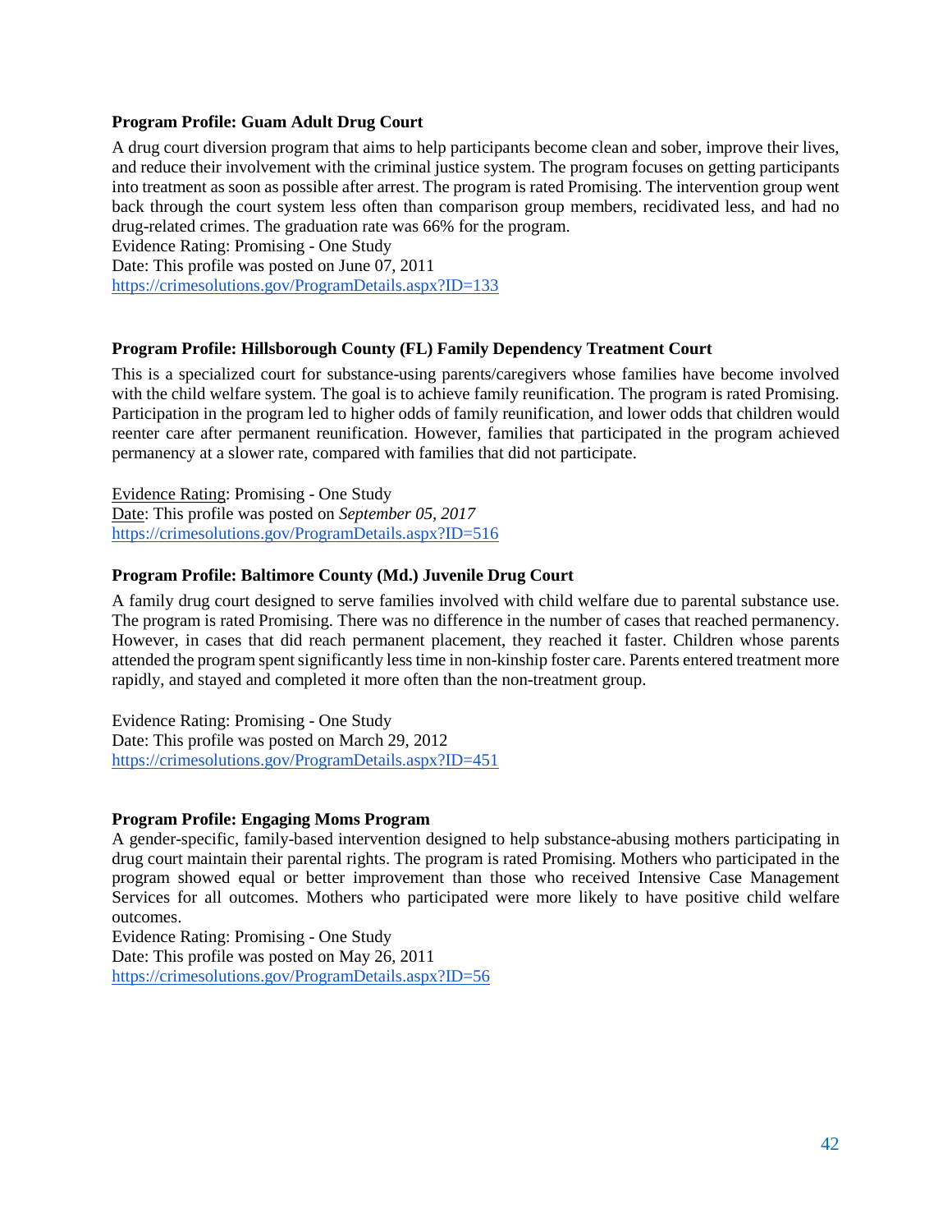**Program Profile: Guam Adult Drug Court**

A drug court diversion program that aims to help participants become clean and sober, improve their lives, and reduce their involvement with the criminal justice system. The program focuses on getting participants into treatment as soon as possible after arrest. The program is rated Promising. The intervention group went back through the court system less often than comparison group members, recidivated less, and had no drug-related crimes. The graduation rate was 66% for the program.
Evidence Rating: Promising - One Study
Date: This profile was posted on June 07, 2011
https://crimesolutions.gov/ProgramDetails.aspx?ID=133

**Program Profile: Hillsborough County (FL) Family Dependency Treatment Court**

This is a specialized court for substance-using parents/caregivers whose families have become involved with the child welfare system. The goal is to achieve family reunification. The program is rated Promising. Participation in the program led to higher odds of family reunification, and lower odds that children would reenter care after permanent reunification. However, families that participated in the program achieved permanency at a slower rate, compared with families that did not participate.

Evidence Rating: Promising - One Study
Date: This profile was posted on *September 05, 2017*
https://crimesolutions.gov/ProgramDetails.aspx?ID=516

**Program Profile: Baltimore County (Md.) Juvenile Drug Court**

A family drug court designed to serve families involved with child welfare due to parental substance use. The program is rated Promising. There was no difference in the number of cases that reached permanency. However, in cases that did reach permanent placement, they reached it faster. Children whose parents attended the program spent significantly less time in non-kinship foster care. Parents entered treatment more rapidly, and stayed and completed it more often than the non-treatment group.

Evidence Rating: Promising - One Study
Date: This profile was posted on March 29, 2012
https://crimesolutions.gov/ProgramDetails.aspx?ID=451

**Program Profile: Engaging Moms Program**

A gender-specific, family-based intervention designed to help substance-abusing mothers participating in drug court maintain their parental rights. The program is rated Promising. Mothers who participated in the program showed equal or better improvement than those who received Intensive Case Management Services for all outcomes. Mothers who participated were more likely to have positive child welfare outcomes.
Evidence Rating: Promising - One Study
Date: This profile was posted on May 26, 2011
https://crimesolutions.gov/ProgramDetails.aspx?ID=56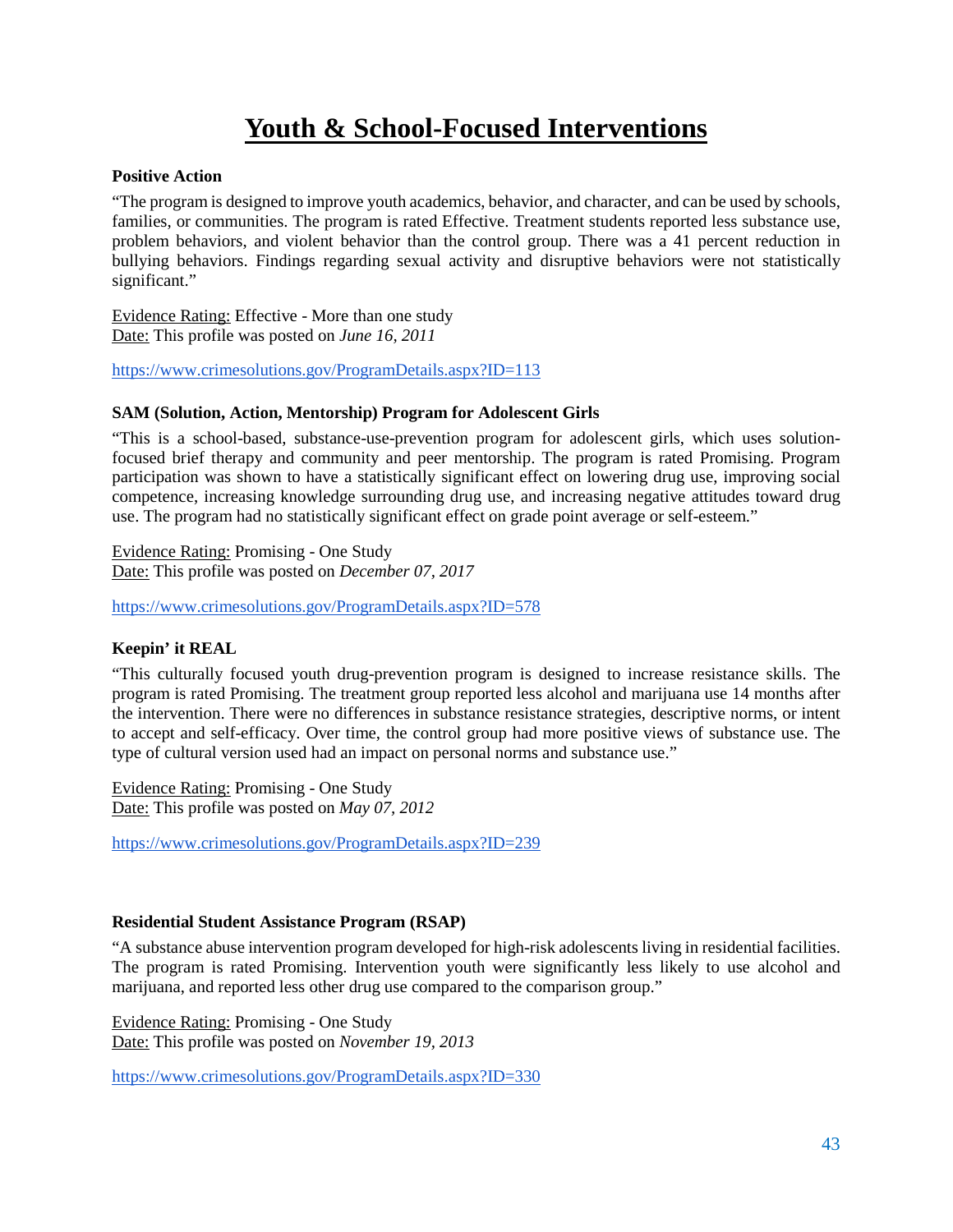# Youth & School-Focused Interventions

**Positive Action**

"The program is designed to improve youth academics, behavior, and character, and can be used by schools, families, or communities. The program is rated Effective. Treatment students reported less substance use, problem behaviors, and violent behavior than the control group. There was a 41 percent reduction in bullying behaviors. Findings regarding sexual activity and disruptive behaviors were not statistically significant."

Evidence Rating: Effective - More than one study
Date: This profile was posted on *June 16, 2011*

https://www.crimesolutions.gov/ProgramDetails.aspx?ID=113

**SAM (Solution, Action, Mentorship) Program for Adolescent Girls**

"This is a school-based, substance-use-prevention program for adolescent girls, which uses solution-focused brief therapy and community and peer mentorship. The program is rated Promising. Program participation was shown to have a statistically significant effect on lowering drug use, improving social competence, increasing knowledge surrounding drug use, and increasing negative attitudes toward drug use. The program had no statistically significant effect on grade point average or self-esteem."

Evidence Rating: Promising - One Study
Date: This profile was posted on *December 07, 2017*

https://www.crimesolutions.gov/ProgramDetails.aspx?ID=578

**Keepin' it REAL**

"This culturally focused youth drug-prevention program is designed to increase resistance skills. The program is rated Promising. The treatment group reported less alcohol and marijuana use 14 months after the intervention. There were no differences in substance resistance strategies, descriptive norms, or intent to accept and self-efficacy. Over time, the control group had more positive views of substance use. The type of cultural version used had an impact on personal norms and substance use."

Evidence Rating: Promising - One Study
Date: This profile was posted on *May 07, 2012*

https://www.crimesolutions.gov/ProgramDetails.aspx?ID=239

**Residential Student Assistance Program (RSAP)**

"A substance abuse intervention program developed for high-risk adolescents living in residential facilities. The program is rated Promising. Intervention youth were significantly less likely to use alcohol and marijuana, and reported less other drug use compared to the comparison group."

Evidence Rating: Promising - One Study
Date: This profile was posted on *November 19, 2013*

https://www.crimesolutions.gov/ProgramDetails.aspx?ID=330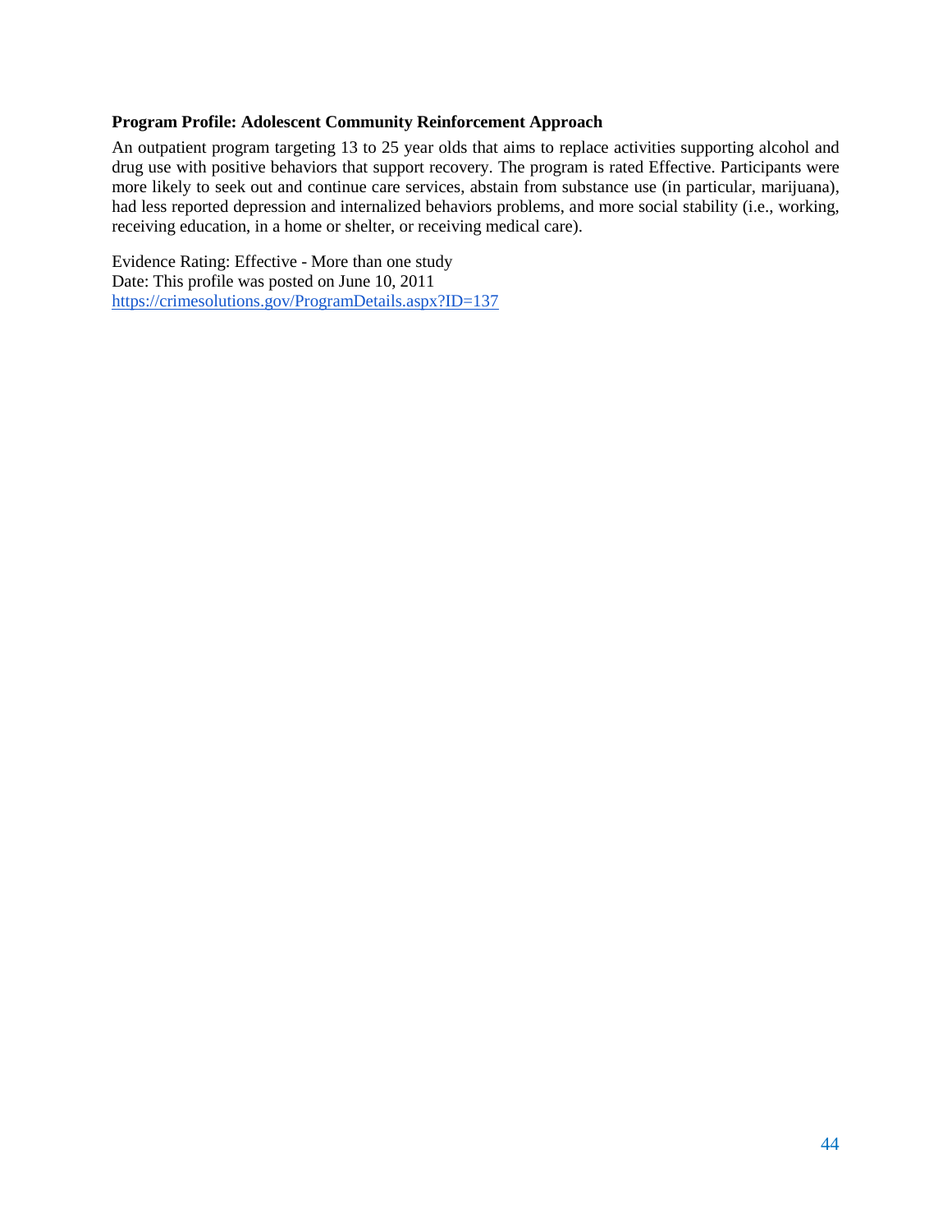**Program Profile: Adolescent Community Reinforcement Approach**

An outpatient program targeting 13 to 25 year olds that aims to replace activities supporting alcohol and drug use with positive behaviors that support recovery. The program is rated Effective. Participants were more likely to seek out and continue care services, abstain from substance use (in particular, marijuana), had less reported depression and internalized behaviors problems, and more social stability (i.e., working, receiving education, in a home or shelter, or receiving medical care).

Evidence Rating: Effective - More than one study
Date: This profile was posted on June 10, 2011
https://crimesolutions.gov/ProgramDetails.aspx?ID=137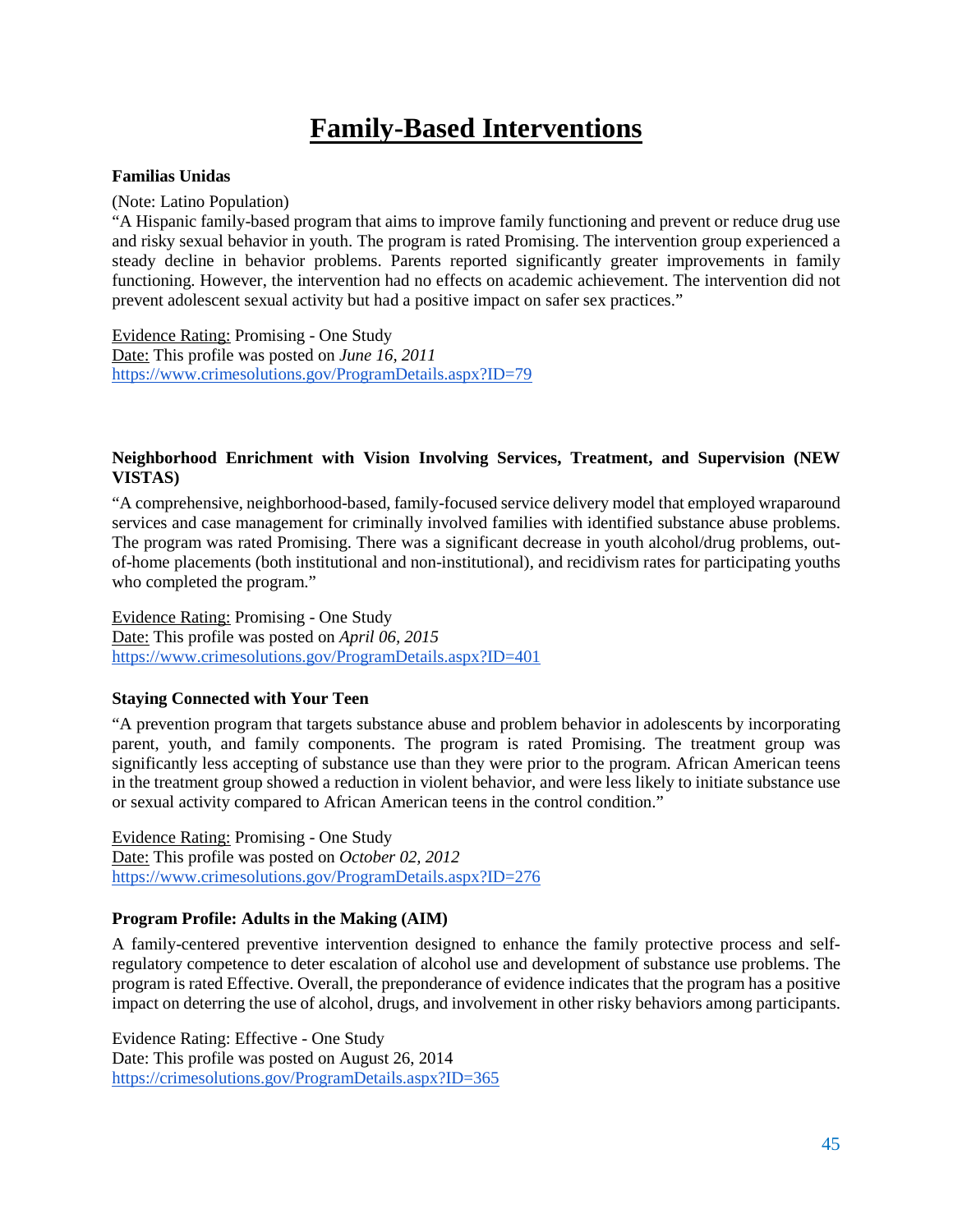# Family-Based Interventions

**Familias Unidas**

(Note: Latino Population)

"A Hispanic family-based program that aims to improve family functioning and prevent or reduce drug use and risky sexual behavior in youth. The program is rated Promising. The intervention group experienced a steady decline in behavior problems. Parents reported significantly greater improvements in family functioning. However, the intervention had no effects on academic achievement. The intervention did not prevent adolescent sexual activity but had a positive impact on safer sex practices."

Evidence Rating: Promising - One Study
Date: This profile was posted on *June 16, 2011*
https://www.crimesolutions.gov/ProgramDetails.aspx?ID=79

**Neighborhood Enrichment with Vision Involving Services, Treatment, and Supervision (NEW VISTAS)**

"A comprehensive, neighborhood-based, family-focused service delivery model that employed wraparound services and case management for criminally involved families with identified substance abuse problems. The program was rated Promising. There was a significant decrease in youth alcohol/drug problems, out-of-home placements (both institutional and non-institutional), and recidivism rates for participating youths who completed the program."

Evidence Rating: Promising - One Study
Date: This profile was posted on *April 06, 2015*
https://www.crimesolutions.gov/ProgramDetails.aspx?ID=401

**Staying Connected with Your Teen**

"A prevention program that targets substance abuse and problem behavior in adolescents by incorporating parent, youth, and family components. The program is rated Promising. The treatment group was significantly less accepting of substance use than they were prior to the program. African American teens in the treatment group showed a reduction in violent behavior, and were less likely to initiate substance use or sexual activity compared to African American teens in the control condition."

Evidence Rating: Promising - One Study
Date: This profile was posted on *October 02, 2012*
https://www.crimesolutions.gov/ProgramDetails.aspx?ID=276

**Program Profile: Adults in the Making (AIM)**

A family-centered preventive intervention designed to enhance the family protective process and self-regulatory competence to deter escalation of alcohol use and development of substance use problems. The program is rated Effective. Overall, the preponderance of evidence indicates that the program has a positive impact on deterring the use of alcohol, drugs, and involvement in other risky behaviors among participants.

Evidence Rating: Effective - One Study
Date: This profile was posted on August 26, 2014
https://crimesolutions.gov/ProgramDetails.aspx?ID=365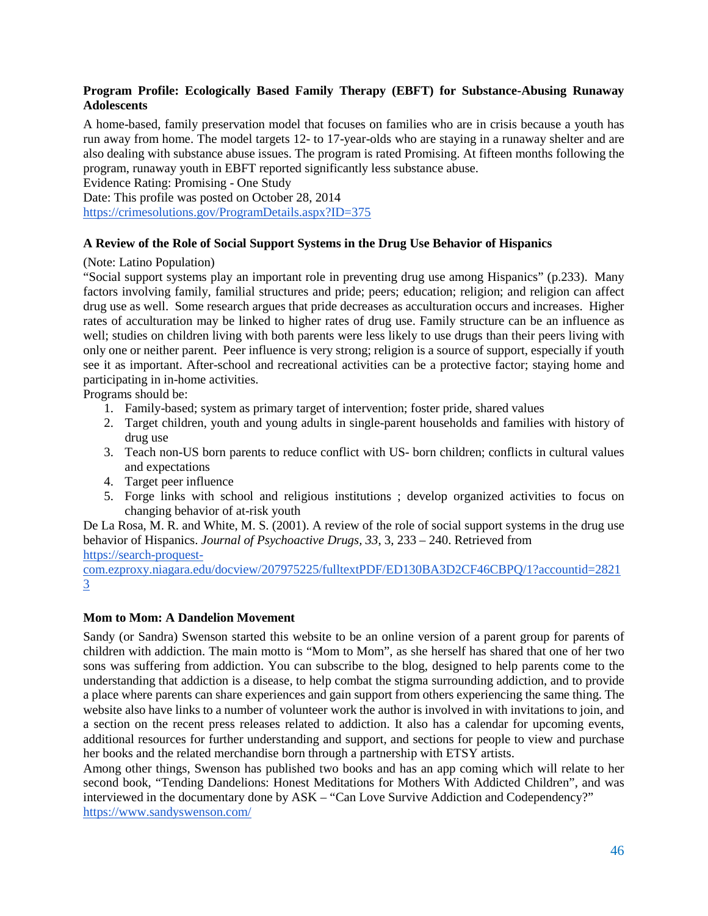**Program Profile: Ecologically Based Family Therapy (EBFT) for Substance-Abusing Runaway Adolescents**

A home-based, family preservation model that focuses on families who are in crisis because a youth has run away from home. The model targets 12- to 17-year-olds who are staying in a runaway shelter and are also dealing with substance abuse issues. The program is rated Promising. At fifteen months following the program, runaway youth in EBFT reported significantly less substance abuse.

Evidence Rating: Promising - One Study

Date: This profile was posted on October 28, 2014

https://crimesolutions.gov/ProgramDetails.aspx?ID=375

**A Review of the Role of Social Support Systems in the Drug Use Behavior of Hispanics**

(Note: Latino Population)

"Social support systems play an important role in preventing drug use among Hispanics" (p.233). Many factors involving family, familial structures and pride; peers; education; religion; and religion can affect drug use as well. Some research argues that pride decreases as acculturation occurs and increases. Higher rates of acculturation may be linked to higher rates of drug use. Family structure can be an influence as well; studies on children living with both parents were less likely to use drugs than their peers living with only one or neither parent. Peer influence is very strong; religion is a source of support, especially if youth see it as important. After-school and recreational activities can be a protective factor; staying home and participating in in-home activities.

Programs should be:

1. Family-based; system as primary target of intervention; foster pride, shared values
2. Target children, youth and young adults in single-parent households and families with history of drug use
3. Teach non-US born parents to reduce conflict with US- born children; conflicts in cultural values and expectations
4. Target peer influence
5. Forge links with school and religious institutions ; develop organized activities to focus on changing behavior of at-risk youth

De La Rosa, M. R. and White, M. S. (2001). A review of the role of social support systems in the drug use behavior of Hispanics. *Journal of Psychoactive Drugs, 33*, 3, 233 – 240. Retrieved from https://search-proquest-com.ezproxy.niagara.edu/docview/207975225/fulltextPDF/ED130BA3D2CF46CBPQ/1?accountid=28213

**Mom to Mom: A Dandelion Movement**

Sandy (or Sandra) Swenson started this website to be an online version of a parent group for parents of children with addiction. The main motto is "Mom to Mom", as she herself has shared that one of her two sons was suffering from addiction. You can subscribe to the blog, designed to help parents come to the understanding that addiction is a disease, to help combat the stigma surrounding addiction, and to provide a place where parents can share experiences and gain support from others experiencing the same thing. The website also have links to a number of volunteer work the author is involved in with invitations to join, and a section on the recent press releases related to addiction. It also has a calendar for upcoming events, additional resources for further understanding and support, and sections for people to view and purchase her books and the related merchandise born through a partnership with ETSY artists.

Among other things, Swenson has published two books and has an app coming which will relate to her second book, "Tending Dandelions: Honest Meditations for Mothers With Addicted Children", and was interviewed in the documentary done by ASK – "Can Love Survive Addiction and Codependency?"

https://www.sandyswenson.com/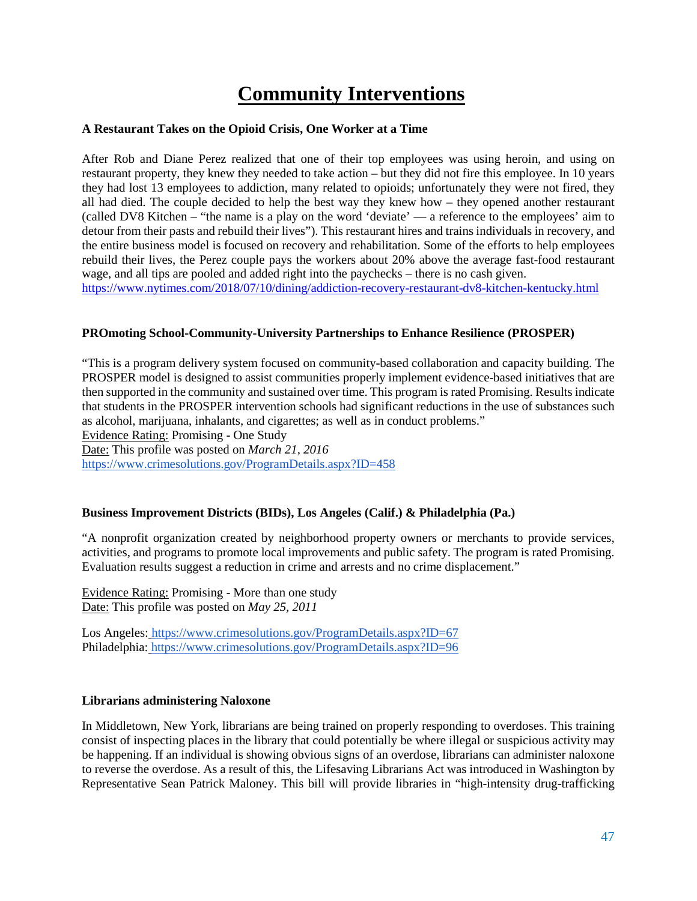# Community Interventions

**A Restaurant Takes on the Opioid Crisis, One Worker at a Time**

After Rob and Diane Perez realized that one of their top employees was using heroin, and using on restaurant property, they knew they needed to take action – but they did not fire this employee. In 10 years they had lost 13 employees to addiction, many related to opioids; unfortunately they were not fired, they all had died. The couple decided to help the best way they knew how – they opened another restaurant (called DV8 Kitchen – "the name is a play on the word 'deviate' — a reference to the employees' aim to detour from their pasts and rebuild their lives"). This restaurant hires and trains individuals in recovery, and the entire business model is focused on recovery and rehabilitation. Some of the efforts to help employees rebuild their lives, the Perez couple pays the workers about 20% above the average fast-food restaurant wage, and all tips are pooled and added right into the paychecks – there is no cash given.
https://www.nytimes.com/2018/07/10/dining/addiction-recovery-restaurant-dv8-kitchen-kentucky.html

**PROmoting School-Community-University Partnerships to Enhance Resilience (PROSPER)**

"This is a program delivery system focused on community-based collaboration and capacity building. The PROSPER model is designed to assist communities properly implement evidence-based initiatives that are then supported in the community and sustained over time. This program is rated Promising. Results indicate that students in the PROSPER intervention schools had significant reductions in the use of substances such as alcohol, marijuana, inhalants, and cigarettes; as well as in conduct problems."
Evidence Rating: Promising - One Study
Date: This profile was posted on *March 21, 2016*
https://www.crimesolutions.gov/ProgramDetails.aspx?ID=458

**Business Improvement Districts (BIDs), Los Angeles (Calif.) & Philadelphia (Pa.)**

"A nonprofit organization created by neighborhood property owners or merchants to provide services, activities, and programs to promote local improvements and public safety. The program is rated Promising. Evaluation results suggest a reduction in crime and arrests and no crime displacement."

Evidence Rating: Promising - More than one study
Date: This profile was posted on *May 25, 2011*

Los Angeles: https://www.crimesolutions.gov/ProgramDetails.aspx?ID=67
Philadelphia: https://www.crimesolutions.gov/ProgramDetails.aspx?ID=96

**Librarians administering Naloxone**

In Middletown, New York, librarians are being trained on properly responding to overdoses. This training consist of inspecting places in the library that could potentially be where illegal or suspicious activity may be happening. If an individual is showing obvious signs of an overdose, librarians can administer naloxone to reverse the overdose. As a result of this, the Lifesaving Librarians Act was introduced in Washington by Representative Sean Patrick Maloney. This bill will provide libraries in "high-intensity drug-trafficking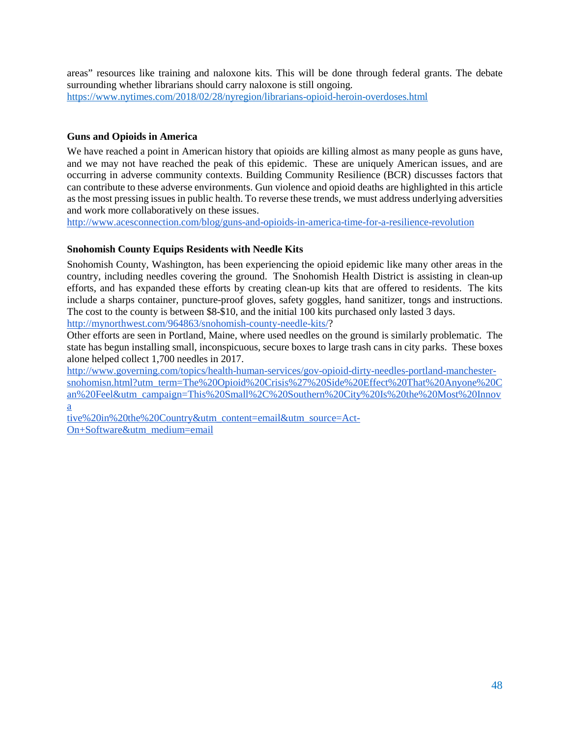areas" resources like training and naloxone kits. This will be done through federal grants. The debate surrounding whether librarians should carry naloxone is still ongoing.
https://www.nytimes.com/2018/02/28/nyregion/librarians-opioid-heroin-overdoses.html

**Guns and Opioids in America**

We have reached a point in American history that opioids are killing almost as many people as guns have, and we may not have reached the peak of this epidemic. These are uniquely American issues, and are occurring in adverse community contexts. Building Community Resilience (BCR) discusses factors that can contribute to these adverse environments. Gun violence and opioid deaths are highlighted in this article as the most pressing issues in public health. To reverse these trends, we must address underlying adversities and work more collaboratively on these issues.
http://www.acesconnection.com/blog/guns-and-opioids-in-america-time-for-a-resilience-revolution

**Snohomish County Equips Residents with Needle Kits**

Snohomish County, Washington, has been experiencing the opioid epidemic like many other areas in the country, including needles covering the ground. The Snohomish Health District is assisting in clean-up efforts, and has expanded these efforts by creating clean-up kits that are offered to residents. The kits include a sharps container, puncture-proof gloves, safety goggles, hand sanitizer, tongs and instructions. The cost to the county is between $8-$10, and the initial 100 kits purchased only lasted 3 days.
http://mynorthwest.com/964863/snohomish-county-needle-kits/?

Other efforts are seen in Portland, Maine, where used needles on the ground is similarly problematic. The state has begun installing small, inconspicuous, secure boxes to large trash cans in city parks. These boxes alone helped collect 1,700 needles in 2017.
http://www.governing.com/topics/health-human-services/gov-opioid-dirty-needles-portland-manchester-snohomisn.html?utm_term=The%20Opioid%20Crisis%27%20Side%20Effect%20That%20Anyone%20Can%20Feel&utm_campaign=This%20Small%2C%20Southern%20City%20Is%20the%20Most%20Innovative%20in%20the%20Country&utm_content=email&utm_source=Act-On+Software&utm_medium=email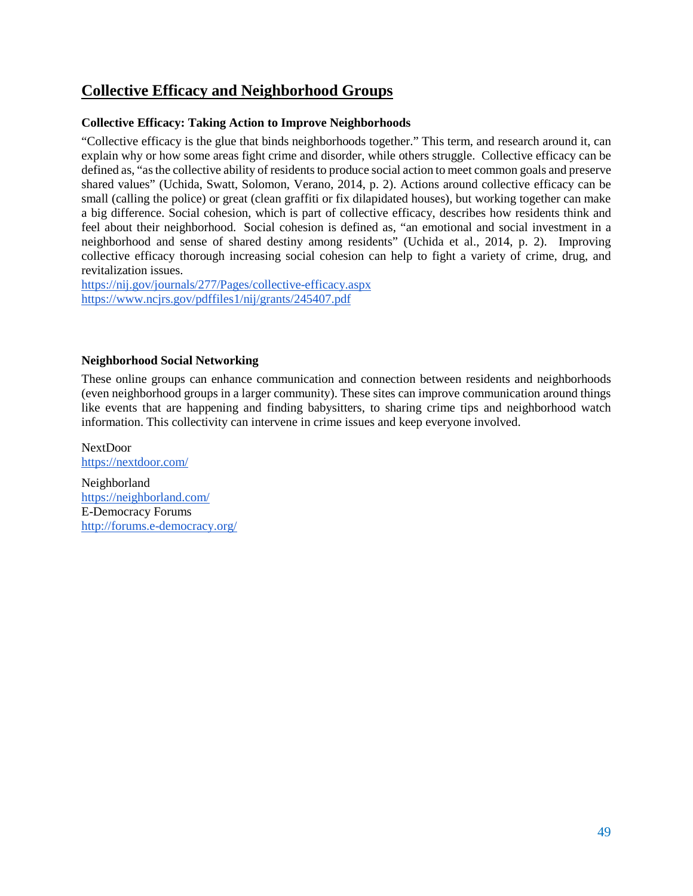## Collective Efficacy and Neighborhood Groups

**Collective Efficacy: Taking Action to Improve Neighborhoods**

"Collective efficacy is the glue that binds neighborhoods together." This term, and research around it, can explain why or how some areas fight crime and disorder, while others struggle. Collective efficacy can be defined as, "as the collective ability of residents to produce social action to meet common goals and preserve shared values" (Uchida, Swatt, Solomon, Verano, 2014, p. 2). Actions around collective efficacy can be small (calling the police) or great (clean graffiti or fix dilapidated houses), but working together can make a big difference. Social cohesion, which is part of collective efficacy, describes how residents think and feel about their neighborhood. Social cohesion is defined as, "an emotional and social investment in a neighborhood and sense of shared destiny among residents" (Uchida et al., 2014, p. 2). Improving collective efficacy thorough increasing social cohesion can help to fight a variety of crime, drug, and revitalization issues.
https://nij.gov/journals/277/Pages/collective-efficacy.aspx
https://www.ncjrs.gov/pdffiles1/nij/grants/245407.pdf

**Neighborhood Social Networking**

These online groups can enhance communication and connection between residents and neighborhoods (even neighborhood groups in a larger community). These sites can improve communication around things like events that are happening and finding babysitters, to sharing crime tips and neighborhood watch information. This collectivity can intervene in crime issues and keep everyone involved.

NextDoor
https://nextdoor.com/

Neighborland
https://neighborland.com/
E-Democracy Forums
http://forums.e-democracy.org/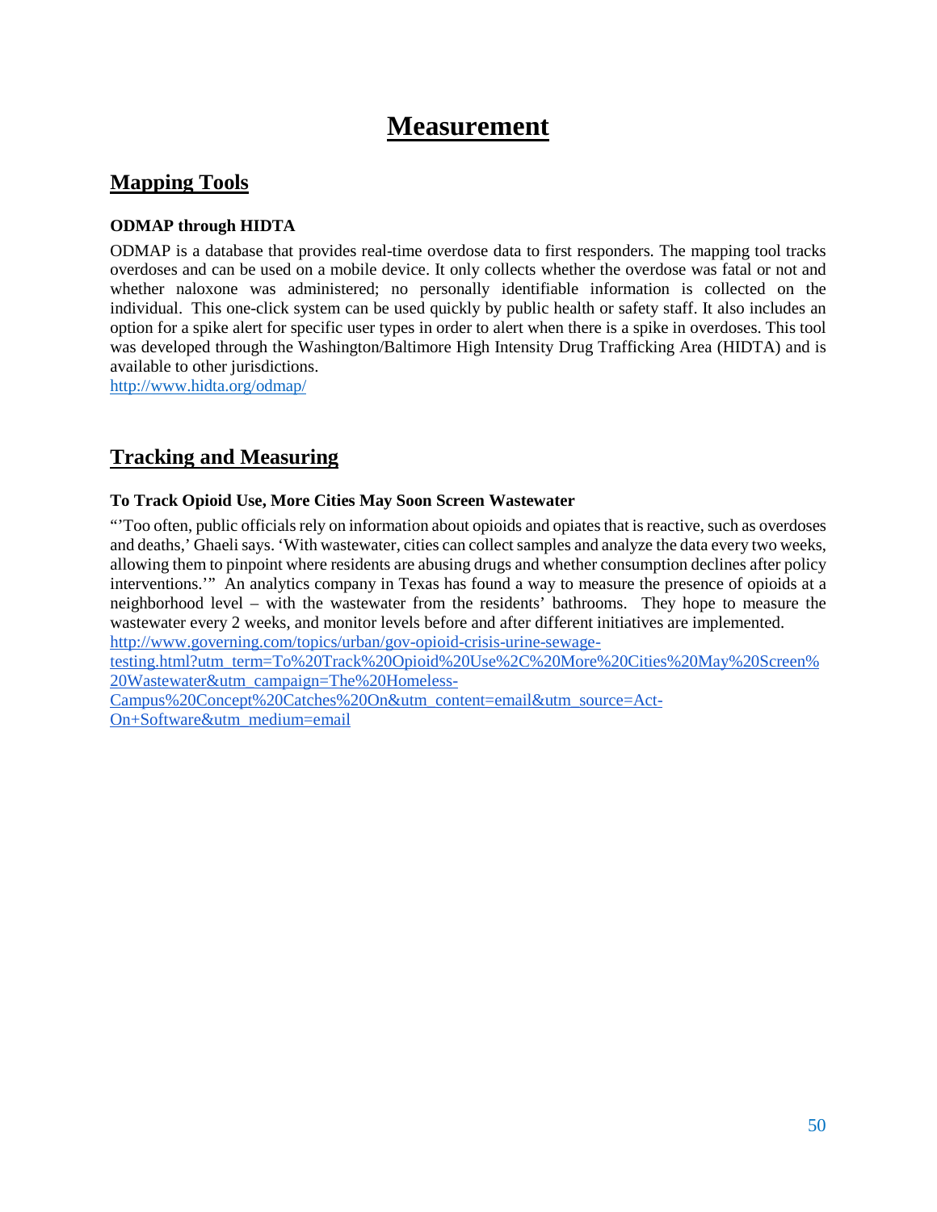# Measurement

## Mapping Tools

**ODMAP through HIDTA**

ODMAP is a database that provides real-time overdose data to first responders. The mapping tool tracks overdoses and can be used on a mobile device. It only collects whether the overdose was fatal or not and whether naloxone was administered; no personally identifiable information is collected on the individual. This one-click system can be used quickly by public health or safety staff. It also includes an option for a spike alert for specific user types in order to alert when there is a spike in overdoses. This tool was developed through the Washington/Baltimore High Intensity Drug Trafficking Area (HIDTA) and is available to other jurisdictions.
http://www.hidta.org/odmap/

## Tracking and Measuring

**To Track Opioid Use, More Cities May Soon Screen Wastewater**

"'Too often, public officials rely on information about opioids and opiates that is reactive, such as overdoses and deaths,' Ghaeli says. 'With wastewater, cities can collect samples and analyze the data every two weeks, allowing them to pinpoint where residents are abusing drugs and whether consumption declines after policy interventions.'" An analytics company in Texas has found a way to measure the presence of opioids at a neighborhood level – with the wastewater from the residents' bathrooms. They hope to measure the wastewater every 2 weeks, and monitor levels before and after different initiatives are implemented.
http://www.governing.com/topics/urban/gov-opioid-crisis-urine-sewage-testing.html?utm_term=To%20Track%20Opioid%20Use%2C%20More%20Cities%20May%20Screen%20Wastewater&utm_campaign=The%20Homeless-Campus%20Concept%20Catches%20On&utm_content=email&utm_source=Act-On+Software&utm_medium=email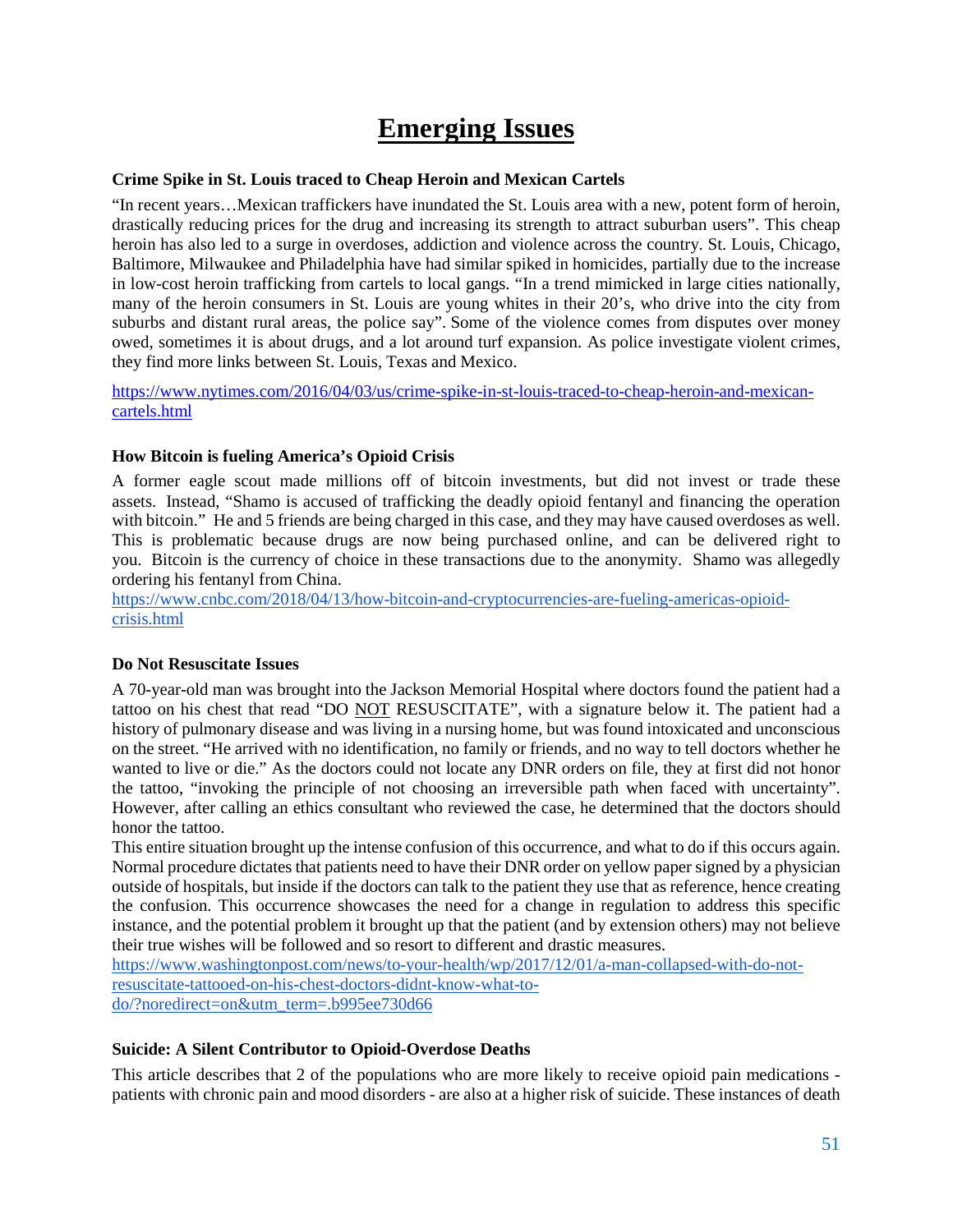# Emerging Issues

**Crime Spike in St. Louis traced to Cheap Heroin and Mexican Cartels**

"In recent years…Mexican traffickers have inundated the St. Louis area with a new, potent form of heroin, drastically reducing prices for the drug and increasing its strength to attract suburban users". This cheap heroin has also led to a surge in overdoses, addiction and violence across the country. St. Louis, Chicago, Baltimore, Milwaukee and Philadelphia have had similar spiked in homicides, partially due to the increase in low-cost heroin trafficking from cartels to local gangs. "In a trend mimicked in large cities nationally, many of the heroin consumers in St. Louis are young whites in their 20's, who drive into the city from suburbs and distant rural areas, the police say". Some of the violence comes from disputes over money owed, sometimes it is about drugs, and a lot around turf expansion. As police investigate violent crimes, they find more links between St. Louis, Texas and Mexico.

https://www.nytimes.com/2016/04/03/us/crime-spike-in-st-louis-traced-to-cheap-heroin-and-mexican-cartels.html

**How Bitcoin is fueling America's Opioid Crisis**

A former eagle scout made millions off of bitcoin investments, but did not invest or trade these assets. Instead, "Shamo is accused of trafficking the deadly opioid fentanyl and financing the operation with bitcoin." He and 5 friends are being charged in this case, and they may have caused overdoses as well. This is problematic because drugs are now being purchased online, and can be delivered right to you. Bitcoin is the currency of choice in these transactions due to the anonymity. Shamo was allegedly ordering his fentanyl from China.
https://www.cnbc.com/2018/04/13/how-bitcoin-and-cryptocurrencies-are-fueling-americas-opioid-crisis.html

**Do Not Resuscitate Issues**

A 70-year-old man was brought into the Jackson Memorial Hospital where doctors found the patient had a tattoo on his chest that read "DO NOT RESUSCITATE", with a signature below it. The patient had a history of pulmonary disease and was living in a nursing home, but was found intoxicated and unconscious on the street. "He arrived with no identification, no family or friends, and no way to tell doctors whether he wanted to live or die." As the doctors could not locate any DNR orders on file, they at first did not honor the tattoo, "invoking the principle of not choosing an irreversible path when faced with uncertainty". However, after calling an ethics consultant who reviewed the case, he determined that the doctors should honor the tattoo.
This entire situation brought up the intense confusion of this occurrence, and what to do if this occurs again. Normal procedure dictates that patients need to have their DNR order on yellow paper signed by a physician outside of hospitals, but inside if the doctors can talk to the patient they use that as reference, hence creating the confusion. This occurrence showcases the need for a change in regulation to address this specific instance, and the potential problem it brought up that the patient (and by extension others) may not believe their true wishes will be followed and so resort to different and drastic measures.
https://www.washingtonpost.com/news/to-your-health/wp/2017/12/01/a-man-collapsed-with-do-not-resuscitate-tattooed-on-his-chest-doctors-didnt-know-what-to-do/?noredirect=on&utm_term=.b995ee730d66

**Suicide: A Silent Contributor to Opioid-Overdose Deaths**

This article describes that 2 of the populations who are more likely to receive opioid pain medications - patients with chronic pain and mood disorders - are also at a higher risk of suicide. These instances of death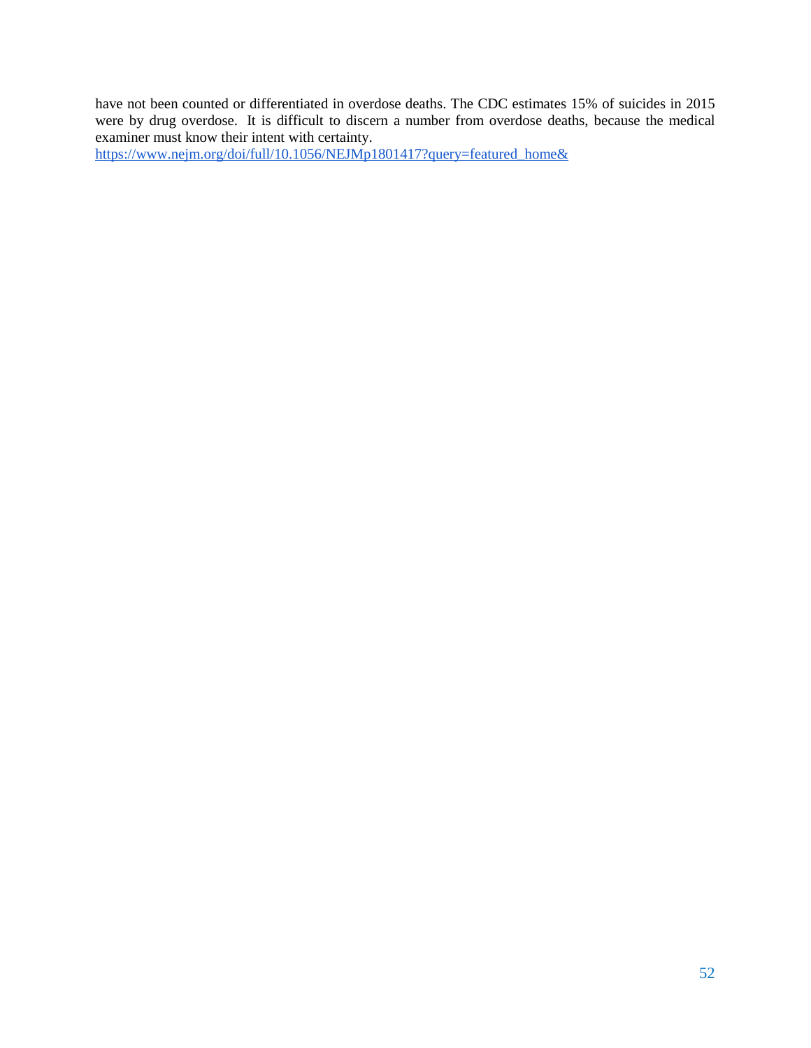have not been counted or differentiated in overdose deaths. The CDC estimates 15% of suicides in 2015 were by drug overdose. It is difficult to discern a number from overdose deaths, because the medical examiner must know their intent with certainty.
https://www.nejm.org/doi/full/10.1056/NEJMp1801417?query=featured_home&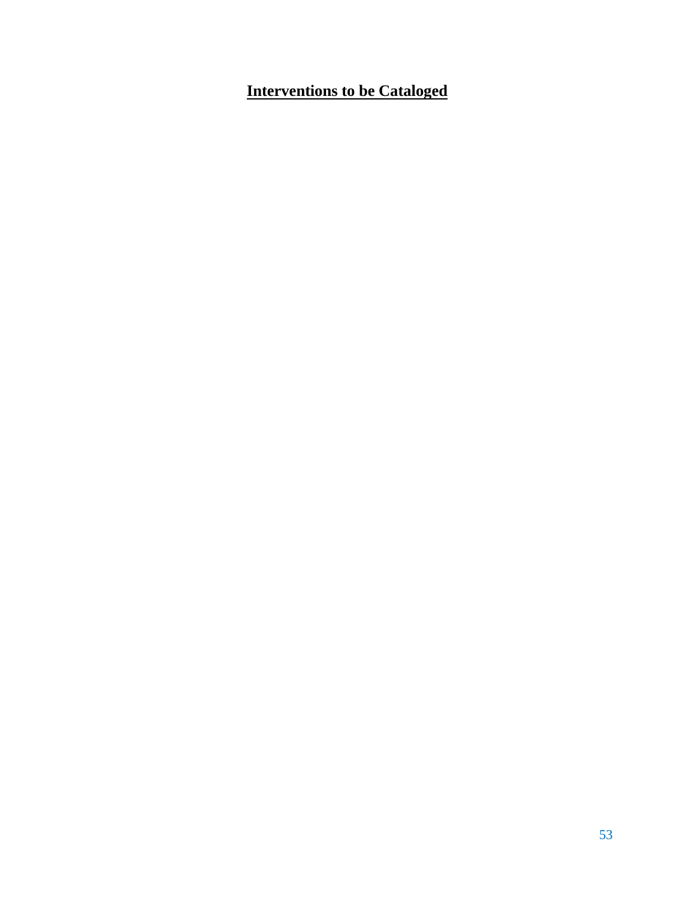# **Interventions to be Cataloged**